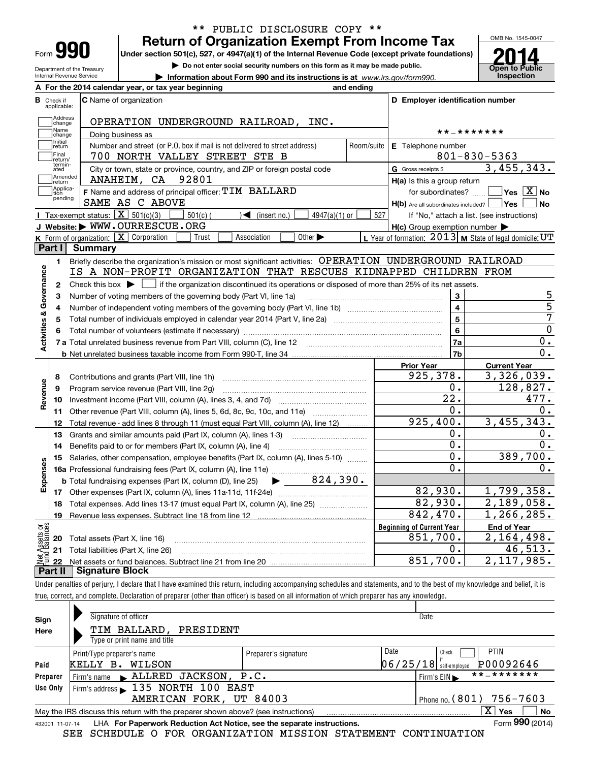** PUBLIC DISCLOSURE COPY **

# Form 990 — Return of Organization Exempt From Income Tax (2014)

Under section 501(c), 527, or 4947(a)(1) of the Internal Revenue Code (except private foundations)

▶ Do not enter social security numbers on this form as it may be made public.

▶ Information about Form 990 and its instructions is at www.irs.gov/form990.

Department of the Treasury
Internal Revenue Service

OMB No. 1545-0047

**2014** Open to Public Inspection

**A** For the 2014 calendar year, or tax year beginning and ending

**B** Check if applicable: Address change / Name change / Initial return / Final return/terminated / Amended return / Application pending

**C** Name of organization: OPERATION UNDERGROUND RAILROAD, INC.

Doing business as

Number and street (or P.O. box if mail is not delivered to street address): 700 NORTH VALLEY STREET STE B — Room/suite

City or town, state or province, country, and ZIP or foreign postal code: ANAHEIM, CA 92801

**D** Employer identification number: **-*******

**E** Telephone number: 801-830-5363

**G** Gross receipts $ 3,455,343.

**F** Name and address of principal officer: TIM BALLARD
SAME AS C ABOVE

**H(a)** Is this a group return for subordinates? ☐ Yes ☒ No

**H(b)** Are all subordinates included? ☐ Yes ☐ No
If "No," attach a list. (see instructions)

**H(c)** Group exemption number ▶

**I** Tax-exempt status: ☒ 501(c)(3) ☐ 501(c) ( ) ◀ (insert no.) ☐ 4947(a)(1) or ☐ 527

**J** Website: ▶ WWW.OURRESCUE.ORG

**K** Form of organization: ☒ Corporation ☐ Trust ☐ Association ☐ Other ▶

**L** Year of formation: 2013 **M** State of legal domicile: UT

## Part I Summary

**Activities & Governance**

1. Briefly describe the organization's mission or most significant activities: OPERATION UNDERGROUND RAILROAD IS A NON-PROFIT ORGANIZATION THAT RESCUES KIDNAPPED CHILDREN FROM
2. Check this box ▶ ☐ if the organization discontinued its operations or disposed of more than 25% of its net assets.

| | | | |
|---|---|---|---|
| 3 | Number of voting members of the governing body (Part VI, line 1a) | 3 | 5 |
| 4 | Number of independent voting members of the governing body (Part VI, line 1b) | 4 | 5 |
| 5 | Total number of individuals employed in calendar year 2014 (Part V, line 2a) | 5 | 7 |
| 6 | Total number of volunteers (estimate if necessary) | 6 | 0 |
| 7a | Total unrelated business revenue from Part VIII, column (C), line 12 | 7a | 0. |
| b | Net unrelated business taxable income from Form 990-T, line 34 | 7b | 0. |

| | | | Prior Year | Current Year |
|---|---|---|---|---|
| **Revenue** | 8 | Contributions and grants (Part VIII, line 1h) | 925,378. | 3,326,039. |
| | 9 | Program service revenue (Part VIII, line 2g) | 0. | 128,827. |
| | 10 | Investment income (Part VIII, column (A), lines 3, 4, and 7d) | 22. | 477. |
| | 11 | Other revenue (Part VIII, column (A), lines 5, 6d, 8c, 9c, 10c, and 11e) | 0. | 0. |
| | 12 | Total revenue - add lines 8 through 11 (must equal Part VIII, column (A), line 12) | 925,400. | 3,455,343. |
| **Expenses** | 13 | Grants and similar amounts paid (Part IX, column (A), lines 1-3) | 0. | 0. |
| | 14 | Benefits paid to or for members (Part IX, column (A), line 4) | 0. | 0. |
| | 15 | Salaries, other compensation, employee benefits (Part IX, column (A), lines 5-10) | 0. | 389,700. |
| | 16a | Professional fundraising fees (Part IX, column (A), line 11e) | 0. | 0. |
| | b | Total fundraising expenses (Part IX, column (D), line 25) ▶ 824,390. | | |
| | 17 | Other expenses (Part IX, column (A), lines 11a-11d, 11f-24e) | 82,930. | 1,799,358. |
| | 18 | Total expenses. Add lines 13-17 (must equal Part IX, column (A), line 25) | 82,930. | 2,189,058. |
| | 19 | Revenue less expenses. Subtract line 18 from line 12 | 842,470. | 1,266,285. |

| | | | Beginning of Current Year | End of Year |
|---|---|---|---|---|
| **Net Assets or Fund Balances** | 20 | Total assets (Part X, line 16) | 851,700. | 2,164,498. |
| | 21 | Total liabilities (Part X, line 26) | 0. | 46,513. |
| | 22 | Net assets or fund balances. Subtract line 21 from line 20 | 851,700. | 2,117,985. |

## Part II Signature Block

Under penalties of perjury, I declare that I have examined this return, including accompanying schedules and statements, and to the best of my knowledge and belief, it is true, correct, and complete. Declaration of preparer (other than officer) is based on all information of which preparer has any knowledge.

**Sign Here**

Signature of officer — Date

TIM BALLARD, PRESIDENT
Type or print name and title

| | Print/Type preparer's name | Preparer's signature | Date | Check ☐ if self-employed | PTIN |
|---|---|---|---|---|---|
| **Paid Preparer Use Only** | KELLY B. WILSON | | 06/25/18 | | P00092646 |
| | Firm's name ▶ ALLRED JACKSON, P.C. | | | Firm's EIN ▶ **-******* | |
| | Firm's address ▶ 135 NORTH 100 EAST, AMERICAN FORK, UT 84003 | | | Phone no. (801) 756-7603 | |

May the IRS discuss this return with the preparer shown above? (see instructions) ☒ Yes ☐ No

432001 11-07-14 LHA For Paperwork Reduction Act Notice, see the separate instructions. Form **990** (2014)

SEE SCHEDULE O FOR ORGANIZATION MISSION STATEMENT CONTINUATION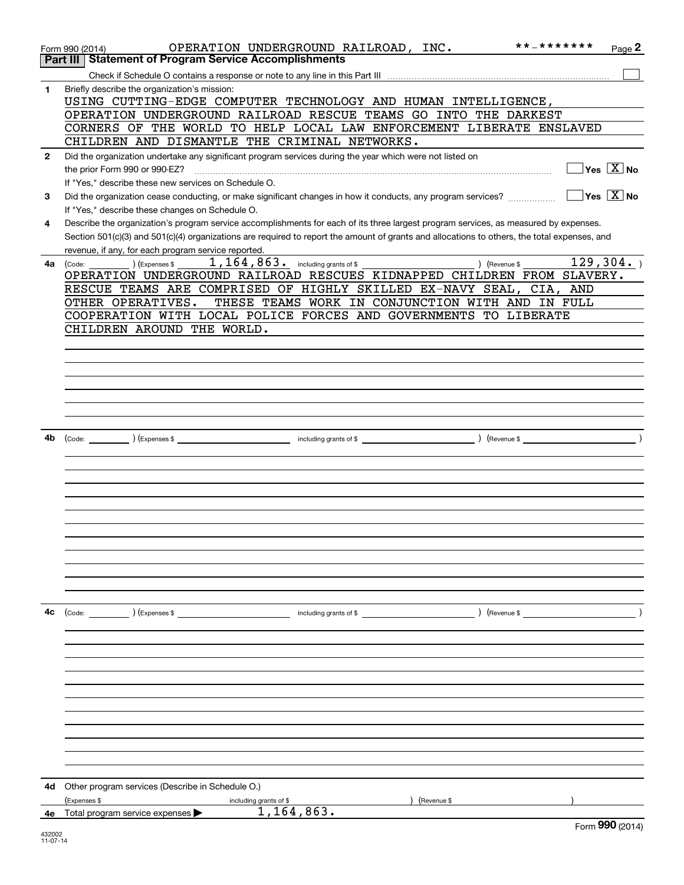Form 990 (2014) OPERATION UNDERGROUND RAILROAD, INC. **-******* Page 2

## Part III Statement of Program Service Accomplishments

Check if Schedule O contains a response or note to any line in this Part III

**1** Briefly describe the organization's mission:

USING CUTTING-EDGE COMPUTER TECHNOLOGY AND HUMAN INTELLIGENCE, OPERATION UNDERGROUND RAILROAD RESCUE TEAMS GO INTO THE DARKEST CORNERS OF THE WORLD TO HELP LOCAL LAW ENFORCEMENT LIBERATE ENSLAVED CHILDREN AND DISMANTLE THE CRIMINAL NETWORKS.

**2** Did the organization undertake any significant program services during the year which were not listed on the prior Form 990 or 990-EZ? ☐ Yes [X] No

If "Yes," describe these new services on Schedule O.

**3** Did the organization cease conducting, or make significant changes in how it conducts, any program services? ☐ Yes [X] No

If "Yes," describe these changes on Schedule O.

**4** Describe the organization's program service accomplishments for each of its three largest program services, as measured by expenses. Section 501(c)(3) and 501(c)(4) organizations are required to report the amount of grants and allocations to others, the total expenses, and revenue, if any, for each program service reported.

**4a** (Code: ) (Expenses $ 1,164,863. including grants of $ ) (Revenue $ 129,304. )

OPERATION UNDERGROUND RAILROAD RESCUES KIDNAPPED CHILDREN FROM SLAVERY. RESCUE TEAMS ARE COMPRISED OF HIGHLY SKILLED EX-NAVY SEAL, CIA, AND OTHER OPERATIVES. THESE TEAMS WORK IN CONJUNCTION WITH AND IN FULL COOPERATION WITH LOCAL POLICE FORCES AND GOVERNMENTS TO LIBERATE CHILDREN AROUND THE WORLD.

**4b** (Code: ) (Expenses $ including grants of $ ) (Revenue $ )

**4c** (Code: ) (Expenses $ including grants of $ ) (Revenue $ )

**4d** Other program services (Describe in Schedule O.)

(Expenses $ including grants of $ ) (Revenue $ )

**4e** Total program service expenses ▶ 1,164,863.

Form **990** (2014)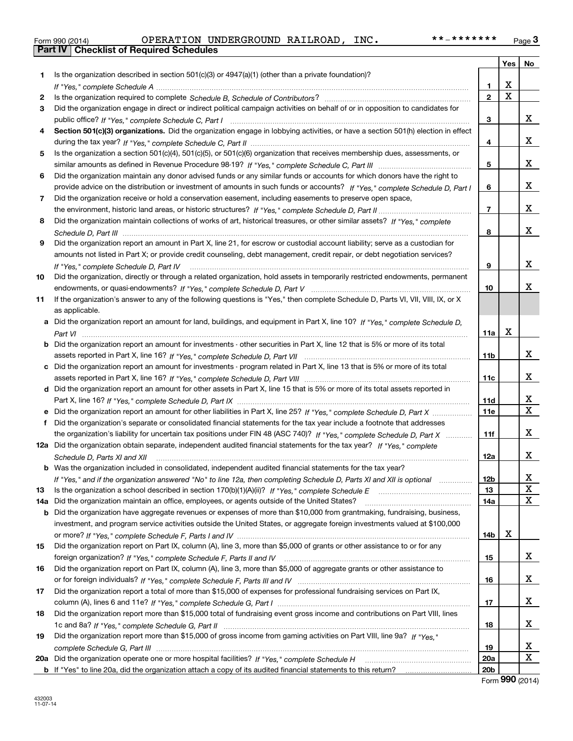Form 990 (2014) OPERATION UNDERGROUND RAILROAD, INC. **-******* Page 3

**Part IV | Checklist of Required Schedules**

| | | | Yes | No |
|---|---|---|---|---|
| 1 | Is the organization described in section 501(c)(3) or 4947(a)(1) (other than a private foundation)? *If "Yes," complete Schedule A* | 1 | X | |
| 2 | Is the organization required to complete *Schedule B, Schedule of Contributors*? | 2 | X | |
| 3 | Did the organization engage in direct or indirect political campaign activities on behalf of or in opposition to candidates for public office? *If "Yes," complete Schedule C, Part I* | 3 | | X |
| 4 | **Section 501(c)(3) organizations.** Did the organization engage in lobbying activities, or have a section 501(h) election in effect during the tax year? *If "Yes," complete Schedule C, Part II* | 4 | | X |
| 5 | Is the organization a section 501(c)(4), 501(c)(5), or 501(c)(6) organization that receives membership dues, assessments, or similar amounts as defined in Revenue Procedure 98-19? *If "Yes," complete Schedule C, Part III* | 5 | | X |
| 6 | Did the organization maintain any donor advised funds or any similar funds or accounts for which donors have the right to provide advice on the distribution or investment of amounts in such funds or accounts? *If "Yes," complete Schedule D, Part I* | 6 | | X |
| 7 | Did the organization receive or hold a conservation easement, including easements to preserve open space, the environment, historic land areas, or historic structures? *If "Yes," complete Schedule D, Part II* | 7 | | X |
| 8 | Did the organization maintain collections of works of art, historical treasures, or other similar assets? *If "Yes," complete Schedule D, Part III* | 8 | | X |
| 9 | Did the organization report an amount in Part X, line 21, for escrow or custodial account liability; serve as a custodian for amounts not listed in Part X; or provide credit counseling, debt management, credit repair, or debt negotiation services? *If "Yes," complete Schedule D, Part IV* | 9 | | X |
| 10 | Did the organization, directly or through a related organization, hold assets in temporarily restricted endowments, permanent endowments, or quasi-endowments? *If "Yes," complete Schedule D, Part V* | 10 | | X |
| 11 | If the organization's answer to any of the following questions is "Yes," then complete Schedule D, Parts VI, VII, VIII, IX, or X as applicable. | | | |
| a | Did the organization report an amount for land, buildings, and equipment in Part X, line 10? *If "Yes," complete Schedule D, Part VI* | 11a | X | |
| b | Did the organization report an amount for investments - other securities in Part X, line 12 that is 5% or more of its total assets reported in Part X, line 16? *If "Yes," complete Schedule D, Part VII* | 11b | | X |
| c | Did the organization report an amount for investments - program related in Part X, line 13 that is 5% or more of its total assets reported in Part X, line 16? *If "Yes," complete Schedule D, Part VIII* | 11c | | X |
| d | Did the organization report an amount for other assets in Part X, line 15 that is 5% or more of its total assets reported in Part X, line 16? *If "Yes," complete Schedule D, Part IX* | 11d | | X |
| e | Did the organization report an amount for other liabilities in Part X, line 25? *If "Yes," complete Schedule D, Part X* | 11e | | X |
| f | Did the organization's separate or consolidated financial statements for the tax year include a footnote that addresses the organization's liability for uncertain tax positions under FIN 48 (ASC 740)? *If "Yes," complete Schedule D, Part X* | 11f | | X |
| 12a | Did the organization obtain separate, independent audited financial statements for the tax year? *If "Yes," complete Schedule D, Parts XI and XII* | 12a | | X |
| b | Was the organization included in consolidated, independent audited financial statements for the tax year? *If "Yes," and if the organization answered "No" to line 12a, then completing Schedule D, Parts XI and XII is optional* | 12b | | X |
| 13 | Is the organization a school described in section 170(b)(1)(A)(ii)? *If "Yes," complete Schedule E* | 13 | | X |
| 14a | Did the organization maintain an office, employees, or agents outside of the United States? | 14a | | X |
| b | Did the organization have aggregate revenues or expenses of more than $10,000 from grantmaking, fundraising, business, investment, and program service activities outside the United States, or aggregate foreign investments valued at $100,000 or more? *If "Yes," complete Schedule F, Parts I and IV* | 14b | X | |
| 15 | Did the organization report on Part IX, column (A), line 3, more than $5,000 of grants or other assistance to or for any foreign organization? *If "Yes," complete Schedule F, Parts II and IV* | 15 | | X |
| 16 | Did the organization report on Part IX, column (A), line 3, more than $5,000 of aggregate grants or other assistance to or for foreign individuals? *If "Yes," complete Schedule F, Parts III and IV* | 16 | | X |
| 17 | Did the organization report a total of more than $15,000 of expenses for professional fundraising services on Part IX, column (A), lines 6 and 11e? *If "Yes," complete Schedule G, Part I* | 17 | | X |
| 18 | Did the organization report more than $15,000 total of fundraising event gross income and contributions on Part VIII, lines 1c and 8a? *If "Yes," complete Schedule G, Part II* | 18 | | X |
| 19 | Did the organization report more than $15,000 of gross income from gaming activities on Part VIII, line 9a? *If "Yes," complete Schedule G, Part III* | 19 | | X |
| 20a | Did the organization operate one or more hospital facilities? *If "Yes," complete Schedule H* | 20a | | X |
| b | If "Yes" to line 20a, did the organization attach a copy of its audited financial statements to this return? | 20b | | |

Form **990** (2014)

432003
11-07-14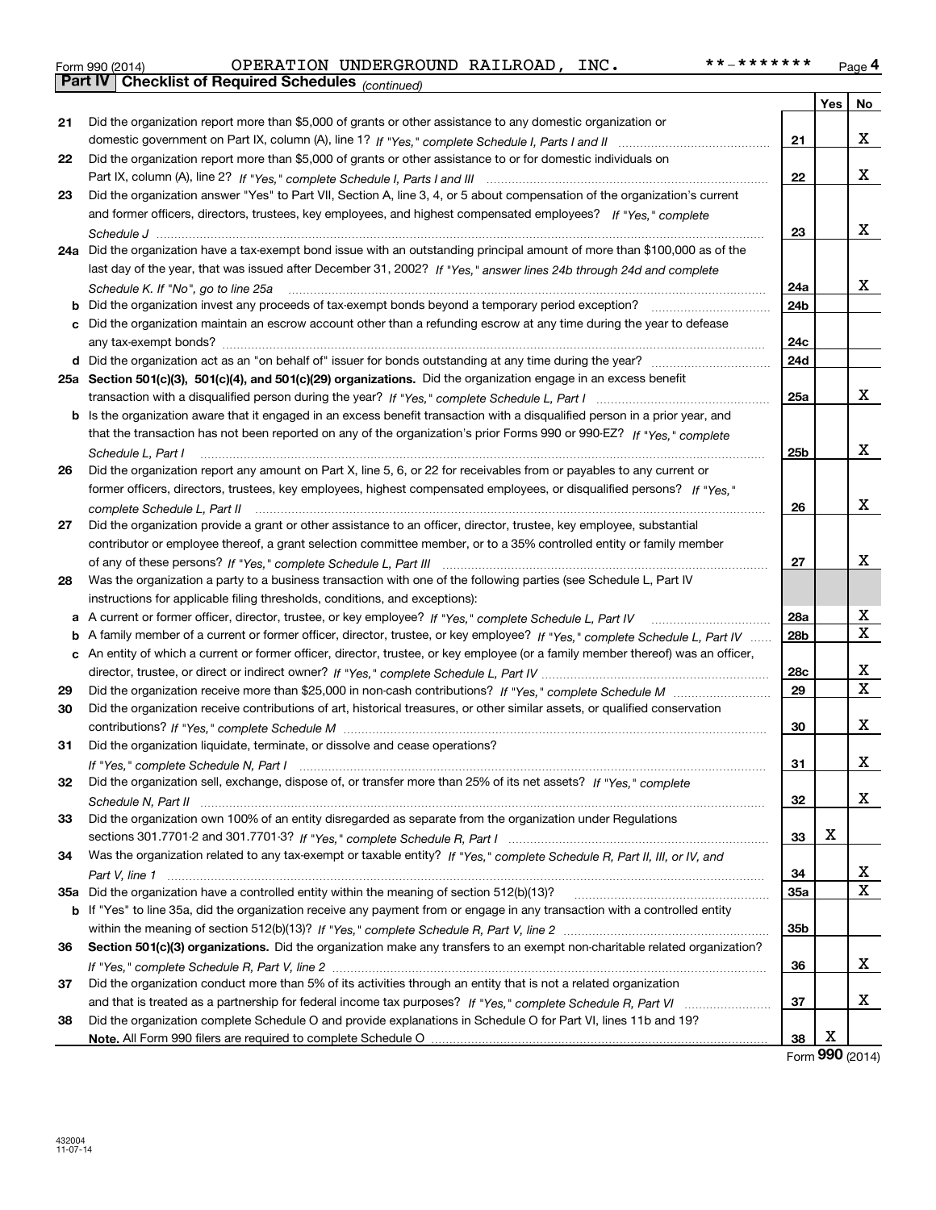Form 990 (2014) OPERATION UNDERGROUND RAILROAD, INC. **-******* Page 4

**Part IV Checklist of Required Schedules** *(continued)*

| | | | Yes | No |
|---|---|---|---|---|
| 21 | Did the organization report more than $5,000 of grants or other assistance to any domestic organization or domestic government on Part IX, column (A), line 1? *If "Yes," complete Schedule I, Parts I and II* | 21 | | X |
| 22 | Did the organization report more than $5,000 of grants or other assistance to or for domestic individuals on Part IX, column (A), line 2? *If "Yes," complete Schedule I, Parts I and III* | 22 | | X |
| 23 | Did the organization answer "Yes" to Part VII, Section A, line 3, 4, or 5 about compensation of the organization's current and former officers, directors, trustees, key employees, and highest compensated employees? *If "Yes," complete Schedule J* | 23 | | X |
| 24a | Did the organization have a tax-exempt bond issue with an outstanding principal amount of more than $100,000 as of the last day of the year, that was issued after December 31, 2002? *If "Yes," answer lines 24b through 24d and complete Schedule K. If "No", go to line 25a* | 24a | | X |
| b | Did the organization invest any proceeds of tax-exempt bonds beyond a temporary period exception? | 24b | | |
| c | Did the organization maintain an escrow account other than a refunding escrow at any time during the year to defease any tax-exempt bonds? | 24c | | |
| d | Did the organization act as an "on behalf of" issuer for bonds outstanding at any time during the year? | 24d | | |
| 25a | **Section 501(c)(3), 501(c)(4), and 501(c)(29) organizations.** Did the organization engage in an excess benefit transaction with a disqualified person during the year? *If "Yes," complete Schedule L, Part I* | 25a | | X |
| b | Is the organization aware that it engaged in an excess benefit transaction with a disqualified person in a prior year, and that the transaction has not been reported on any of the organization's prior Forms 990 or 990-EZ? *If "Yes," complete Schedule L, Part I* | 25b | | X |
| 26 | Did the organization report any amount on Part X, line 5, 6, or 22 for receivables from or payables to any current or former officers, directors, trustees, key employees, highest compensated employees, or disqualified persons? *If "Yes," complete Schedule L, Part II* | 26 | | X |
| 27 | Did the organization provide a grant or other assistance to an officer, director, trustee, key employee, substantial contributor or employee thereof, a grant selection committee member, or to a 35% controlled entity or family member of any of these persons? *If "Yes," complete Schedule L, Part III* | 27 | | X |
| 28 | Was the organization a party to a business transaction with one of the following parties (see Schedule L, Part IV instructions for applicable filing thresholds, conditions, and exceptions): | | | |
| a | A current or former officer, director, trustee, or key employee? *If "Yes," complete Schedule L, Part IV* | 28a | | X |
| b | A family member of a current or former officer, director, trustee, or key employee? *If "Yes," complete Schedule L, Part IV* | 28b | | X |
| c | An entity of which a current or former officer, director, trustee, or key employee (or a family member thereof) was an officer, director, trustee, or direct or indirect owner? *If "Yes," complete Schedule L, Part IV* | 28c | | X |
| 29 | Did the organization receive more than $25,000 in non-cash contributions? *If "Yes," complete Schedule M* | 29 | | X |
| 30 | Did the organization receive contributions of art, historical treasures, or other similar assets, or qualified conservation contributions? *If "Yes," complete Schedule M* | 30 | | X |
| 31 | Did the organization liquidate, terminate, or dissolve and cease operations? *If "Yes," complete Schedule N, Part I* | 31 | | X |
| 32 | Did the organization sell, exchange, dispose of, or transfer more than 25% of its net assets? *If "Yes," complete Schedule N, Part II* | 32 | | X |
| 33 | Did the organization own 100% of an entity disregarded as separate from the organization under Regulations sections 301.7701-2 and 301.7701-3? *If "Yes," complete Schedule R, Part I* | 33 | X | |
| 34 | Was the organization related to any tax-exempt or taxable entity? *If "Yes," complete Schedule R, Part II, III, or IV, and Part V, line 1* | 34 | | X |
| 35a | Did the organization have a controlled entity within the meaning of section 512(b)(13)? | 35a | | X |
| b | If "Yes" to line 35a, did the organization receive any payment from or engage in any transaction with a controlled entity within the meaning of section 512(b)(13)? *If "Yes," complete Schedule R, Part V, line 2* | 35b | | |
| 36 | **Section 501(c)(3) organizations.** Did the organization make any transfers to an exempt non-charitable related organization? *If "Yes," complete Schedule R, Part V, line 2* | 36 | | X |
| 37 | Did the organization conduct more than 5% of its activities through an entity that is not a related organization and that is treated as a partnership for federal income tax purposes? *If "Yes," complete Schedule R, Part VI* | 37 | | X |
| 38 | Did the organization complete Schedule O and provide explanations in Schedule O for Part VI, lines 11b and 19? **Note.** All Form 990 filers are required to complete Schedule O | 38 | X | |

Form **990** (2014)

432004 11-07-14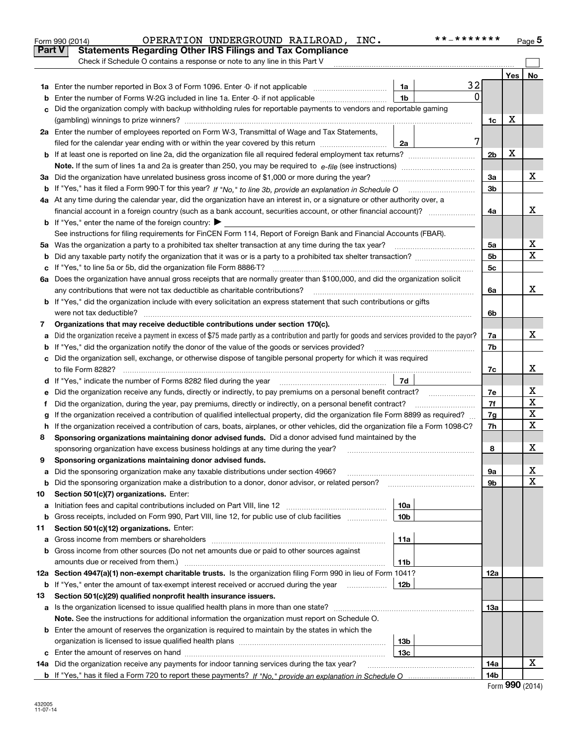Form 990 (2014) OPERATION UNDERGROUND RAILROAD, INC. **-******* Page 5

## Part V Statements Regarding Other IRS Filings and Tax Compliance

Check if Schedule O contains a response or note to any line in this Part V

| | | | | | Yes | No |
|---|---|---|---|---|---|---|
| **1a** | Enter the number reported in Box 3 of Form 1096. Enter -0- if not applicable | 1a | 32 | | | |
| **b** | Enter the number of Forms W-2G included in line 1a. Enter -0- if not applicable | 1b | 0 | | | |
| **c** | Did the organization comply with backup withholding rules for reportable payments to vendors and reportable gaming (gambling) winnings to prize winners? | | | 1c | X | |
| **2a** | Enter the number of employees reported on Form W-3, Transmittal of Wage and Tax Statements, filed for the calendar year ending with or within the year covered by this return | 2a | 7 | | | |
| **b** | If at least one is reported on line 2a, did the organization file all required federal employment tax returns? | | | 2b | X | |
| | **Note.** If the sum of lines 1a and 2a is greater than 250, you may be required to *e-file* (see instructions) | | | | | |
| **3a** | Did the organization have unrelated business gross income of $1,000 or more during the year? | | | 3a | | X |
| **b** | If "Yes," has it filed a Form 990-T for this year? *If "No," to line 3b, provide an explanation in Schedule O* | | | 3b | | |
| **4a** | At any time during the calendar year, did the organization have an interest in, or a signature or other authority over, a financial account in a foreign country (such as a bank account, securities account, or other financial account)? | | | 4a | | X |
| **b** | If "Yes," enter the name of the foreign country: ▶ | | | | | |
| | See instructions for filing requirements for FinCEN Form 114, Report of Foreign Bank and Financial Accounts (FBAR). | | | | | |
| **5a** | Was the organization a party to a prohibited tax shelter transaction at any time during the tax year? | | | 5a | | X |
| **b** | Did any taxable party notify the organization that it was or is a party to a prohibited tax shelter transaction? | | | 5b | | X |
| **c** | If "Yes," to line 5a or 5b, did the organization file Form 8886-T? | | | 5c | | |
| **6a** | Does the organization have annual gross receipts that are normally greater than $100,000, and did the organization solicit any contributions that were not tax deductible as charitable contributions? | | | 6a | | X |
| **b** | If "Yes," did the organization include with every solicitation an express statement that such contributions or gifts were not tax deductible? | | | 6b | | |
| **7** | **Organizations that may receive deductible contributions under section 170(c).** | | | | | |
| **a** | Did the organization receive a payment in excess of $75 made partly as a contribution and partly for goods and services provided to the payor? | | | 7a | | X |
| **b** | If "Yes," did the organization notify the donor of the value of the goods or services provided? | | | 7b | | |
| **c** | Did the organization sell, exchange, or otherwise dispose of tangible personal property for which it was required to file Form 8282? | | | 7c | | X |
| **d** | If "Yes," indicate the number of Forms 8282 filed during the year | 7d | | | | |
| **e** | Did the organization receive any funds, directly or indirectly, to pay premiums on a personal benefit contract? | | | 7e | | X |
| **f** | Did the organization, during the year, pay premiums, directly or indirectly, on a personal benefit contract? | | | 7f | | X |
| **g** | If the organization received a contribution of qualified intellectual property, did the organization file Form 8899 as required? | | | 7g | | X |
| **h** | If the organization received a contribution of cars, boats, airplanes, or other vehicles, did the organization file a Form 1098-C? | | | 7h | | X |
| **8** | **Sponsoring organizations maintaining donor advised funds.** Did a donor advised fund maintained by the sponsoring organization have excess business holdings at any time during the year? | | | 8 | | X |
| **9** | **Sponsoring organizations maintaining donor advised funds.** | | | | | |
| **a** | Did the sponsoring organization make any taxable distributions under section 4966? | | | 9a | | X |
| **b** | Did the sponsoring organization make a distribution to a donor, donor advisor, or related person? | | | 9b | | X |
| **10** | **Section 501(c)(7) organizations.** Enter: | | | | | |
| **a** | Initiation fees and capital contributions included on Part VIII, line 12 | 10a | | | | |
| **b** | Gross receipts, included on Form 990, Part VIII, line 12, for public use of club facilities | 10b | | | | |
| **11** | **Section 501(c)(12) organizations.** Enter: | | | | | |
| **a** | Gross income from members or shareholders | 11a | | | | |
| **b** | Gross income from other sources (Do not net amounts due or paid to other sources against amounts due or received from them.) | 11b | | | | |
| **12a** | **Section 4947(a)(1) non-exempt charitable trusts.** Is the organization filing Form 990 in lieu of Form 1041? | | | 12a | | |
| **b** | If "Yes," enter the amount of tax-exempt interest received or accrued during the year | 12b | | | | |
| **13** | **Section 501(c)(29) qualified nonprofit health insurance issuers.** | | | | | |
| **a** | Is the organization licensed to issue qualified health plans in more than one state? | | | 13a | | |
| | **Note.** See the instructions for additional information the organization must report on Schedule O. | | | | | |
| **b** | Enter the amount of reserves the organization is required to maintain by the states in which the organization is licensed to issue qualified health plans | 13b | | | | |
| **c** | Enter the amount of reserves on hand | 13c | | | | |
| **14a** | Did the organization receive any payments for indoor tanning services during the tax year? | | | 14a | | X |
| **b** | If "Yes," has it filed a Form 720 to report these payments? *If "No," provide an explanation in Schedule O* | | | 14b | | |

432005 11-07-14

Form **990** (2014)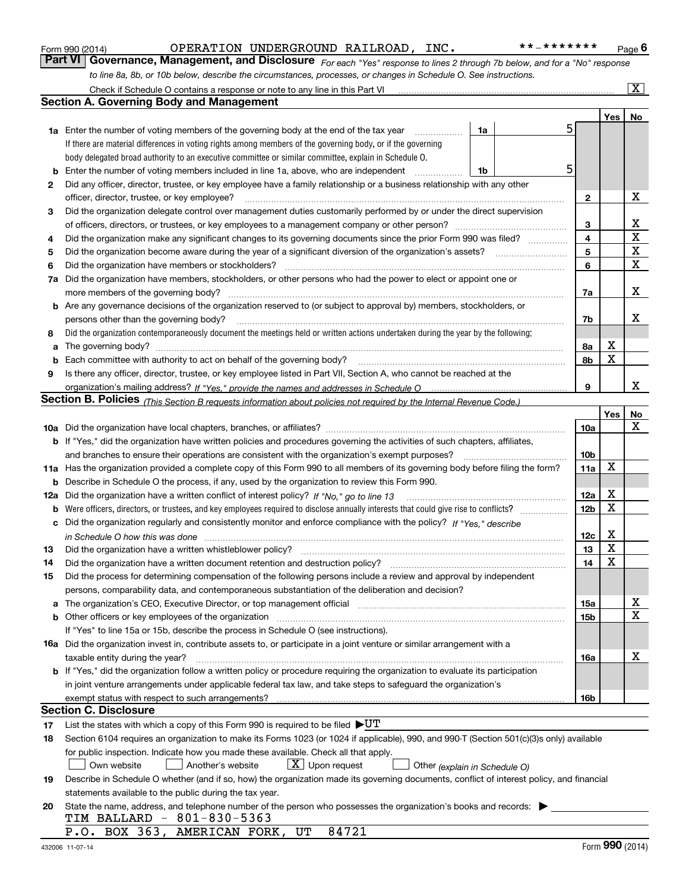Form 990 (2014) OPERATION UNDERGROUND RAILROAD, INC. **-******* Page 6

## Part VI Governance, Management, and Disclosure

*For each "Yes" response to lines 2 through 7b below, and for a "No" response to line 8a, 8b, or 10b below, describe the circumstances, processes, or changes in Schedule O. See instructions.*

Check if Schedule O contains a response or note to any line in this Part VI [X]

### Section A. Governing Body and Management

| | | | | Yes | No |
|---|---|---|---|---|---|
| **1a** | Enter the number of voting members of the governing body at the end of the tax year. If there are material differences in voting rights among members of the governing body, or if the governing body delegated broad authority to an executive committee or similar committee, explain in Schedule O. | 1a | 5 | | |
| **b** | Enter the number of voting members included in line 1a, above, who are independent | 1b | 5 | | |
| **2** | Did any officer, director, trustee, or key employee have a family relationship or a business relationship with any other officer, director, trustee, or key employee? | 2 | | | X |
| **3** | Did the organization delegate control over management duties customarily performed by or under the direct supervision of officers, directors, or trustees, or key employees to a management company or other person? | 3 | | | X |
| **4** | Did the organization make any significant changes to its governing documents since the prior Form 990 was filed? | 4 | | | X |
| **5** | Did the organization become aware during the year of a significant diversion of the organization's assets? | 5 | | | X |
| **6** | Did the organization have members or stockholders? | 6 | | | X |
| **7a** | Did the organization have members, stockholders, or other persons who had the power to elect or appoint one or more members of the governing body? | 7a | | | X |
| **b** | Are any governance decisions of the organization reserved to (or subject to approval by) members, stockholders, or persons other than the governing body? | 7b | | | X |
| **8** | Did the organization contemporaneously document the meetings held or written actions undertaken during the year by the following: | | | | |
| **a** | The governing body? | 8a | | X | |
| **b** | Each committee with authority to act on behalf of the governing body? | 8b | | X | |
| **9** | Is there any officer, director, trustee, or key employee listed in Part VII, Section A, who cannot be reached at the organization's mailing address? *If "Yes," provide the names and addresses in Schedule O* | 9 | | | X |

### Section B. Policies *(This Section B requests information about policies not required by the Internal Revenue Code.)*

| | | | Yes | No |
|---|---|---|---|---|
| **10a** | Did the organization have local chapters, branches, or affiliates? | 10a | | X |
| **b** | If "Yes," did the organization have written policies and procedures governing the activities of such chapters, affiliates, and branches to ensure their operations are consistent with the organization's exempt purposes? | 10b | | |
| **11a** | Has the organization provided a complete copy of this Form 990 to all members of its governing body before filing the form? | 11a | X | |
| **b** | Describe in Schedule O the process, if any, used by the organization to review this Form 990. | | | |
| **12a** | Did the organization have a written conflict of interest policy? *If "No," go to line 13* | 12a | X | |
| **b** | Were officers, directors, or trustees, and key employees required to disclose annually interests that could give rise to conflicts? | 12b | X | |
| **c** | Did the organization regularly and consistently monitor and enforce compliance with the policy? *If "Yes," describe in Schedule O how this was done* | 12c | X | |
| **13** | Did the organization have a written whistleblower policy? | 13 | X | |
| **14** | Did the organization have a written document retention and destruction policy? | 14 | X | |
| **15** | Did the process for determining compensation of the following persons include a review and approval by independent persons, comparability data, and contemporaneous substantiation of the deliberation and decision? | | | |
| **a** | The organization's CEO, Executive Director, or top management official | 15a | | X |
| **b** | Other officers or key employees of the organization | 15b | | X |
| | If "Yes" to line 15a or 15b, describe the process in Schedule O (see instructions). | | | |
| **16a** | Did the organization invest in, contribute assets to, or participate in a joint venture or similar arrangement with a taxable entity during the year? | 16a | | X |
| **b** | If "Yes," did the organization follow a written policy or procedure requiring the organization to evaluate its participation in joint venture arrangements under applicable federal tax law, and take steps to safeguard the organization's exempt status with respect to such arrangements? | 16b | | |

### Section C. Disclosure

**17** List the states with which a copy of this Form 990 is required to be filed ▶UT

**18** Section 6104 requires an organization to make its Forms 1023 (or 1024 if applicable), 990, and 990-T (Section 501(c)(3)s only) available for public inspection. Indicate how you made these available. Check all that apply.

[ ] Own website [ ] Another's website [X] Upon request [ ] Other *(explain in Schedule O)*

**19** Describe in Schedule O whether (and if so, how) the organization made its governing documents, conflict of interest policy, and financial statements available to the public during the tax year.

**20** State the name, address, and telephone number of the person who possesses the organization's books and records: ▶

TIM BALLARD - 801-830-5363
P.O. BOX 363, AMERICAN FORK, UT 84721

432006 11-07-14 Form **990** (2014)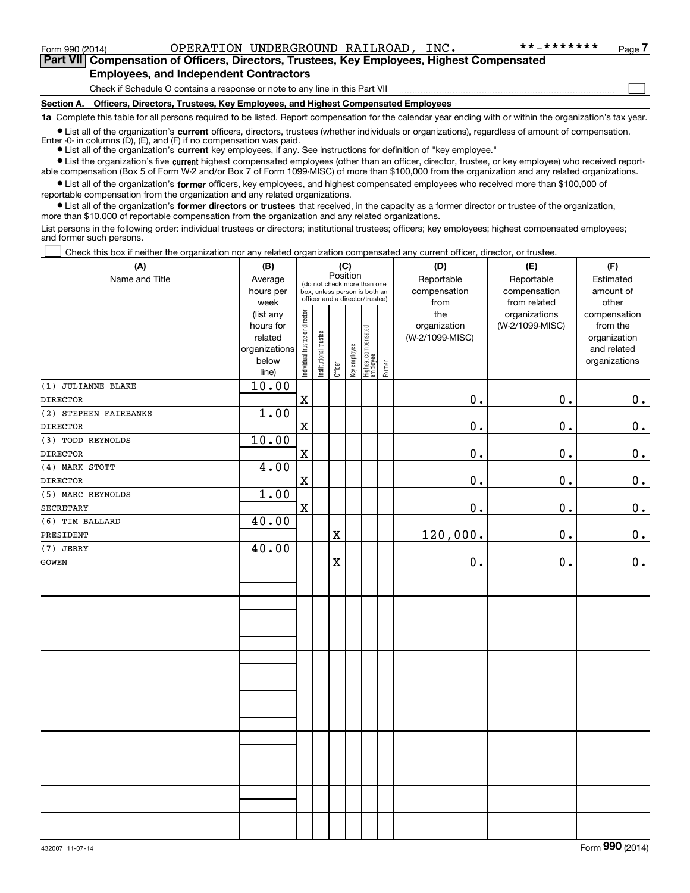Form 990 (2014) OPERATION UNDERGROUND RAILROAD, INC. **-******* Page 7

## Part VII Compensation of Officers, Directors, Trustees, Key Employees, Highest Compensated Employees, and Independent Contractors

Check if Schedule O contains a response or note to any line in this Part VII

### Section A. Officers, Directors, Trustees, Key Employees, and Highest Compensated Employees

**1a** Complete this table for all persons required to be listed. Report compensation for the calendar year ending with or within the organization's tax year.

- List all of the organization's **current** officers, directors, trustees (whether individuals or organizations), regardless of amount of compensation. Enter -0- in columns (D), (E), and (F) if no compensation was paid.
- List all of the organization's **current** key employees, if any. See instructions for definition of "key employee."
- List the organization's five **current** highest compensated employees (other than an officer, director, trustee, or key employee) who received reportable compensation (Box 5 of Form W-2 and/or Box 7 of Form 1099-MISC) of more than $100,000 from the organization and any related organizations.
- List all of the organization's **former** officers, key employees, and highest compensated employees who received more than $100,000 of reportable compensation from the organization and any related organizations.
- List all of the organization's **former directors or trustees** that received, in the capacity as a former director or trustee of the organization, more than $10,000 of reportable compensation from the organization and any related organizations.

List persons in the following order: individual trustees or directors; institutional trustees; officers; key employees; highest compensated employees; and former such persons.

Check this box if neither the organization nor any related organization compensated any current officer, director, or trustee.

| (A) Name and Title | (B) Average hours per week (list any hours for related organizations below line) | (C) Position: Individual trustee or director | Institutional trustee | Officer | Key employee | Highest compensated employee | Former | (D) Reportable compensation from the organization (W-2/1099-MISC) | (E) Reportable compensation from related organizations (W-2/1099-MISC) | (F) Estimated amount of other compensation from the organization and related organizations |
|---|---|---|---|---|---|---|---|---|---|---|
| (1) JULIANNE BLAKE<br>DIRECTOR | 10.00 | X | | | | | | 0. | 0. | 0. |
| (2) STEPHEN FAIRBANKS<br>DIRECTOR | 1.00 | X | | | | | | 0. | 0. | 0. |
| (3) TODD REYNOLDS<br>DIRECTOR | 10.00 | X | | | | | | 0. | 0. | 0. |
| (4) MARK STOTT<br>DIRECTOR | 4.00 | X | | | | | | 0. | 0. | 0. |
| (5) MARC REYNOLDS<br>SECRETARY | 1.00 | X | | | | | | 0. | 0. | 0. |
| (6) TIM BALLARD<br>PRESIDENT | 40.00 | | | X | | | | 120,000. | 0. | 0. |
| (7) JERRY<br>GOWEN | 40.00 | | | X | | | | 0. | 0. | 0. |

432007 11-07-14 Form **990** (2014)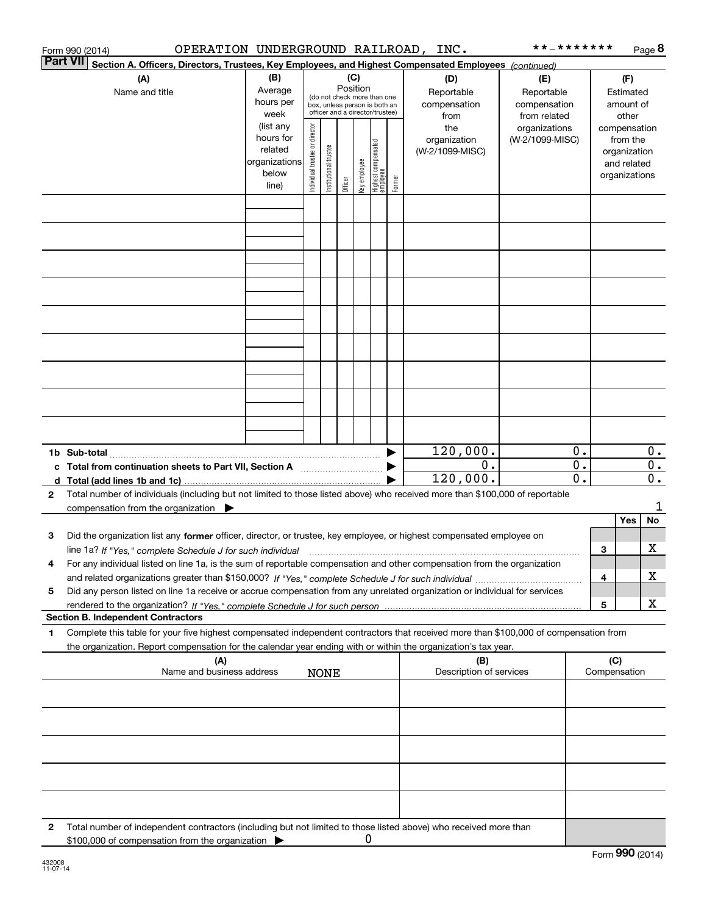Form 990 (2014) OPERATION UNDERGROUND RAILROAD, INC. **-******* Page 8

**Part VII** **Section A. Officers, Directors, Trustees, Key Employees, and Highest Compensated Employees** *(continued)*

| (A) Name and title | (B) Average hours per week (list any hours for related organizations below line) | (C) Position (do not check more than one box, unless person is both an officer and a director/trustee): Individual trustee or director | Institutional trustee | Officer | Key employee | Highest compensated employee | Former | (D) Reportable compensation from the organization (W-2/1099-MISC) | (E) Reportable compensation from related organizations (W-2/1099-MISC) | (F) Estimated amount of other compensation from the organization and related organizations |
|---|---|---|---|---|---|---|---|---|---|---|
| | | | | | | | | | | |
| | | | | | | | | | | |
| | | | | | | | | | | |
| | | | | | | | | | | |
| | | | | | | | | | | |
| | | | | | | | | | | |
| | | | | | | | | | | |
| | | | | | | | | | | |
| | | | | | | | | | | |
| **1b Sub-total** | | | | | | | ▶ | 120,000. | 0. | 0. |
| **c Total from continuation sheets to Part VII, Section A** | | | | | | | ▶ | 0. | 0. | 0. |
| **d Total (add lines 1b and 1c)** | | | | | | | ▶ | 120,000. | 0. | 0. |

**2** Total number of individuals (including but not limited to those listed above) who received more than $100,000 of reportable compensation from the organization ▶ 1

| | | | Yes | No |
|---|---|---|---|---|
| **3** | Did the organization list any **former** officer, director, or trustee, key employee, or highest compensated employee on line 1a? *If "Yes," complete Schedule J for such individual* | 3 | | X |
| **4** | For any individual listed on line 1a, is the sum of reportable compensation and other compensation from the organization and related organizations greater than $150,000? *If "Yes," complete Schedule J for such individual* | 4 | | X |
| **5** | Did any person listed on line 1a receive or accrue compensation from any unrelated organization or individual for services rendered to the organization? *If "Yes," complete Schedule J for such person* | 5 | | X |

**Section B. Independent Contractors**

**1** Complete this table for your five highest compensated independent contractors that received more than $100,000 of compensation from the organization. Report compensation for the calendar year ending with or within the organization's tax year.

| (A) Name and business address NONE | (B) Description of services | (C) Compensation |
|---|---|---|
| | | |
| | | |
| | | |
| | | |
| | | |

**2** Total number of independent contractors (including but not limited to those listed above) who received more than $100,000 of compensation from the organization ▶ 0

Form **990** (2014)

432008 11-07-14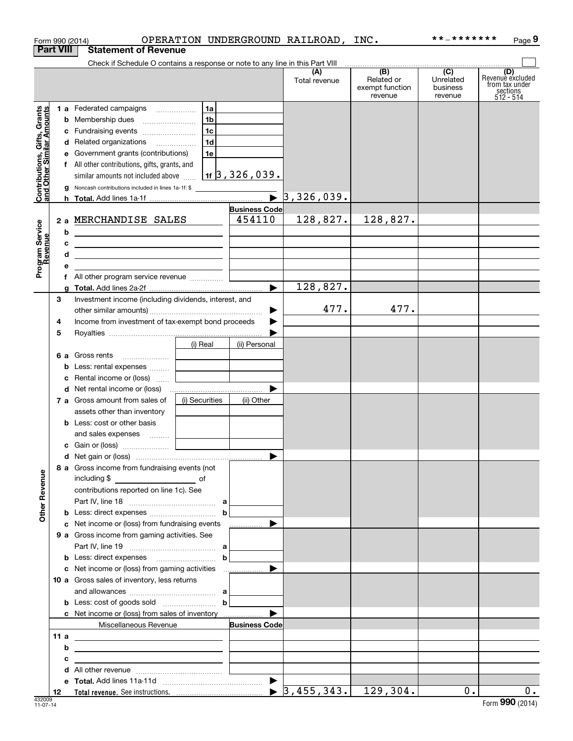Form 990 (2014) OPERATION UNDERGROUND RAILROAD, INC. **-******* 

## Part VIII Statement of Revenue

Check if Schedule O contains a response or note to any line in this Part VIII

| | | | | (A) Total revenue | (B) Related or exempt function revenue | (C) Unrelated business revenue | (D) Revenue excluded from tax under sections 512 - 514 |
|---|---|---|---|---|---|---|---|
| **Contributions, Gifts, Grants and Other Similar Amounts** | 1 a Federated campaigns | 1a | | | | | |
| | b Membership dues | 1b | | | | | |
| | c Fundraising events | 1c | | | | | |
| | d Related organizations | 1d | | | | | |
| | e Government grants (contributions) | 1e | | | | | |
| | f All other contributions, gifts, grants, and similar amounts not included above | 1f | 3,326,039. | | | | |
| | g Noncash contributions included in lines 1a-1f: $ | | | | | | |
| | h **Total.** Add lines 1a-1f | | ▶ | 3,326,039. | | | |
| **Program Service Revenue** | | | Business Code | | | | |
| | 2 a MERCHANDISE SALES | | 454110 | 128,827. | 128,827. | | |
| | b | | | | | | |
| | c | | | | | | |
| | d | | | | | | |
| | e | | | | | | |
| | f All other program service revenue | | | | | | |
| | g **Total.** Add lines 2a-2f | | ▶ | 128,827. | | | |
| **Other Revenue** | 3 Investment income (including dividends, interest, and other similar amounts) | | ▶ | 477. | 477. | | |
| | 4 Income from investment of tax-exempt bond proceeds | | ▶ | | | | |
| | 5 Royalties | | ▶ | | | | |
| | | (i) Real | (ii) Personal | | | | |
| | 6 a Gross rents | | | | | | |
| | b Less: rental expenses | | | | | | |
| | c Rental income or (loss) | | | | | | |
| | d Net rental income or (loss) | | ▶ | | | | |
| | 7 a Gross amount from sales of assets other than inventory | (i) Securities | (ii) Other | | | | |
| | b Less: cost or other basis and sales expenses | | | | | | |
| | c Gain or (loss) | | | | | | |
| | d Net gain or (loss) | | ▶ | | | | |
| | 8 a Gross income from fundraising events (not including $ _____ of contributions reported on line 1c). See Part IV, line 18 | a | | | | | |
| | b Less: direct expenses | b | | | | | |
| | c Net income or (loss) from fundraising events | | ▶ | | | | |
| | 9 a Gross income from gaming activities. See Part IV, line 19 | a | | | | | |
| | b Less: direct expenses | b | | | | | |
| | c Net income or (loss) from gaming activities | | ▶ | | | | |
| | 10 a Gross sales of inventory, less returns and allowances | a | | | | | |
| | b Less: cost of goods sold | b | | | | | |
| | c Net income or (loss) from sales of inventory | | ▶ | | | | |
| | Miscellaneous Revenue | | Business Code | | | | |
| | 11 a | | | | | | |
| | b | | | | | | |
| | c | | | | | | |
| | d All other revenue | | | | | | |
| | e **Total.** Add lines 11a-11d | | ▶ | | | | |
| | 12 **Total revenue.** See instructions. | | ▶ | 3,455,343. | 129,304. | 0. | 0. |

432009 11-07-14 Form **990** (2014)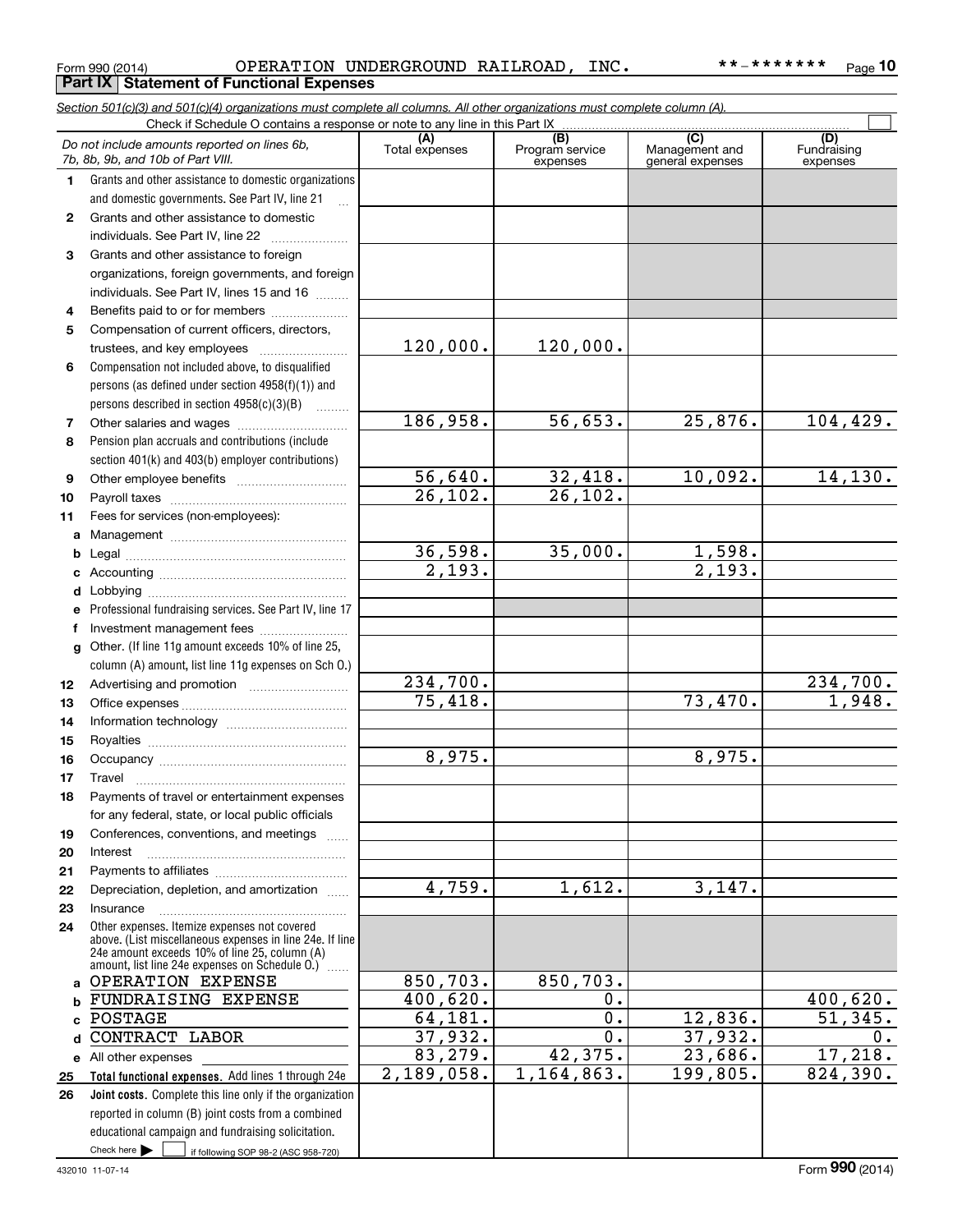Form 990 (2014) OPERATION UNDERGROUND RAILROAD, INC. **-******* Page 10

## Part IX Statement of Functional Expenses

*Section 501(c)(3) and 501(c)(4) organizations must complete all columns. All other organizations must complete column (A).*

Check if Schedule O contains a response or note to any line in this Part IX

| | *Do not include amounts reported on lines 6b, 7b, 8b, 9b, and 10b of Part VIII.* | (A) Total expenses | (B) Program service expenses | (C) Management and general expenses | (D) Fundraising expenses |
|---|---|---|---|---|---|
| 1 | Grants and other assistance to domestic organizations and domestic governments. See Part IV, line 21 | | | | |
| 2 | Grants and other assistance to domestic individuals. See Part IV, line 22 | | | | |
| 3 | Grants and other assistance to foreign organizations, foreign governments, and foreign individuals. See Part IV, lines 15 and 16 | | | | |
| 4 | Benefits paid to or for members | | | | |
| 5 | Compensation of current officers, directors, trustees, and key employees | 120,000. | 120,000. | | |
| 6 | Compensation not included above, to disqualified persons (as defined under section 4958(f)(1)) and persons described in section 4958(c)(3)(B) | | | | |
| 7 | Other salaries and wages | 186,958. | 56,653. | 25,876. | 104,429. |
| 8 | Pension plan accruals and contributions (include section 401(k) and 403(b) employer contributions) | | | | |
| 9 | Other employee benefits | 56,640. | 32,418. | 10,092. | 14,130. |
| 10 | Payroll taxes | 26,102. | 26,102. | | |
| 11 | Fees for services (non-employees): | | | | |
| a | Management | | | | |
| b | Legal | 36,598. | 35,000. | 1,598. | |
| c | Accounting | 2,193. | | 2,193. | |
| d | Lobbying | | | | |
| e | Professional fundraising services. See Part IV, line 17 | | | | |
| f | Investment management fees | | | | |
| g | Other. (If line 11g amount exceeds 10% of line 25, column (A) amount, list line 11g expenses on Sch O.) | | | | |
| 12 | Advertising and promotion | 234,700. | | | 234,700. |
| 13 | Office expenses | 75,418. | | 73,470. | 1,948. |
| 14 | Information technology | | | | |
| 15 | Royalties | | | | |
| 16 | Occupancy | 8,975. | | 8,975. | |
| 17 | Travel | | | | |
| 18 | Payments of travel or entertainment expenses for any federal, state, or local public officials | | | | |
| 19 | Conferences, conventions, and meetings | | | | |
| 20 | Interest | | | | |
| 21 | Payments to affiliates | | | | |
| 22 | Depreciation, depletion, and amortization | 4,759. | 1,612. | 3,147. | |
| 23 | Insurance | | | | |
| 24 | Other expenses. Itemize expenses not covered above. (List miscellaneous expenses in line 24e. If line 24e amount exceeds 10% of line 25, column (A) amount, list line 24e expenses on Schedule O.) | | | | |
| a | OPERATION EXPENSE | 850,703. | 850,703. | | |
| b | FUNDRAISING EXPENSE | 400,620. | 0. | | 400,620. |
| c | POSTAGE | 64,181. | 0. | 12,836. | 51,345. |
| d | CONTRACT LABOR | 37,932. | 0. | 37,932. | 0. |
| e | All other expenses | 83,279. | 42,375. | 23,686. | 17,218. |
| 25 | **Total functional expenses.** Add lines 1 through 24e | 2,189,058. | 1,164,863. | 199,805. | 824,390. |
| 26 | **Joint costs.** Complete this line only if the organization reported in column (B) joint costs from a combined educational campaign and fundraising solicitation. Check here ☐ if following SOP 98-2 (ASC 958-720) | | | | |

432010 11-07-14 Form **990** (2014)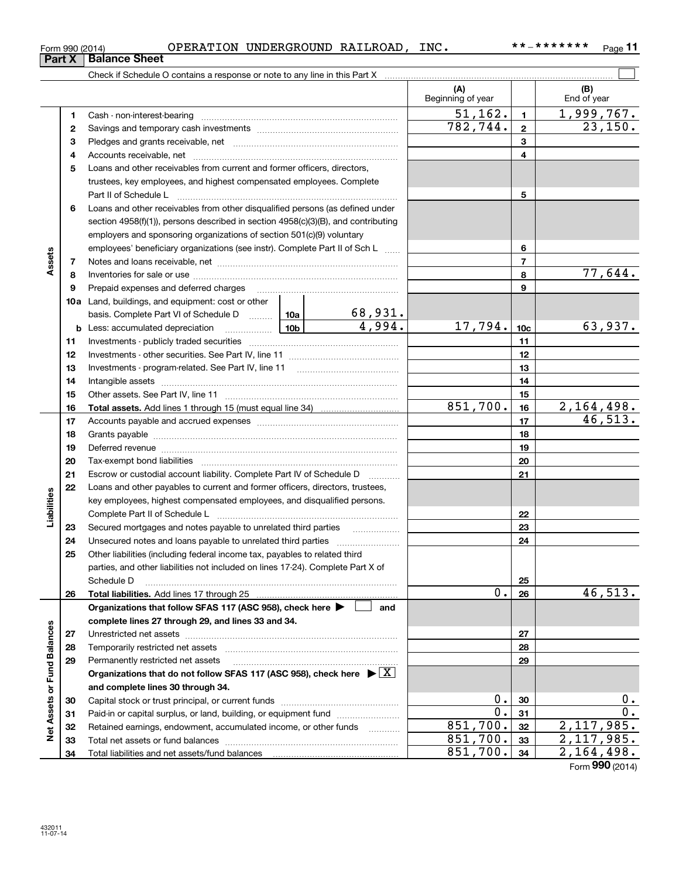Form 990 (2014) OPERATION UNDERGROUND RAILROAD, INC. **-******* Page 11

## Part X Balance Sheet

Check if Schedule O contains a response or note to any line in this Part X ☐

| | | | (A) Beginning of year | | (B) End of year |
|---|---|---|---|---|---|
| **Assets** | 1 | Cash - non-interest-bearing | 51,162. | 1 | 1,999,767. |
| | 2 | Savings and temporary cash investments | 782,744. | 2 | 23,150. |
| | 3 | Pledges and grants receivable, net | | 3 | |
| | 4 | Accounts receivable, net | | 4 | |
| | 5 | Loans and other receivables from current and former officers, directors, trustees, key employees, and highest compensated employees. Complete Part II of Schedule L | | 5 | |
| | 6 | Loans and other receivables from other disqualified persons (as defined under section 4958(f)(1)), persons described in section 4958(c)(3)(B), and contributing employers and sponsoring organizations of section 501(c)(9) voluntary employees' beneficiary organizations (see instr). Complete Part II of Sch L | | 6 | |
| | 7 | Notes and loans receivable, net | | 7 | |
| | 8 | Inventories for sale or use | | 8 | 77,644. |
| | 9 | Prepaid expenses and deferred charges | | 9 | |
| | 10a | Land, buildings, and equipment: cost or other basis. Complete Part VI of Schedule D — 10a: 68,931. | | | |
| | b | Less: accumulated depreciation — 10b: 4,994. | 17,794. | 10c | 63,937. |
| | 11 | Investments - publicly traded securities | | 11 | |
| | 12 | Investments - other securities. See Part IV, line 11 | | 12 | |
| | 13 | Investments - program-related. See Part IV, line 11 | | 13 | |
| | 14 | Intangible assets | | 14 | |
| | 15 | Other assets. See Part IV, line 11 | | 15 | |
| | 16 | **Total assets.** Add lines 1 through 15 (must equal line 34) | 851,700. | 16 | 2,164,498. |
| **Liabilities** | 17 | Accounts payable and accrued expenses | | 17 | 46,513. |
| | 18 | Grants payable | | 18 | |
| | 19 | Deferred revenue | | 19 | |
| | 20 | Tax-exempt bond liabilities | | 20 | |
| | 21 | Escrow or custodial account liability. Complete Part IV of Schedule D | | 21 | |
| | 22 | Loans and other payables to current and former officers, directors, trustees, key employees, highest compensated employees, and disqualified persons. Complete Part II of Schedule L | | 22 | |
| | 23 | Secured mortgages and notes payable to unrelated third parties | | 23 | |
| | 24 | Unsecured notes and loans payable to unrelated third parties | | 24 | |
| | 25 | Other liabilities (including federal income tax, payables to related third parties, and other liabilities not included on lines 17-24). Complete Part X of Schedule D | | 25 | |
| | 26 | **Total liabilities.** Add lines 17 through 25 | 0. | 26 | 46,513. |
| **Net Assets or Fund Balances** | | **Organizations that follow SFAS 117 (ASC 958), check here ▶ ☐ and complete lines 27 through 29, and lines 33 and 34.** | | | |
| | 27 | Unrestricted net assets | | 27 | |
| | 28 | Temporarily restricted net assets | | 28 | |
| | 29 | Permanently restricted net assets | | 29 | |
| | | **Organizations that do not follow SFAS 117 (ASC 958), check here ▶ ☒ and complete lines 30 through 34.** | | | |
| | 30 | Capital stock or trust principal, or current funds | 0. | 30 | 0. |
| | 31 | Paid-in or capital surplus, or land, building, or equipment fund | 0. | 31 | 0. |
| | 32 | Retained earnings, endowment, accumulated income, or other funds | 851,700. | 32 | 2,117,985. |
| | 33 | Total net assets or fund balances | 851,700. | 33 | 2,117,985. |
| | 34 | Total liabilities and net assets/fund balances | 851,700. | 34 | 2,164,498. |

Form **990** (2014)

432011
11-07-14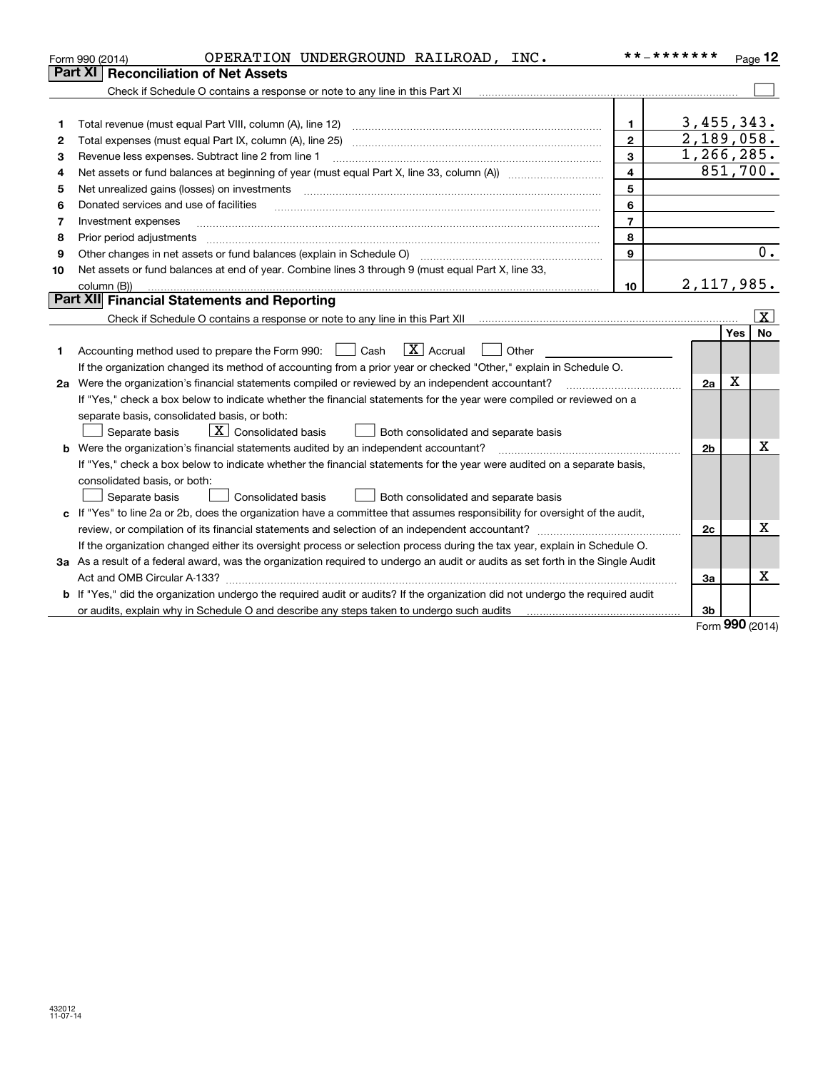Form 990 (2014) OPERATION UNDERGROUND RAILROAD, INC. **-******* Page 12

## Part XI Reconciliation of Net Assets

Check if Schedule O contains a response or note to any line in this Part XI [ ]

| | | | |
|---|---|---|---|
| 1 | Total revenue (must equal Part VIII, column (A), line 12) | 1 | 3,455,343. |
| 2 | Total expenses (must equal Part IX, column (A), line 25) | 2 | 2,189,058. |
| 3 | Revenue less expenses. Subtract line 2 from line 1 | 3 | 1,266,285. |
| 4 | Net assets or fund balances at beginning of year (must equal Part X, line 33, column (A)) | 4 | 851,700. |
| 5 | Net unrealized gains (losses) on investments | 5 | |
| 6 | Donated services and use of facilities | 6 | |
| 7 | Investment expenses | 7 | |
| 8 | Prior period adjustments | 8 | |
| 9 | Other changes in net assets or fund balances (explain in Schedule O) | 9 | 0. |
| 10 | Net assets or fund balances at end of year. Combine lines 3 through 9 (must equal Part X, line 33, column (B)) | 10 | 2,117,985. |

## Part XII Financial Statements and Reporting

Check if Schedule O contains a response or note to any line in this Part XII [X]

| | | | Yes | No |
|---|---|---|---|---|
| 1 | Accounting method used to prepare the Form 990: [ ] Cash [X] Accrual [ ] Other | | | |
| | If the organization changed its method of accounting from a prior year or checked "Other," explain in Schedule O. | | | |
| 2a | Were the organization's financial statements compiled or reviewed by an independent accountant? | 2a | X | |
| | If "Yes," check a box below to indicate whether the financial statements for the year were compiled or reviewed on a separate basis, consolidated basis, or both: [ ] Separate basis [X] Consolidated basis [ ] Both consolidated and separate basis | | | |
| b | Were the organization's financial statements audited by an independent accountant? | 2b | | X |
| | If "Yes," check a box below to indicate whether the financial statements for the year were audited on a separate basis, consolidated basis, or both: [ ] Separate basis [ ] Consolidated basis [ ] Both consolidated and separate basis | | | |
| c | If "Yes" to line 2a or 2b, does the organization have a committee that assumes responsibility for oversight of the audit, review, or compilation of its financial statements and selection of an independent accountant? | 2c | | X |
| | If the organization changed either its oversight process or selection process during the tax year, explain in Schedule O. | | | |
| 3a | As a result of a federal award, was the organization required to undergo an audit or audits as set forth in the Single Audit Act and OMB Circular A-133? | 3a | | X |
| b | If "Yes," did the organization undergo the required audit or audits? If the organization did not undergo the required audit or audits, explain why in Schedule O and describe any steps taken to undergo such audits | 3b | | |

Form **990** (2014)

432012 11-07-14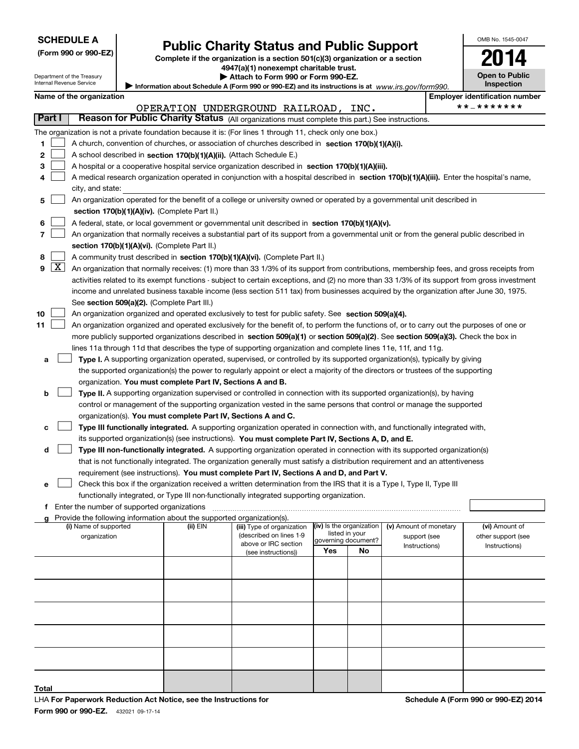**SCHEDULE A**
**(Form 990 or 990-EZ)**

Department of the Treasury
Internal Revenue Service

# Public Charity Status and Public Support

**Complete if the organization is a section 501(c)(3) organization or a section 4947(a)(1) nonexempt charitable trust.**
**▶ Attach to Form 990 or Form 990-EZ.**
**▶ Information about Schedule A (Form 990 or 990-EZ) and its instructions is at** *www.irs.gov/form990.*

OMB No. 1545-0047

**2014**

**Open to Public Inspection**

**Name of the organization**
OPERATION UNDERGROUND RAILROAD, INC.

**Employer identification number**
**-*******

**Part I** **Reason for Public Charity Status** (All organizations must complete this part.) See instructions.

The organization is not a private foundation because it is: (For lines 1 through 11, check only one box.)

1 [ ] A church, convention of churches, or association of churches described in **section 170(b)(1)(A)(i).**

2 [ ] A school described in **section 170(b)(1)(A)(ii).** (Attach Schedule E.)

3 [ ] A hospital or a cooperative hospital service organization described in **section 170(b)(1)(A)(iii).**

4 [ ] A medical research organization operated in conjunction with a hospital described in **section 170(b)(1)(A)(iii).** Enter the hospital's name, city, and state:

5 [ ] An organization operated for the benefit of a college or university owned or operated by a governmental unit described in **section 170(b)(1)(A)(iv).** (Complete Part II.)

6 [ ] A federal, state, or local government or governmental unit described in **section 170(b)(1)(A)(v).**

7 [ ] An organization that normally receives a substantial part of its support from a governmental unit or from the general public described in **section 170(b)(1)(A)(vi).** (Complete Part II.)

8 [ ] A community trust described in **section 170(b)(1)(A)(vi).** (Complete Part II.)

9 [X] An organization that normally receives: (1) more than 33 1/3% of its support from contributions, membership fees, and gross receipts from activities related to its exempt functions - subject to certain exceptions, and (2) no more than 33 1/3% of its support from gross investment income and unrelated business taxable income (less section 511 tax) from businesses acquired by the organization after June 30, 1975. See **section 509(a)(2).** (Complete Part III.)

10 [ ] An organization organized and operated exclusively to test for public safety. See **section 509(a)(4).**

11 [ ] An organization organized and operated exclusively for the benefit of, to perform the functions of, or to carry out the purposes of one or more publicly supported organizations described in **section 509(a)(1)** or **section 509(a)(2)**. See **section 509(a)(3).** Check the box in lines 11a through 11d that describes the type of supporting organization and complete lines 11e, 11f, and 11g.

a [ ] **Type I.** A supporting organization operated, supervised, or controlled by its supported organization(s), typically by giving the supported organization(s) the power to regularly appoint or elect a majority of the directors or trustees of the supporting organization. **You must complete Part IV, Sections A and B.**

b [ ] **Type II.** A supporting organization supervised or controlled in connection with its supported organization(s), by having control or management of the supporting organization vested in the same persons that control or manage the supported organization(s). **You must complete Part IV, Sections A and C.**

c [ ] **Type III functionally integrated.** A supporting organization operated in connection with, and functionally integrated with, its supported organization(s) (see instructions). **You must complete Part IV, Sections A, D, and E.**

d [ ] **Type III non-functionally integrated.** A supporting organization operated in connection with its supported organization(s) that is not functionally integrated. The organization generally must satisfy a distribution requirement and an attentiveness requirement (see instructions). **You must complete Part IV, Sections A and D, and Part V.**

e [ ] Check this box if the organization received a written determination from the IRS that it is a Type I, Type II, Type III functionally integrated, or Type III non-functionally integrated supporting organization.

f Enter the number of supported organizations

g Provide the following information about the supported organization(s).

| (i) Name of supported organization | (ii) EIN | (iii) Type of organization (described on lines 1-9 above or IRC section (see instructions)) | (iv) Is the organization listed in your governing document? Yes | No | (v) Amount of monetary support (see Instructions) | (vi) Amount of other support (see Instructions) |
|---|---|---|---|---|---|---|
| | | | | | | |
| | | | | | | |
| | | | | | | |
| | | | | | | |
| | | | | | | |
| **Total** | | | | | | |

LHA **For Paperwork Reduction Act Notice, see the Instructions for Form 990 or 990-EZ.** 432021 09-17-14

**Schedule A (Form 990 or 990-EZ) 2014**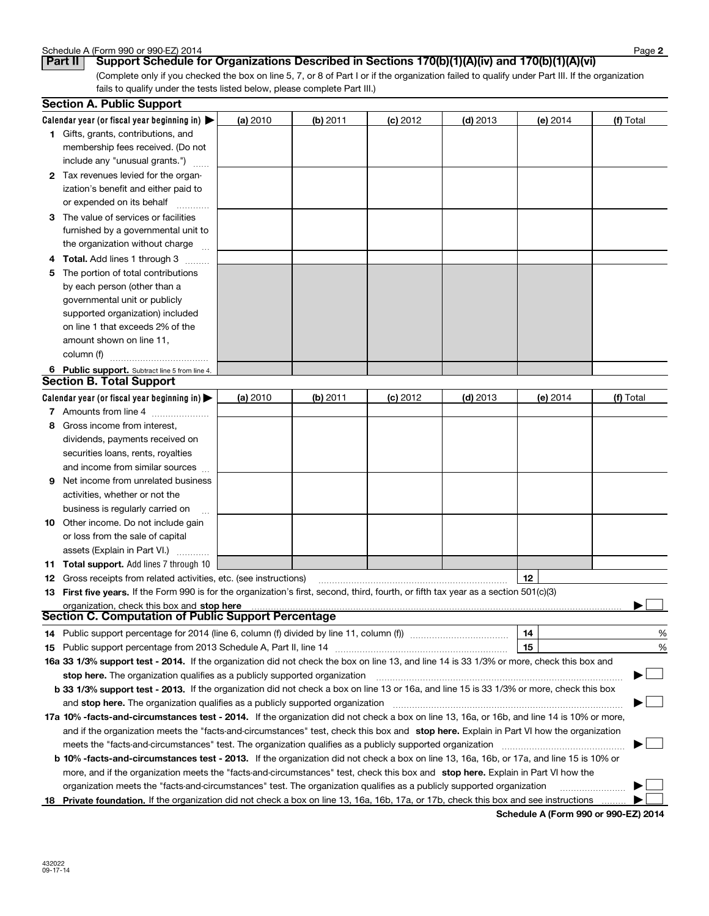## Part II Support Schedule for Organizations Described in Sections 170(b)(1)(A)(iv) and 170(b)(1)(A)(vi)

(Complete only if you checked the box on line 5, 7, or 8 of Part I or if the organization failed to qualify under Part III. If the organization fails to qualify under the tests listed below, please complete Part III.)

### Section A. Public Support

| Calendar year (or fiscal year beginning in) ▶ | (a) 2010 | (b) 2011 | (c) 2012 | (d) 2013 | (e) 2014 | (f) Total |
|---|---|---|---|---|---|---|
| **1** Gifts, grants, contributions, and membership fees received. (Do not include any "unusual grants.") | | | | | | |
| **2** Tax revenues levied for the organization's benefit and either paid to or expended on its behalf | | | | | | |
| **3** The value of services or facilities furnished by a governmental unit to the organization without charge | | | | | | |
| **4 Total.** Add lines 1 through 3 | | | | | | |
| **5** The portion of total contributions by each person (other than a governmental unit or publicly supported organization) included on line 1 that exceeds 2% of the amount shown on line 11, column (f) | | | | | | |
| **6 Public support.** Subtract line 5 from line 4. | | | | | | |

### Section B. Total Support

| Calendar year (or fiscal year beginning in) ▶ | (a) 2010 | (b) 2011 | (c) 2012 | (d) 2013 | (e) 2014 | (f) Total |
|---|---|---|---|---|---|---|
| **7** Amounts from line 4 | | | | | | |
| **8** Gross income from interest, dividends, payments received on securities loans, rents, royalties and income from similar sources | | | | | | |
| **9** Net income from unrelated business activities, whether or not the business is regularly carried on | | | | | | |
| **10** Other income. Do not include gain or loss from the sale of capital assets (Explain in Part VI.) | | | | | | |
| **11 Total support.** Add lines 7 through 10 | | | | | | |

**12** Gross receipts from related activities, etc. (see instructions) **12**

**13 First five years.** If the Form 990 is for the organization's first, second, third, fourth, or fifth tax year as a section 501(c)(3) organization, check this box and **stop here** ▶ ☐

### Section C. Computation of Public Support Percentage

**14** Public support percentage for 2014 (line 6, column (f) divided by line 11, column (f)) **14** %

**15** Public support percentage from 2013 Schedule A, Part II, line 14 **15** %

**16a 33 1/3% support test - 2014.** If the organization did not check the box on line 13, and line 14 is 33 1/3% or more, check this box and **stop here.** The organization qualifies as a publicly supported organization ▶ ☐

**b 33 1/3% support test - 2013.** If the organization did not check a box on line 13 or 16a, and line 15 is 33 1/3% or more, check this box and **stop here.** The organization qualifies as a publicly supported organization ▶ ☐

**17a 10% -facts-and-circumstances test - 2014.** If the organization did not check a box on line 13, 16a, or 16b, and line 14 is 10% or more, and if the organization meets the "facts-and-circumstances" test, check this box and **stop here.** Explain in Part VI how the organization meets the "facts-and-circumstances" test. The organization qualifies as a publicly supported organization ▶ ☐

**b 10% -facts-and-circumstances test - 2013.** If the organization did not check a box on line 13, 16a, 16b, or 17a, and line 15 is 10% or more, and if the organization meets the "facts-and-circumstances" test, check this box and **stop here.** Explain in Part VI how the organization meets the "facts-and-circumstances" test. The organization qualifies as a publicly supported organization ▶ ☐

**18 Private foundation.** If the organization did not check a box on line 13, 16a, 16b, 17a, or 17b, check this box and see instructions ▶ ☐

**Schedule A (Form 990 or 990-EZ) 2014**

432022
09-17-14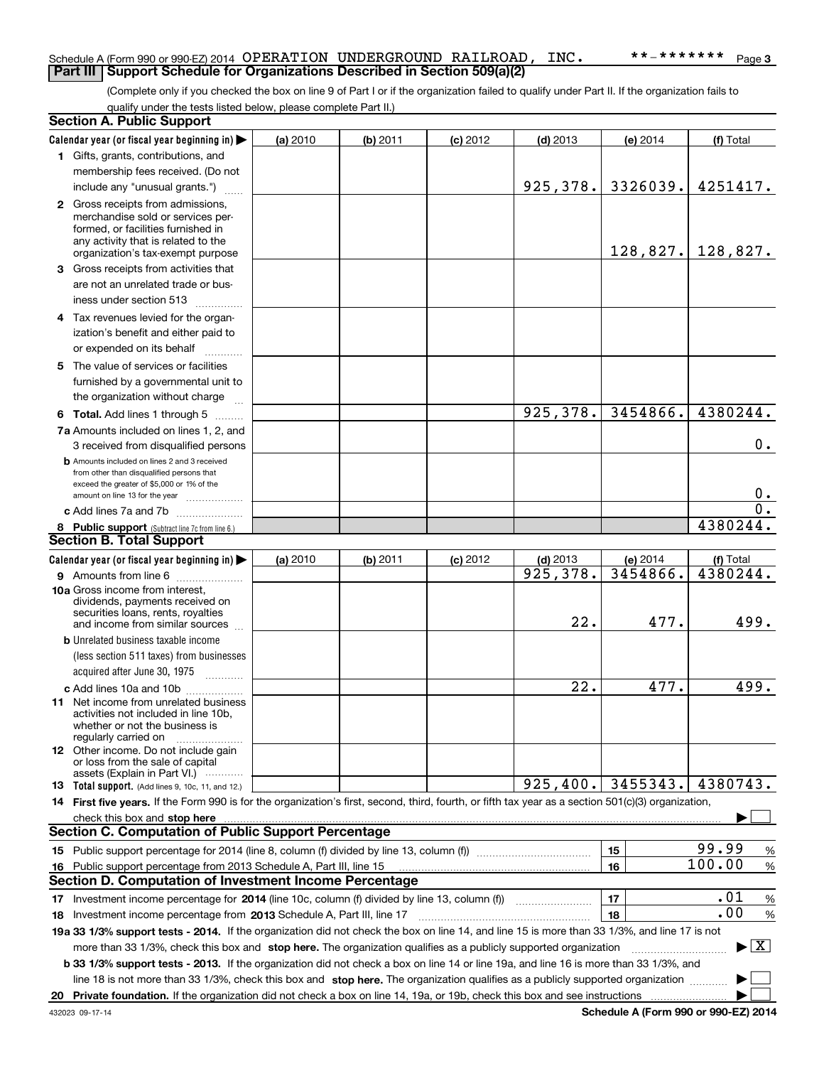Schedule A (Form 990 or 990-EZ) 2014 OPERATION UNDERGROUND RAILROAD, INC. **-******* Page 3

## Part III Support Schedule for Organizations Described in Section 509(a)(2)

(Complete only if you checked the box on line 9 of Part I or if the organization failed to qualify under Part II. If the organization fails to qualify under the tests listed below, please complete Part II.)

### Section A. Public Support

| Calendar year (or fiscal year beginning in) ▶ | (a) 2010 | (b) 2011 | (c) 2012 | (d) 2013 | (e) 2014 | (f) Total |
|---|---|---|---|---|---|---|
| **1** Gifts, grants, contributions, and membership fees received. (Do not include any "unusual grants.") | | | | 925,378. | 3326039. | 4251417. |
| **2** Gross receipts from admissions, merchandise sold or services performed, or facilities furnished in any activity that is related to the organization's tax-exempt purpose | | | | | 128,827. | 128,827. |
| **3** Gross receipts from activities that are not an unrelated trade or business under section 513 | | | | | | |
| **4** Tax revenues levied for the organization's benefit and either paid to or expended on its behalf | | | | | | |
| **5** The value of services or facilities furnished by a governmental unit to the organization without charge | | | | | | |
| **6 Total.** Add lines 1 through 5 | | | | 925,378. | 3454866. | 4380244. |
| **7a** Amounts included on lines 1, 2, and 3 received from disqualified persons | | | | | | 0. |
| **b** Amounts included on lines 2 and 3 received from other than disqualified persons that exceed the greater of $5,000 or 1% of the amount on line 13 for the year | | | | | | 0. |
| **c** Add lines 7a and 7b | | | | | | 0. |
| **8 Public support** (Subtract line 7c from line 6.) | | | | | | 4380244. |

### Section B. Total Support

| Calendar year (or fiscal year beginning in) ▶ | (a) 2010 | (b) 2011 | (c) 2012 | (d) 2013 | (e) 2014 | (f) Total |
|---|---|---|---|---|---|---|
| **9** Amounts from line 6 | | | | 925,378. | 3454866. | 4380244. |
| **10a** Gross income from interest, dividends, payments received on securities loans, rents, royalties and income from similar sources | | | | 22. | 477. | 499. |
| **b** Unrelated business taxable income (less section 511 taxes) from businesses acquired after June 30, 1975 | | | | | | |
| **c** Add lines 10a and 10b | | | | 22. | 477. | 499. |
| **11** Net income from unrelated business activities not included in line 10b, whether or not the business is regularly carried on | | | | | | |
| **12** Other income. Do not include gain or loss from the sale of capital assets (Explain in Part VI.) | | | | | | |
| **13 Total support.** (Add lines 9, 10c, 11, and 12.) | | | | 925,400. | 3455343. | 4380743. |

**14 First five years.** If the Form 990 is for the organization's first, second, third, fourth, or fifth tax year as a section 501(c)(3) organization, check this box and **stop here** ▶ ☐

### Section C. Computation of Public Support Percentage

| | | |
|---|---|---|
| **15** Public support percentage for 2014 (line 8, column (f) divided by line 13, column (f)) | 15 | 99.99 % |
| **16** Public support percentage from 2013 Schedule A, Part III, line 15 | 16 | 100.00 % |

### Section D. Computation of Investment Income Percentage

| | | |
|---|---|---|
| **17** Investment income percentage for **2014** (line 10c, column (f) divided by line 13, column (f)) | 17 | .01 % |
| **18** Investment income percentage from **2013** Schedule A, Part III, line 17 | 18 | .00 % |

**19a 33 1/3% support tests - 2014.** If the organization did not check the box on line 14, and line 15 is more than 33 1/3%, and line 17 is not more than 33 1/3%, check this box and **stop here.** The organization qualifies as a publicly supported organization ▶ ☒

**b 33 1/3% support tests - 2013.** If the organization did not check a box on line 14 or line 19a, and line 16 is more than 33 1/3%, and line 18 is not more than 33 1/3%, check this box and **stop here.** The organization qualifies as a publicly supported organization ▶ ☐

**20 Private foundation.** If the organization did not check a box on line 14, 19a, or 19b, check this box and see instructions ▶ ☐

432023 09-17-14 **Schedule A (Form 990 or 990-EZ) 2014**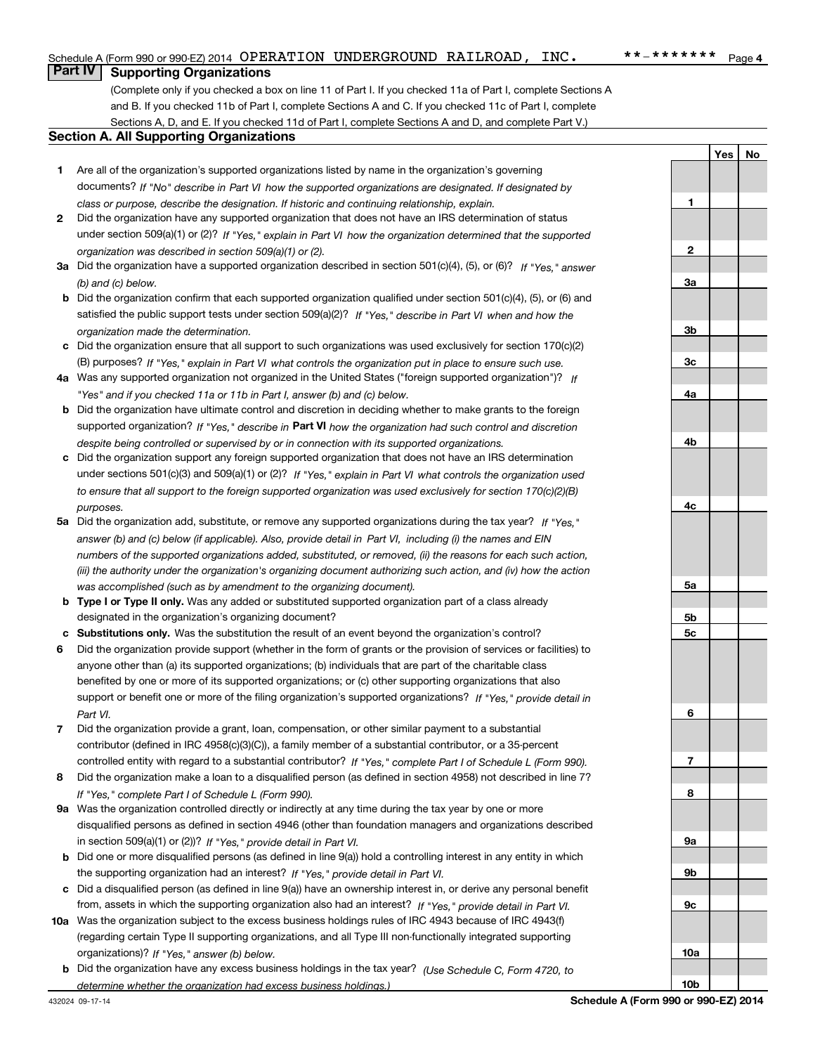Schedule A (Form 990 or 990-EZ) 2014 OPERATION UNDERGROUND RAILROAD, INC. **-******* Page 4

## Part IV Supporting Organizations

(Complete only if you checked a box on line 11 of Part I. If you checked 11a of Part I, complete Sections A and B. If you checked 11b of Part I, complete Sections A and C. If you checked 11c of Part I, complete Sections A, D, and E. If you checked 11d of Part I, complete Sections A and D, and complete Part V.)

### Section A. All Supporting Organizations

| | | | Yes | No |
|---|---|---|---|---|
| **1** | Are all of the organization's supported organizations listed by name in the organization's governing documents? *If "No" describe in Part VI how the supported organizations are designated. If designated by class or purpose, describe the designation. If historic and continuing relationship, explain.* | **1** | | |
| **2** | Did the organization have any supported organization that does not have an IRS determination of status under section 509(a)(1) or (2)? *If "Yes," explain in Part VI how the organization determined that the supported organization was described in section 509(a)(1) or (2).* | **2** | | |
| **3a** | Did the organization have a supported organization described in section 501(c)(4), (5), or (6)? *If "Yes," answer (b) and (c) below.* | **3a** | | |
| **b** | Did the organization confirm that each supported organization qualified under section 501(c)(4), (5), or (6) and satisfied the public support tests under section 509(a)(2)? *If "Yes," describe in Part VI when and how the organization made the determination.* | **3b** | | |
| **c** | Did the organization ensure that all support to such organizations was used exclusively for section 170(c)(2)(B) purposes? *If "Yes," explain in Part VI what controls the organization put in place to ensure such use.* | **3c** | | |
| **4a** | Was any supported organization not organized in the United States ("foreign supported organization")? *If "Yes" and if you checked 11a or 11b in Part I, answer (b) and (c) below.* | **4a** | | |
| **b** | Did the organization have ultimate control and discretion in deciding whether to make grants to the foreign supported organization? *If "Yes," describe in* **Part VI** *how the organization had such control and discretion despite being controlled or supervised by or in connection with its supported organizations.* | **4b** | | |
| **c** | Did the organization support any foreign supported organization that does not have an IRS determination under sections 501(c)(3) and 509(a)(1) or (2)? *If "Yes," explain in Part VI what controls the organization used to ensure that all support to the foreign supported organization was used exclusively for section 170(c)(2)(B) purposes.* | **4c** | | |
| **5a** | Did the organization add, substitute, or remove any supported organizations during the tax year? *If "Yes," answer (b) and (c) below (if applicable). Also, provide detail in Part VI, including (i) the names and EIN numbers of the supported organizations added, substituted, or removed, (ii) the reasons for each such action, (iii) the authority under the organization's organizing document authorizing such action, and (iv) how the action was accomplished (such as by amendment to the organizing document).* | **5a** | | |
| **b** | **Type I or Type II only.** Was any added or substituted supported organization part of a class already designated in the organization's organizing document? | **5b** | | |
| **c** | **Substitutions only.** Was the substitution the result of an event beyond the organization's control? | **5c** | | |
| **6** | Did the organization provide support (whether in the form of grants or the provision of services or facilities) to anyone other than (a) its supported organizations; (b) individuals that are part of the charitable class benefited by one or more of its supported organizations; or (c) other supporting organizations that also support or benefit one or more of the filing organization's supported organizations? *If "Yes," provide detail in Part VI.* | **6** | | |
| **7** | Did the organization provide a grant, loan, compensation, or other similar payment to a substantial contributor (defined in IRC 4958(c)(3)(C)), a family member of a substantial contributor, or a 35-percent controlled entity with regard to a substantial contributor? *If "Yes," complete Part I of Schedule L (Form 990).* | **7** | | |
| **8** | Did the organization make a loan to a disqualified person (as defined in section 4958) not described in line 7? *If "Yes," complete Part I of Schedule L (Form 990).* | **8** | | |
| **9a** | Was the organization controlled directly or indirectly at any time during the tax year by one or more disqualified persons as defined in section 4946 (other than foundation managers and organizations described in section 509(a)(1) or (2))? *If "Yes," provide detail in Part VI.* | **9a** | | |
| **b** | Did one or more disqualified persons (as defined in line 9(a)) hold a controlling interest in any entity in which the supporting organization had an interest? *If "Yes," provide detail in Part VI.* | **9b** | | |
| **c** | Did a disqualified person (as defined in line 9(a)) have an ownership interest in, or derive any personal benefit from, assets in which the supporting organization also had an interest? *If "Yes," provide detail in Part VI.* | **9c** | | |
| **10a** | Was the organization subject to the excess business holdings rules of IRC 4943 because of IRC 4943(f) (regarding certain Type II supporting organizations, and all Type III non-functionally integrated supporting organizations)? *If "Yes," answer (b) below.* | **10a** | | |
| **b** | Did the organization have any excess business holdings in the tax year? *(Use Schedule C, Form 4720, to determine whether the organization had excess business holdings.)* | **10b** | | |

432024 09-17-14 **Schedule A (Form 990 or 990-EZ) 2014**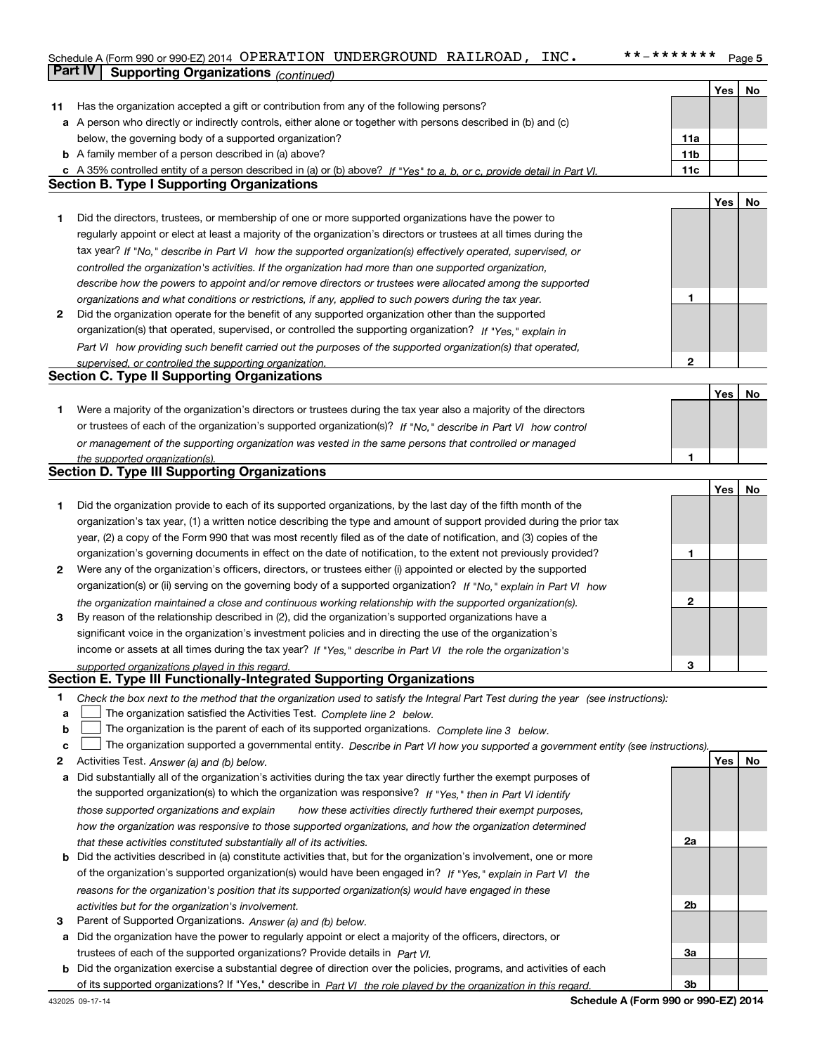Schedule A (Form 990 or 990-EZ) 2014 OPERATION UNDERGROUND RAILROAD, INC. **-******* Page 5

## Part IV Supporting Organizations *(continued)*

| | | | Yes | No |
|---|---|---|---|---|
| **11** | Has the organization accepted a gift or contribution from any of the following persons? | | | |
| **a** | A person who directly or indirectly controls, either alone or together with persons described in (b) and (c) below, the governing body of a supported organization? | 11a | | |
| **b** | A family member of a person described in (a) above? | 11b | | |
| **c** | A 35% controlled entity of a person described in (a) or (b) above? *If "Yes" to a, b, or c, provide detail in Part VI.* | 11c | | |

### Section B. Type I Supporting Organizations

| | | | Yes | No |
|---|---|---|---|---|
| **1** | Did the directors, trustees, or membership of one or more supported organizations have the power to regularly appoint or elect at least a majority of the organization's directors or trustees at all times during the tax year? *If "No," describe in Part VI how the supported organization(s) effectively operated, supervised, or controlled the organization's activities. If the organization had more than one supported organization, describe how the powers to appoint and/or remove directors or trustees were allocated among the supported organizations and what conditions or restrictions, if any, applied to such powers during the tax year.* | 1 | | |
| **2** | Did the organization operate for the benefit of any supported organization other than the supported organization(s) that operated, supervised, or controlled the supporting organization? *If "Yes," explain in Part VI how providing such benefit carried out the purposes of the supported organization(s) that operated, supervised, or controlled the supporting organization.* | 2 | | |

### Section C. Type II Supporting Organizations

| | | | Yes | No |
|---|---|---|---|---|
| **1** | Were a majority of the organization's directors or trustees during the tax year also a majority of the directors or trustees of each of the organization's supported organization(s)? *If "No," describe in Part VI how control or management of the supporting organization was vested in the same persons that controlled or managed the supported organization(s).* | 1 | | |

### Section D. Type III Supporting Organizations

| | | | Yes | No |
|---|---|---|---|---|
| **1** | Did the organization provide to each of its supported organizations, by the last day of the fifth month of the organization's tax year, (1) a written notice describing the type and amount of support provided during the prior tax year, (2) a copy of the Form 990 that was most recently filed as of the date of notification, and (3) copies of the organization's governing documents in effect on the date of notification, to the extent not previously provided? | 1 | | |
| **2** | Were any of the organization's officers, directors, or trustees either (i) appointed or elected by the supported organization(s) or (ii) serving on the governing body of a supported organization? *If "No," explain in Part VI how the organization maintained a close and continuous working relationship with the supported organization(s).* | 2 | | |
| **3** | By reason of the relationship described in (2), did the organization's supported organizations have a significant voice in the organization's investment policies and in directing the use of the organization's income or assets at all times during the tax year? *If "Yes," describe in Part VI the role the organization's supported organizations played in this regard.* | 3 | | |

### Section E. Type III Functionally-Integrated Supporting Organizations

**1** *Check the box next to the method that the organization used to satisfy the Integral Part Test during the year (see instructions):*

- **a** ☐ The organization satisfied the Activities Test. *Complete line 2 below.*
- **b** ☐ The organization is the parent of each of its supported organizations. *Complete line 3 below.*
- **c** ☐ The organization supported a governmental entity. *Describe in Part VI how you supported a government entity (see instructions).*

| | | | Yes | No |
|---|---|---|---|---|
| **2** | Activities Test. *Answer (a) and (b) below.* | | | |
| **a** | Did substantially all of the organization's activities during the tax year directly further the exempt purposes of the supported organization(s) to which the organization was responsive? *If "Yes," then in Part VI identify those supported organizations and explain how these activities directly furthered their exempt purposes, how the organization was responsive to those supported organizations, and how the organization determined that these activities constituted substantially all of its activities.* | 2a | | |
| **b** | Did the activities described in (a) constitute activities that, but for the organization's involvement, one or more of the organization's supported organization(s) would have been engaged in? *If "Yes," explain in Part VI the reasons for the organization's position that its supported organization(s) would have engaged in these activities but for the organization's involvement.* | 2b | | |
| **3** | Parent of Supported Organizations. *Answer (a) and (b) below.* | | | |
| **a** | Did the organization have the power to regularly appoint or elect a majority of the officers, directors, or trustees of each of the supported organizations? Provide details in *Part VI.* | 3a | | |
| **b** | Did the organization exercise a substantial degree of direction over the policies, programs, and activities of each of its supported organizations? If "Yes," describe in *Part VI the role played by the organization in this regard.* | 3b | | |

432025 09-17-14 **Schedule A (Form 990 or 990-EZ) 2014**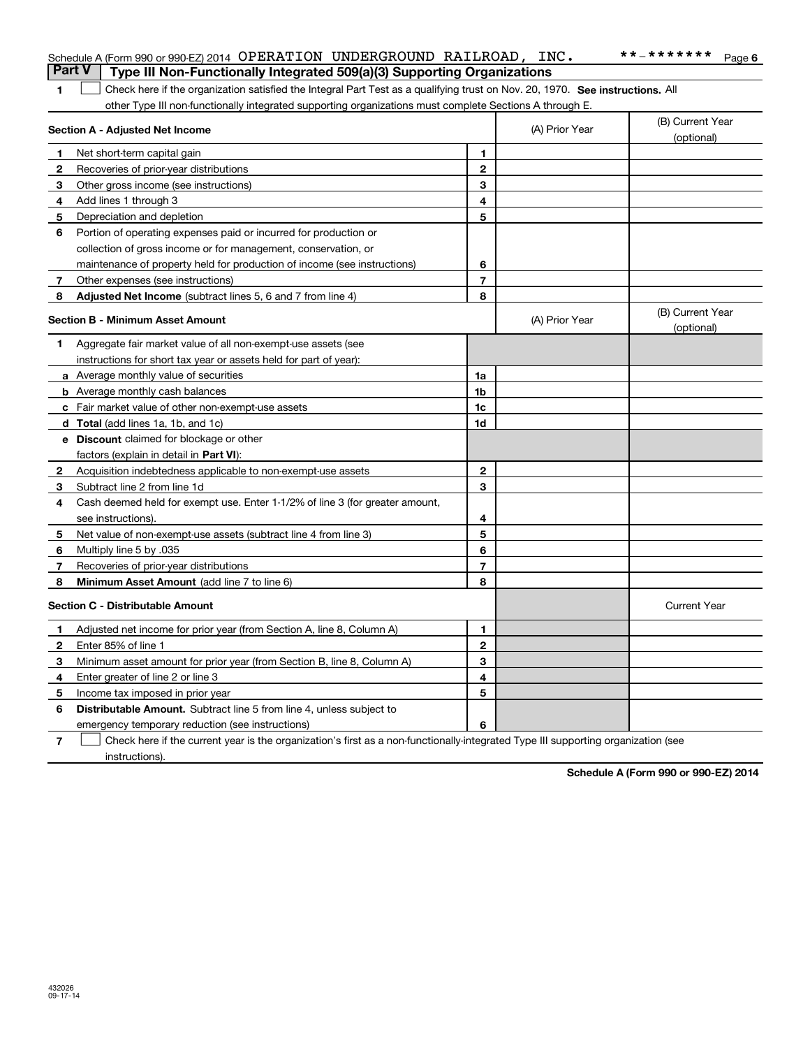Schedule A (Form 990 or 990-EZ) 2014 OPERATION UNDERGROUND RAILROAD, INC. **-******* Page 6

## Part V Type III Non-Functionally Integrated 509(a)(3) Supporting Organizations

1 ☐ Check here if the organization satisfied the Integral Part Test as a qualifying trust on Nov. 20, 1970. **See instructions.** All other Type III non-functionally integrated supporting organizations must complete Sections A through E.

| Section A - Adjusted Net Income | | (A) Prior Year | (B) Current Year (optional) |
|---|---|---|---|
| 1 Net short-term capital gain | 1 | | |
| 2 Recoveries of prior-year distributions | 2 | | |
| 3 Other gross income (see instructions) | 3 | | |
| 4 Add lines 1 through 3 | 4 | | |
| 5 Depreciation and depletion | 5 | | |
| 6 Portion of operating expenses paid or incurred for production or collection of gross income or for management, conservation, or maintenance of property held for production of income (see instructions) | 6 | | |
| 7 Other expenses (see instructions) | 7 | | |
| 8 **Adjusted Net Income** (subtract lines 5, 6 and 7 from line 4) | 8 | | |

| Section B - Minimum Asset Amount | | (A) Prior Year | (B) Current Year (optional) |
|---|---|---|---|
| 1 Aggregate fair market value of all non-exempt-use assets (see instructions for short tax year or assets held for part of year): | | | |
| a Average monthly value of securities | 1a | | |
| b Average monthly cash balances | 1b | | |
| c Fair market value of other non-exempt-use assets | 1c | | |
| d **Total** (add lines 1a, 1b, and 1c) | 1d | | |
| e **Discount** claimed for blockage or other factors (explain in detail in **Part VI**): | | | |
| 2 Acquisition indebtedness applicable to non-exempt-use assets | 2 | | |
| 3 Subtract line 2 from line 1d | 3 | | |
| 4 Cash deemed held for exempt use. Enter 1-1/2% of line 3 (for greater amount, see instructions). | 4 | | |
| 5 Net value of non-exempt-use assets (subtract line 4 from line 3) | 5 | | |
| 6 Multiply line 5 by .035 | 6 | | |
| 7 Recoveries of prior-year distributions | 7 | | |
| 8 **Minimum Asset Amount** (add line 7 to line 6) | 8 | | |

| Section C - Distributable Amount | | | Current Year |
|---|---|---|---|
| 1 Adjusted net income for prior year (from Section A, line 8, Column A) | 1 | | |
| 2 Enter 85% of line 1 | 2 | | |
| 3 Minimum asset amount for prior year (from Section B, line 8, Column A) | 3 | | |
| 4 Enter greater of line 2 or line 3 | 4 | | |
| 5 Income tax imposed in prior year | 5 | | |
| 6 **Distributable Amount.** Subtract line 5 from line 4, unless subject to emergency temporary reduction (see instructions) | 6 | | |

7 ☐ Check here if the current year is the organization's first as a non-functionally-integrated Type III supporting organization (see instructions).

**Schedule A (Form 990 or 990-EZ) 2014**

432026 09-17-14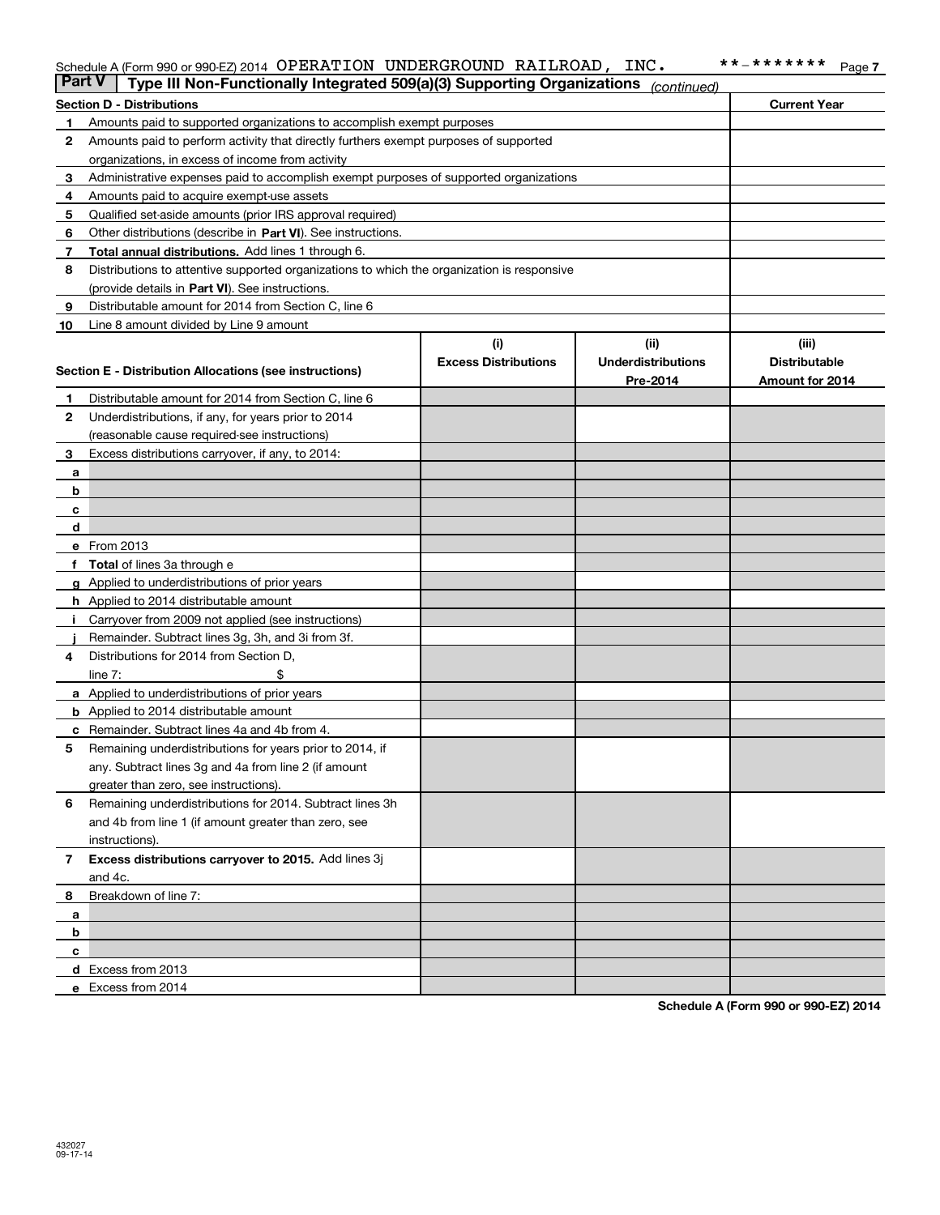Schedule A (Form 990 or 990-EZ) 2014 OPERATION UNDERGROUND RAILROAD, INC. **-******* Page 7

## Part V Type III Non-Functionally Integrated 509(a)(3) Supporting Organizations *(continued)*

| Section D - Distributions | | Current Year |
|---|---|---|
| 1 | Amounts paid to supported organizations to accomplish exempt purposes | |
| 2 | Amounts paid to perform activity that directly furthers exempt purposes of supported organizations, in excess of income from activity | |
| 3 | Administrative expenses paid to accomplish exempt purposes of supported organizations | |
| 4 | Amounts paid to acquire exempt-use assets | |
| 5 | Qualified set-aside amounts (prior IRS approval required) | |
| 6 | Other distributions (describe in **Part VI**). See instructions. | |
| 7 | **Total annual distributions.** Add lines 1 through 6. | |
| 8 | Distributions to attentive supported organizations to which the organization is responsive (provide details in **Part VI**). See instructions. | |
| 9 | Distributable amount for 2014 from Section C, line 6 | |
| 10 | Line 8 amount divided by Line 9 amount | |

| Section E - Distribution Allocations (see instructions) | | (i) Excess Distributions | (ii) Underdistributions Pre-2014 | (iii) Distributable Amount for 2014 |
|---|---|---|---|---|
| 1 | Distributable amount for 2014 from Section C, line 6 | | | |
| 2 | Underdistributions, if any, for years prior to 2014 (reasonable cause required-see instructions) | | | |
| 3 | Excess distributions carryover, if any, to 2014: | | | |
| a | | | | |
| b | | | | |
| c | | | | |
| d | | | | |
| e | From 2013 | | | |
| f | **Total** of lines 3a through e | | | |
| g | Applied to underdistributions of prior years | | | |
| h | Applied to 2014 distributable amount | | | |
| i | Carryover from 2009 not applied (see instructions) | | | |
| j | Remainder. Subtract lines 3g, 3h, and 3i from 3f. | | | |
| 4 | Distributions for 2014 from Section D, line 7: $ | | | |
| a | Applied to underdistributions of prior years | | | |
| b | Applied to 2014 distributable amount | | | |
| c | Remainder. Subtract lines 4a and 4b from 4. | | | |
| 5 | Remaining underdistributions for years prior to 2014, if any. Subtract lines 3g and 4a from line 2 (if amount greater than zero, see instructions). | | | |
| 6 | Remaining underdistributions for 2014. Subtract lines 3h and 4b from line 1 (if amount greater than zero, see instructions). | | | |
| 7 | **Excess distributions carryover to 2015.** Add lines 3j and 4c. | | | |
| 8 | Breakdown of line 7: | | | |
| a | | | | |
| b | | | | |
| c | | | | |
| d | Excess from 2013 | | | |
| e | Excess from 2014 | | | |

**Schedule A (Form 990 or 990-EZ) 2014**

432027
09-17-14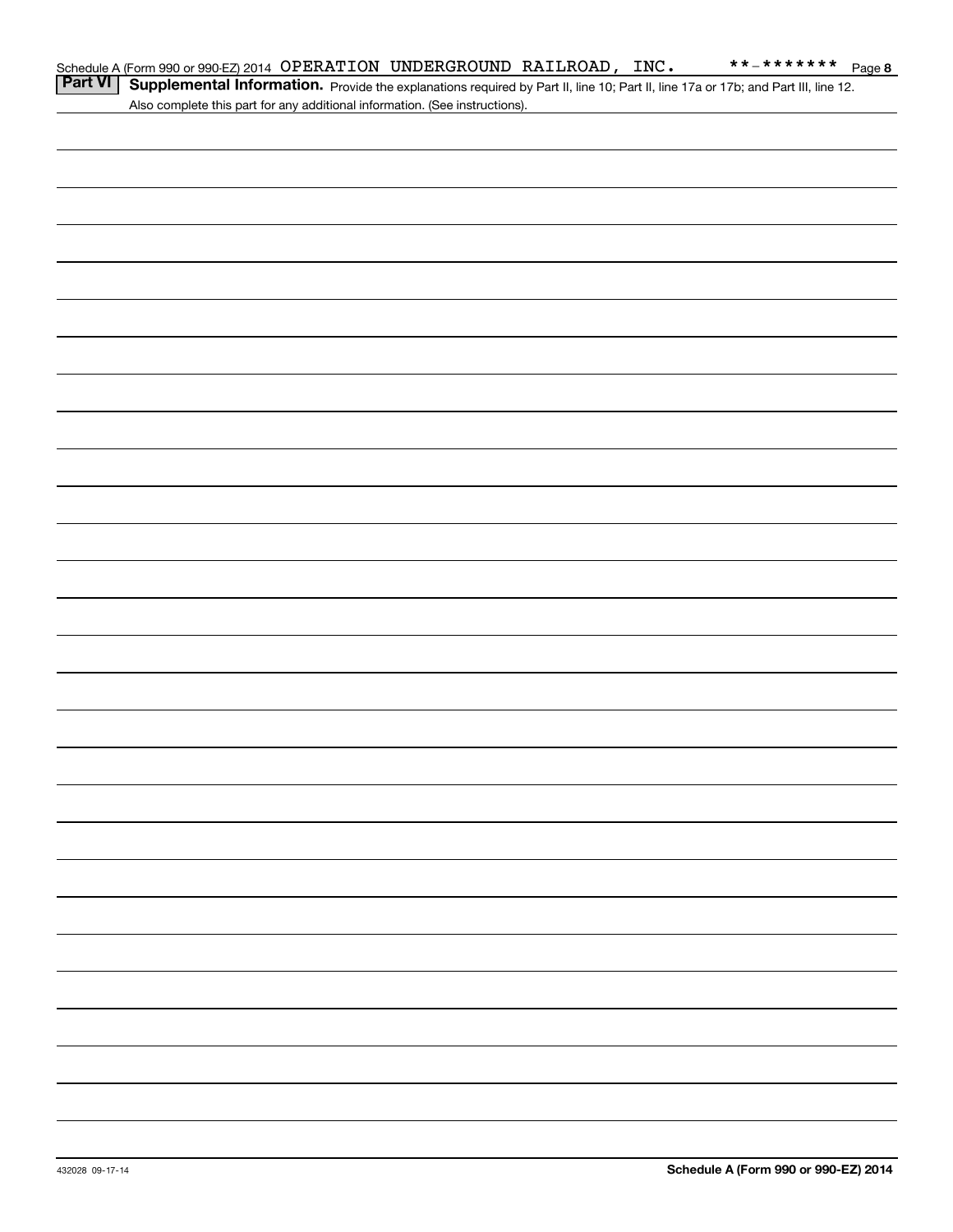Schedule A (Form 990 or 990-EZ) 2014 OPERATION UNDERGROUND RAILROAD, INC. **-******* Page 8

**Part VI** **Supplemental Information.** Provide the explanations required by Part II, line 10; Part II, line 17a or 17b; and Part III, line 12. Also complete this part for any additional information. (See instructions).

432028 09-17-14 **Schedule A (Form 990 or 990-EZ) 2014**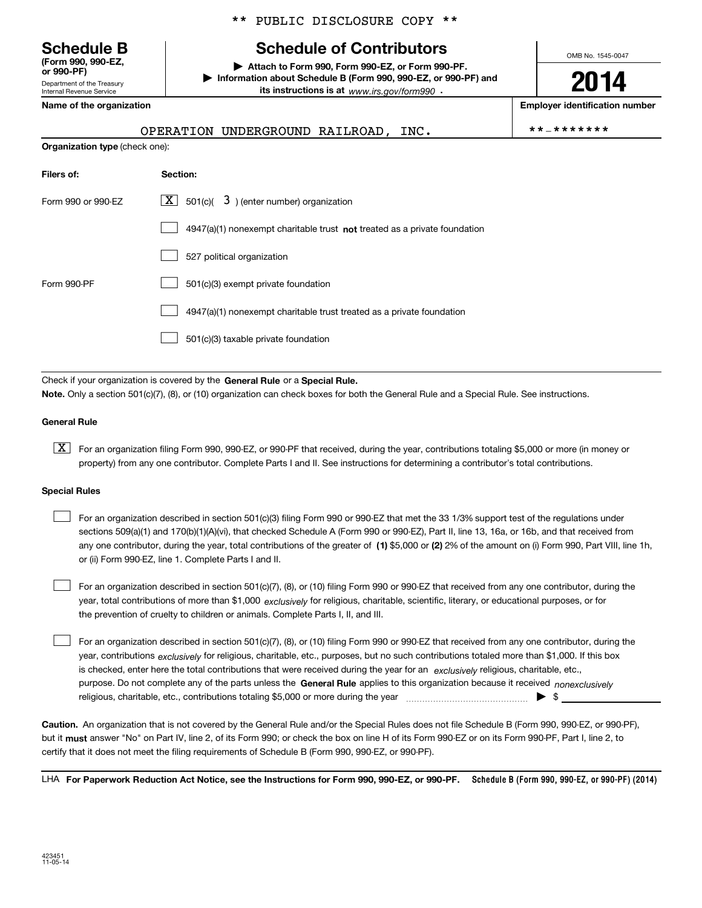** PUBLIC DISCLOSURE COPY **

# Schedule B

**(Form 990, 990-EZ, or 990-PF)**

Department of the Treasury
Internal Revenue Service

## Schedule of Contributors

▶ **Attach to Form 990, Form 990-EZ, or Form 990-PF.**

▶ **Information about Schedule B (Form 990, 990-EZ, or 990-PF) and its instructions is at** *www.irs.gov/form990* .

OMB No. 1545-0047

**2014**

**Name of the organization**

OPERATION UNDERGROUND RAILROAD, INC.

**Employer identification number**

**-*******

**Organization type** (check one):

| **Filers of:** | **Section:** |
|---|---|
| Form 990 or 990-EZ | [X] 501(c)( 3 ) (enter number) organization |
| | [ ] 4947(a)(1) nonexempt charitable trust **not** treated as a private foundation |
| | [ ] 527 political organization |
| Form 990-PF | [ ] 501(c)(3) exempt private foundation |
| | [ ] 4947(a)(1) nonexempt charitable trust treated as a private foundation |
| | [ ] 501(c)(3) taxable private foundation |

Check if your organization is covered by the **General Rule** or a **Special Rule.**

**Note.** Only a section 501(c)(7), (8), or (10) organization can check boxes for both the General Rule and a Special Rule. See instructions.

**General Rule**

[X] For an organization filing Form 990, 990-EZ, or 990-PF that received, during the year, contributions totaling $5,000 or more (in money or property) from any one contributor. Complete Parts I and II. See instructions for determining a contributor's total contributions.

**Special Rules**

[ ] For an organization described in section 501(c)(3) filing Form 990 or 990-EZ that met the 33 1/3% support test of the regulations under sections 509(a)(1) and 170(b)(1)(A)(vi), that checked Schedule A (Form 990 or 990-EZ), Part II, line 13, 16a, or 16b, and that received from any one contributor, during the year, total contributions of the greater of **(1)** $5,000 or **(2)** 2% of the amount on (i) Form 990, Part VIII, line 1h, or (ii) Form 990-EZ, line 1. Complete Parts I and II.

[ ] For an organization described in section 501(c)(7), (8), or (10) filing Form 990 or 990-EZ that received from any one contributor, during the year, total contributions of more than $1,000 *exclusively* for religious, charitable, scientific, literary, or educational purposes, or for the prevention of cruelty to children or animals. Complete Parts I, II, and III.

[ ] For an organization described in section 501(c)(7), (8), or (10) filing Form 990 or 990-EZ that received from any one contributor, during the year, contributions *exclusively* for religious, charitable, etc., purposes, but no such contributions totaled more than $1,000. If this box is checked, enter here the total contributions that were received during the year for an *exclusively* religious, charitable, etc., purpose. Do not complete any of the parts unless the **General Rule** applies to this organization because it received *nonexclusively* religious, charitable, etc., contributions totaling $5,000 or more during the year ▶ $ ________

**Caution.** An organization that is not covered by the General Rule and/or the Special Rules does not file Schedule B (Form 990, 990-EZ, or 990-PF), but it **must** answer "No" on Part IV, line 2, of its Form 990; or check the box on line H of its Form 990-EZ or on its Form 990-PF, Part I, line 2, to certify that it does not meet the filing requirements of Schedule B (Form 990, 990-EZ, or 990-PF).

LHA **For Paperwork Reduction Act Notice, see the Instructions for Form 990, 990-EZ, or 990-PF.** **Schedule B (Form 990, 990-EZ, or 990-PF) (2014)**

423451
11-05-14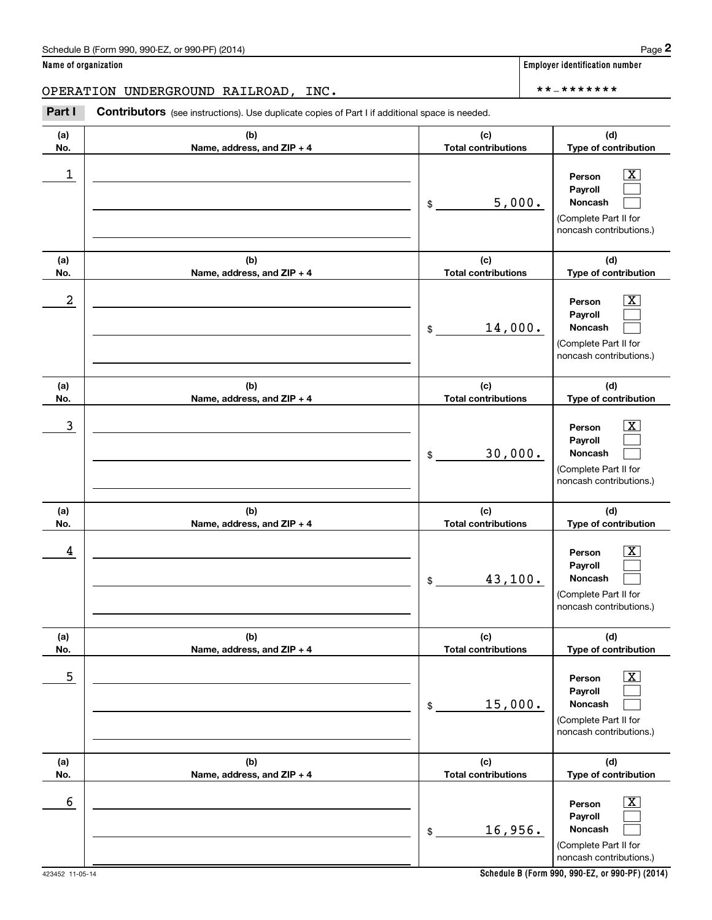**Name of organization**

OPERATION UNDERGROUND RAILROAD, INC.

**Employer identification number**

**-*******

**Part I** **Contributors** (see instructions). Use duplicate copies of Part I if additional space is needed.

| (a) No. | (b) Name, address, and ZIP + 4 | (c) Total contributions | (d) Type of contribution |
|---|---|---|---|
| 1 | | $ 5,000. | Person [X] Payroll [ ] Noncash [ ] (Complete Part II for noncash contributions.) |
| 2 | | $ 14,000. | Person [X] Payroll [ ] Noncash [ ] (Complete Part II for noncash contributions.) |
| 3 | | $ 30,000. | Person [X] Payroll [ ] Noncash [ ] (Complete Part II for noncash contributions.) |
| 4 | | $ 43,100. | Person [X] Payroll [ ] Noncash [ ] (Complete Part II for noncash contributions.) |
| 5 | | $ 15,000. | Person [X] Payroll [ ] Noncash [ ] (Complete Part II for noncash contributions.) |
| 6 | | $ 16,956. | Person [X] Payroll [ ] Noncash [ ] (Complete Part II for noncash contributions.) |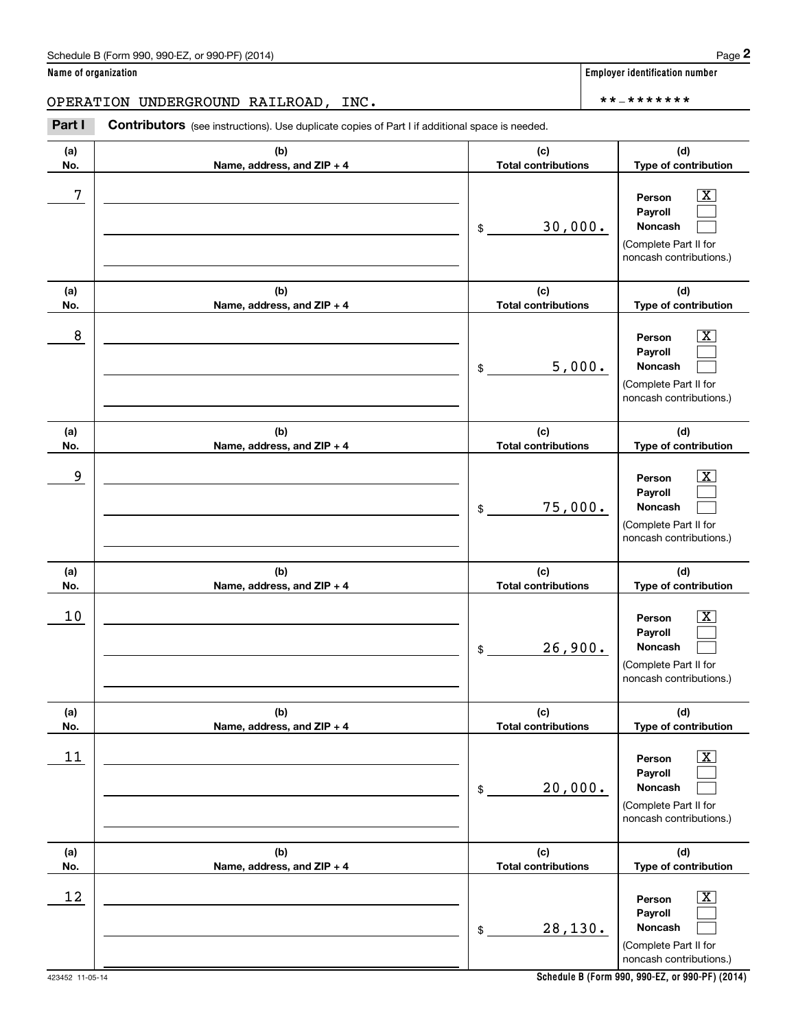Schedule B (Form 990, 990-EZ, or 990-PF) (2014)

**Name of organization**

OPERATION UNDERGROUND RAILROAD, INC.

**Employer identification number**

**-*******

**Part I** **Contributors** (see instructions). Use duplicate copies of Part I if additional space is needed.

| (a) No. | (b) Name, address, and ZIP + 4 | (c) Total contributions | (d) Type of contribution |
|---|---|---|---|
| 7 | | $ 30,000. | Person [X] Payroll [ ] Noncash [ ] (Complete Part II for noncash contributions.) |
| 8 | | $ 5,000. | Person [X] Payroll [ ] Noncash [ ] (Complete Part II for noncash contributions.) |
| 9 | | $ 75,000. | Person [X] Payroll [ ] Noncash [ ] (Complete Part II for noncash contributions.) |
| 10 | | $ 26,900. | Person [X] Payroll [ ] Noncash [ ] (Complete Part II for noncash contributions.) |
| 11 | | $ 20,000. | Person [X] Payroll [ ] Noncash [ ] (Complete Part II for noncash contributions.) |
| 12 | | $ 28,130. | Person [X] Payroll [ ] Noncash [ ] (Complete Part II for noncash contributions.) |

423452 11-05-14

**Schedule B (Form 990, 990-EZ, or 990-PF) (2014)**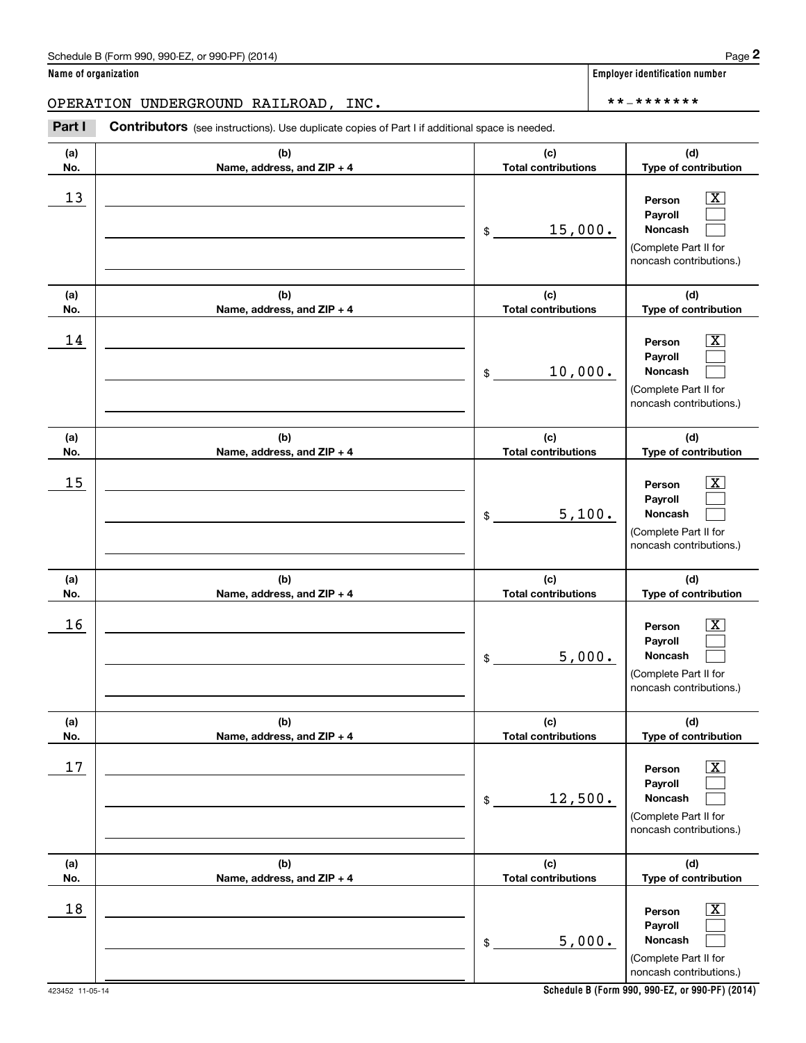**Name of organization**

OPERATION UNDERGROUND RAILROAD, INC.

**Employer identification number**

**-*******

**Part I** **Contributors** (see instructions). Use duplicate copies of Part I if additional space is needed.

| (a) No. | (b) Name, address, and ZIP + 4 | (c) Total contributions | (d) Type of contribution |
|---|---|---|---|
| 13 | | $ 15,000. | Person [X] Payroll [ ] Noncash [ ] (Complete Part II for noncash contributions.) |
| 14 | | $ 10,000. | Person [X] Payroll [ ] Noncash [ ] (Complete Part II for noncash contributions.) |
| 15 | | $ 5,100. | Person [X] Payroll [ ] Noncash [ ] (Complete Part II for noncash contributions.) |
| 16 | | $ 5,000. | Person [X] Payroll [ ] Noncash [ ] (Complete Part II for noncash contributions.) |
| 17 | | $ 12,500. | Person [X] Payroll [ ] Noncash [ ] (Complete Part II for noncash contributions.) |
| 18 | | $ 5,000. | Person [X] Payroll [ ] Noncash [ ] (Complete Part II for noncash contributions.) |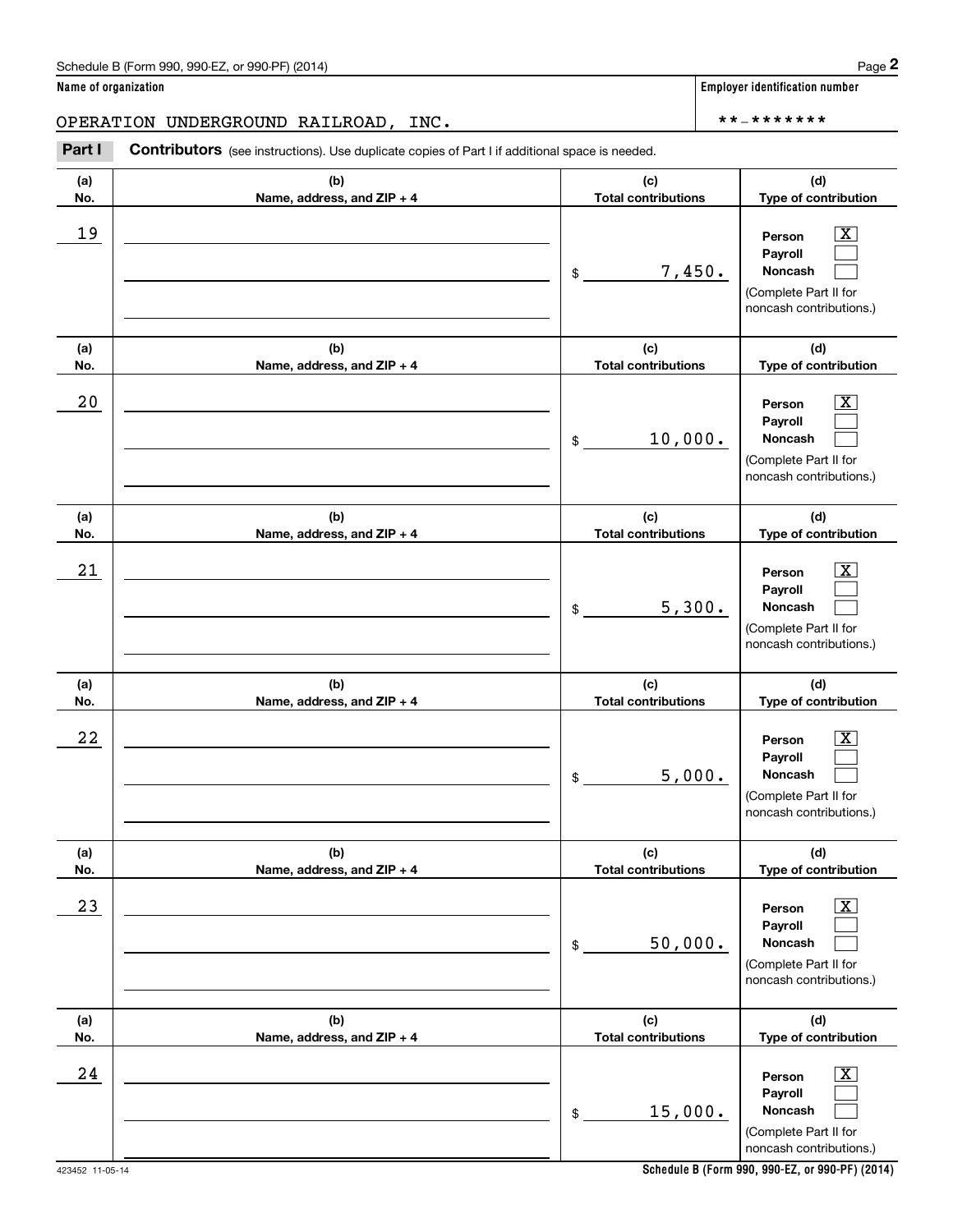Schedule B (Form 990, 990-EZ, or 990-PF) (2014)

**Name of organization**

OPERATION UNDERGROUND RAILROAD, INC.

**Employer identification number**

**-*******

**Part I** **Contributors** (see instructions). Use duplicate copies of Part I if additional space is needed.

| (a) No. | (b) Name, address, and ZIP + 4 | (c) Total contributions | (d) Type of contribution |
|---|---|---|---|
| 19 | | $ 7,450. | Person [X] Payroll [ ] Noncash [ ] (Complete Part II for noncash contributions.) |
| 20 | | $ 10,000. | Person [X] Payroll [ ] Noncash [ ] (Complete Part II for noncash contributions.) |
| 21 | | $ 5,300. | Person [X] Payroll [ ] Noncash [ ] (Complete Part II for noncash contributions.) |
| 22 | | $ 5,000. | Person [X] Payroll [ ] Noncash [ ] (Complete Part II for noncash contributions.) |
| 23 | | $ 50,000. | Person [X] Payroll [ ] Noncash [ ] (Complete Part II for noncash contributions.) |
| 24 | | $ 15,000. | Person [X] Payroll [ ] Noncash [ ] (Complete Part II for noncash contributions.) |

423452 11-05-14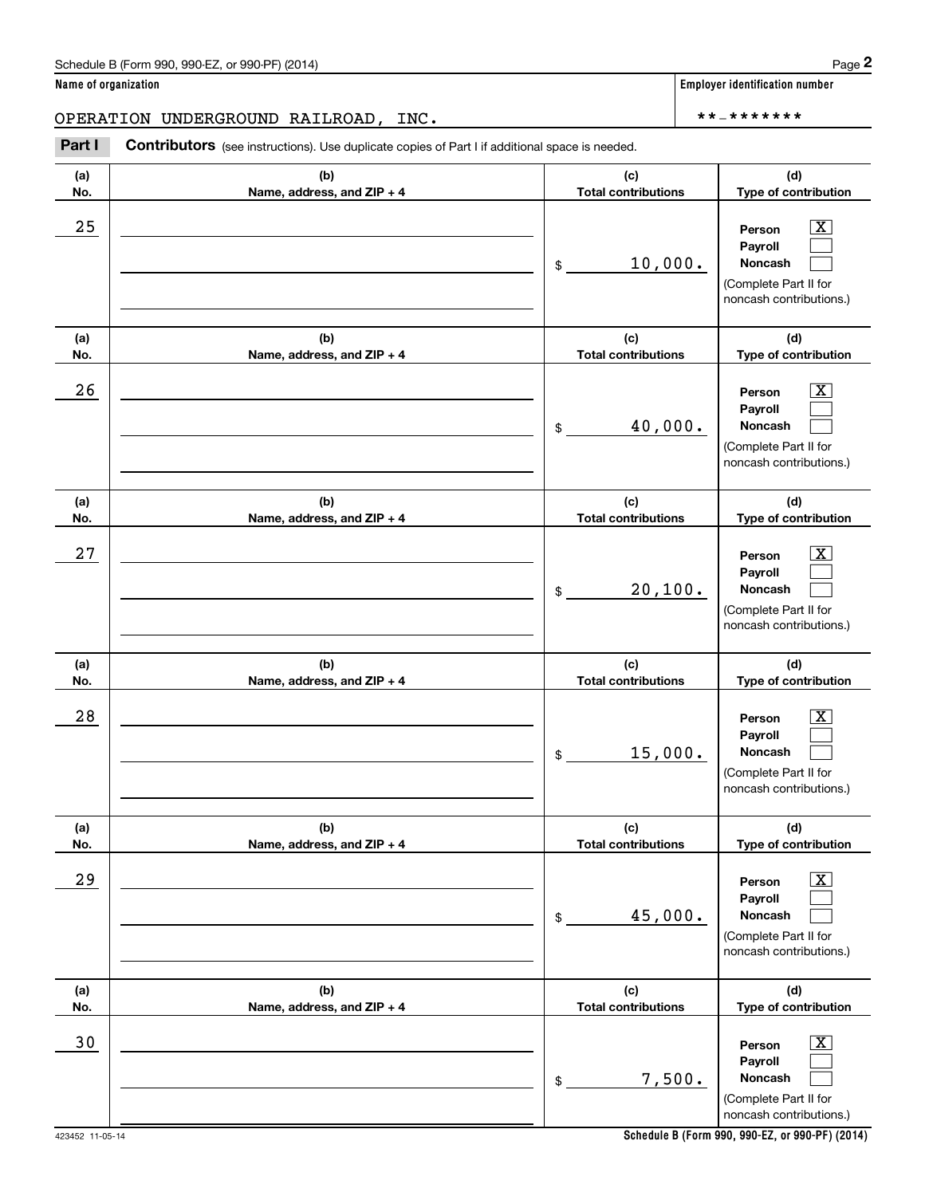Schedule B (Form 990, 990-EZ, or 990-PF) (2014)

**Name of organization**

OPERATION UNDERGROUND RAILROAD, INC.

**Employer identification number**

**-*******

**Part I** **Contributors** (see instructions). Use duplicate copies of Part I if additional space is needed.

| (a) No. | (b) Name, address, and ZIP + 4 | (c) Total contributions | (d) Type of contribution |
|---|---|---|---|
| 25 | | $ 10,000. | Person [X] Payroll [ ] Noncash [ ] (Complete Part II for noncash contributions.) |
| 26 | | $ 40,000. | Person [X] Payroll [ ] Noncash [ ] (Complete Part II for noncash contributions.) |
| 27 | | $ 20,100. | Person [X] Payroll [ ] Noncash [ ] (Complete Part II for noncash contributions.) |
| 28 | | $ 15,000. | Person [X] Payroll [ ] Noncash [ ] (Complete Part II for noncash contributions.) |
| 29 | | $ 45,000. | Person [X] Payroll [ ] Noncash [ ] (Complete Part II for noncash contributions.) |
| 30 | | $ 7,500. | Person [X] Payroll [ ] Noncash [ ] (Complete Part II for noncash contributions.) |

423452 11-05-14

**Schedule B (Form 990, 990-EZ, or 990-PF) (2014)**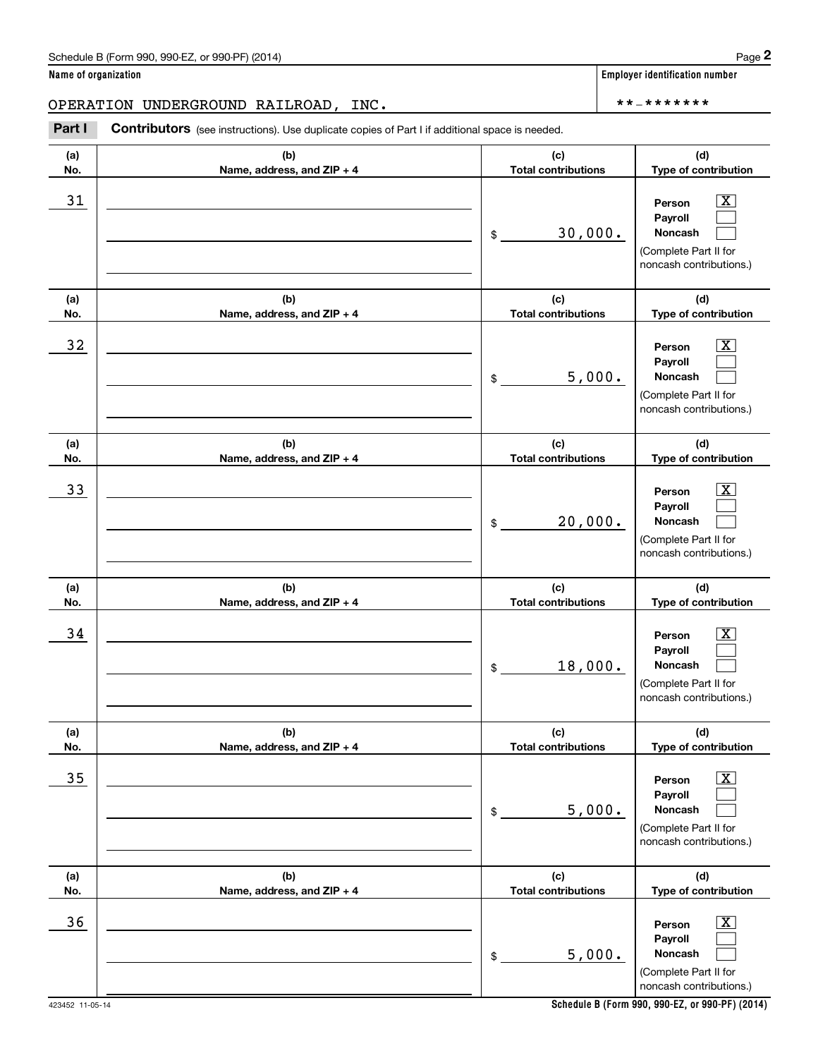**Name of organization**

OPERATION UNDERGROUND RAILROAD, INC.

**Employer identification number**

**-*******

**Part I** **Contributors** (see instructions). Use duplicate copies of Part I if additional space is needed.

| (a) No. | (b) Name, address, and ZIP + 4 | (c) Total contributions | (d) Type of contribution |
|---|---|---|---|
| 31 | | $ 30,000. | Person [X] Payroll [ ] Noncash [ ] (Complete Part II for noncash contributions.) |
| 32 | | $ 5,000. | Person [X] Payroll [ ] Noncash [ ] (Complete Part II for noncash contributions.) |
| 33 | | $ 20,000. | Person [X] Payroll [ ] Noncash [ ] (Complete Part II for noncash contributions.) |
| 34 | | $ 18,000. | Person [X] Payroll [ ] Noncash [ ] (Complete Part II for noncash contributions.) |
| 35 | | $ 5,000. | Person [X] Payroll [ ] Noncash [ ] (Complete Part II for noncash contributions.) |
| 36 | | $ 5,000. | Person [X] Payroll [ ] Noncash [ ] (Complete Part II for noncash contributions.) |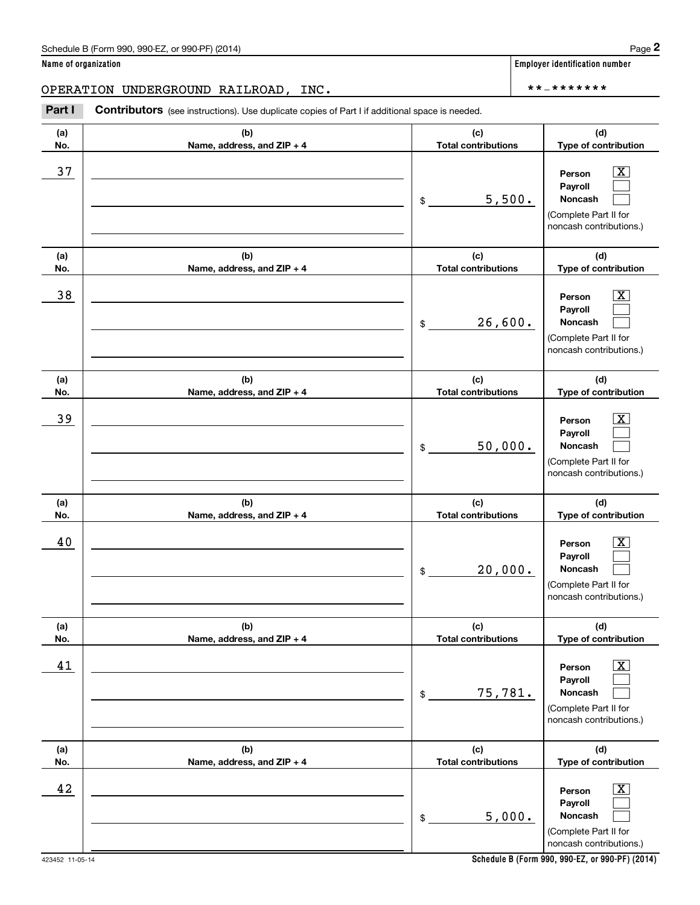Schedule B (Form 990, 990-EZ, or 990-PF) (2014)

**Name of organization**

OPERATION UNDERGROUND RAILROAD, INC.

**Employer identification number**

**-*******

**Part I** **Contributors** (see instructions). Use duplicate copies of Part I if additional space is needed.

| (a) No. | (b) Name, address, and ZIP + 4 | (c) Total contributions | (d) Type of contribution |
|---|---|---|---|
| 37 | | $ 5,500. | Person [X] Payroll [ ] Noncash [ ] (Complete Part II for noncash contributions.) |
| 38 | | $ 26,600. | Person [X] Payroll [ ] Noncash [ ] (Complete Part II for noncash contributions.) |
| 39 | | $ 50,000. | Person [X] Payroll [ ] Noncash [ ] (Complete Part II for noncash contributions.) |
| 40 | | $ 20,000. | Person [X] Payroll [ ] Noncash [ ] (Complete Part II for noncash contributions.) |
| 41 | | $ 75,781. | Person [X] Payroll [ ] Noncash [ ] (Complete Part II for noncash contributions.) |
| 42 | | $ 5,000. | Person [X] Payroll [ ] Noncash [ ] (Complete Part II for noncash contributions.) |

423452 11-05-14

**Schedule B (Form 990, 990-EZ, or 990-PF) (2014)**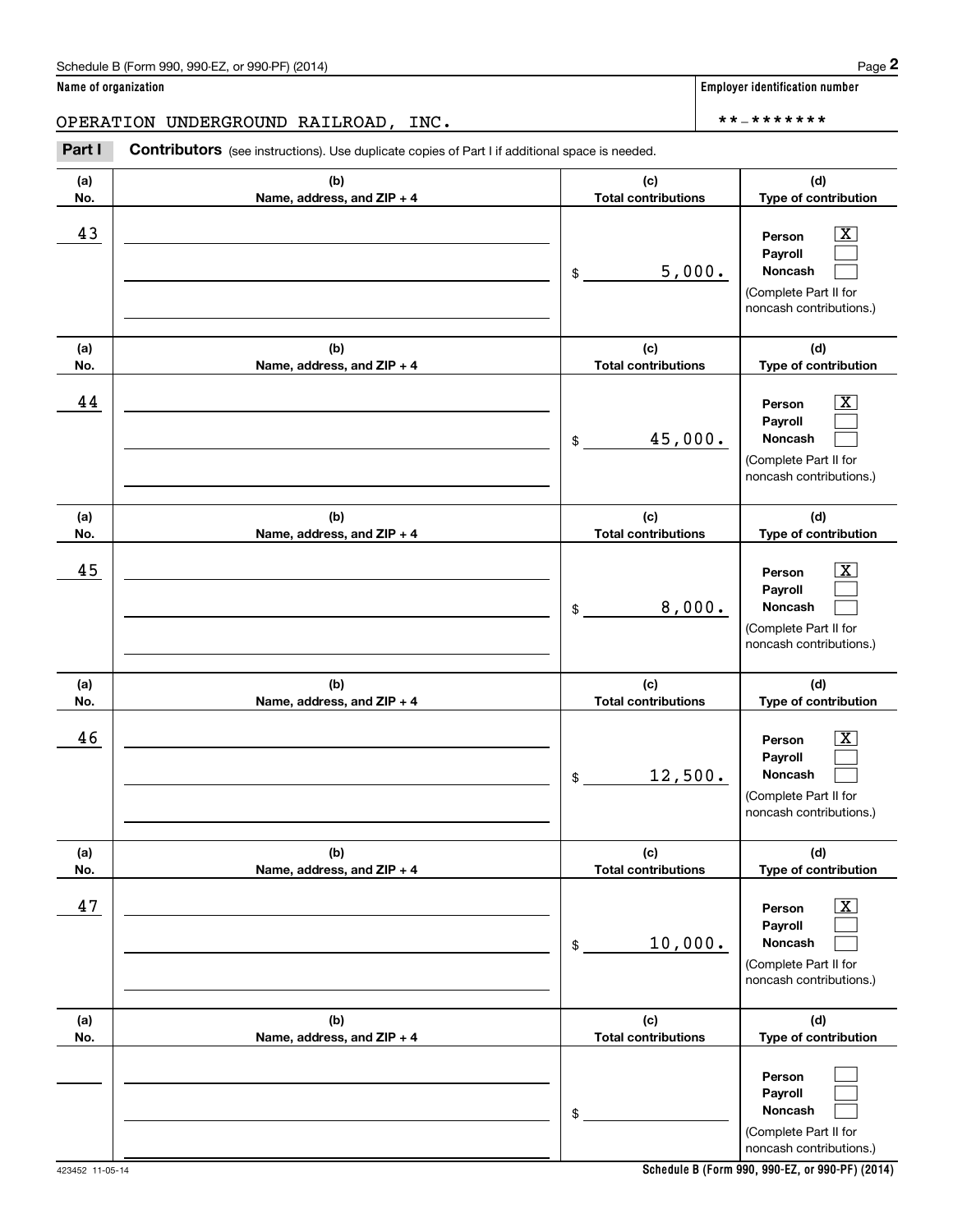Name of organization

OPERATION UNDERGROUND RAILROAD, INC.

Employer identification number

**-*******

**Part I** **Contributors** (see instructions). Use duplicate copies of Part I if additional space is needed.

| (a) No. | (b) Name, address, and ZIP + 4 | (c) Total contributions | (d) Type of contribution |
|---|---|---|---|
| 43 | | $ 5,000. | Person [X] Payroll [ ] Noncash [ ] (Complete Part II for noncash contributions.) |
| 44 | | $ 45,000. | Person [X] Payroll [ ] Noncash [ ] (Complete Part II for noncash contributions.) |
| 45 | | $ 8,000. | Person [X] Payroll [ ] Noncash [ ] (Complete Part II for noncash contributions.) |
| 46 | | $ 12,500. | Person [X] Payroll [ ] Noncash [ ] (Complete Part II for noncash contributions.) |
| 47 | | $ 10,000. | Person [X] Payroll [ ] Noncash [ ] (Complete Part II for noncash contributions.) |
| | | $ | Person [ ] Payroll [ ] Noncash [ ] (Complete Part II for noncash contributions.) |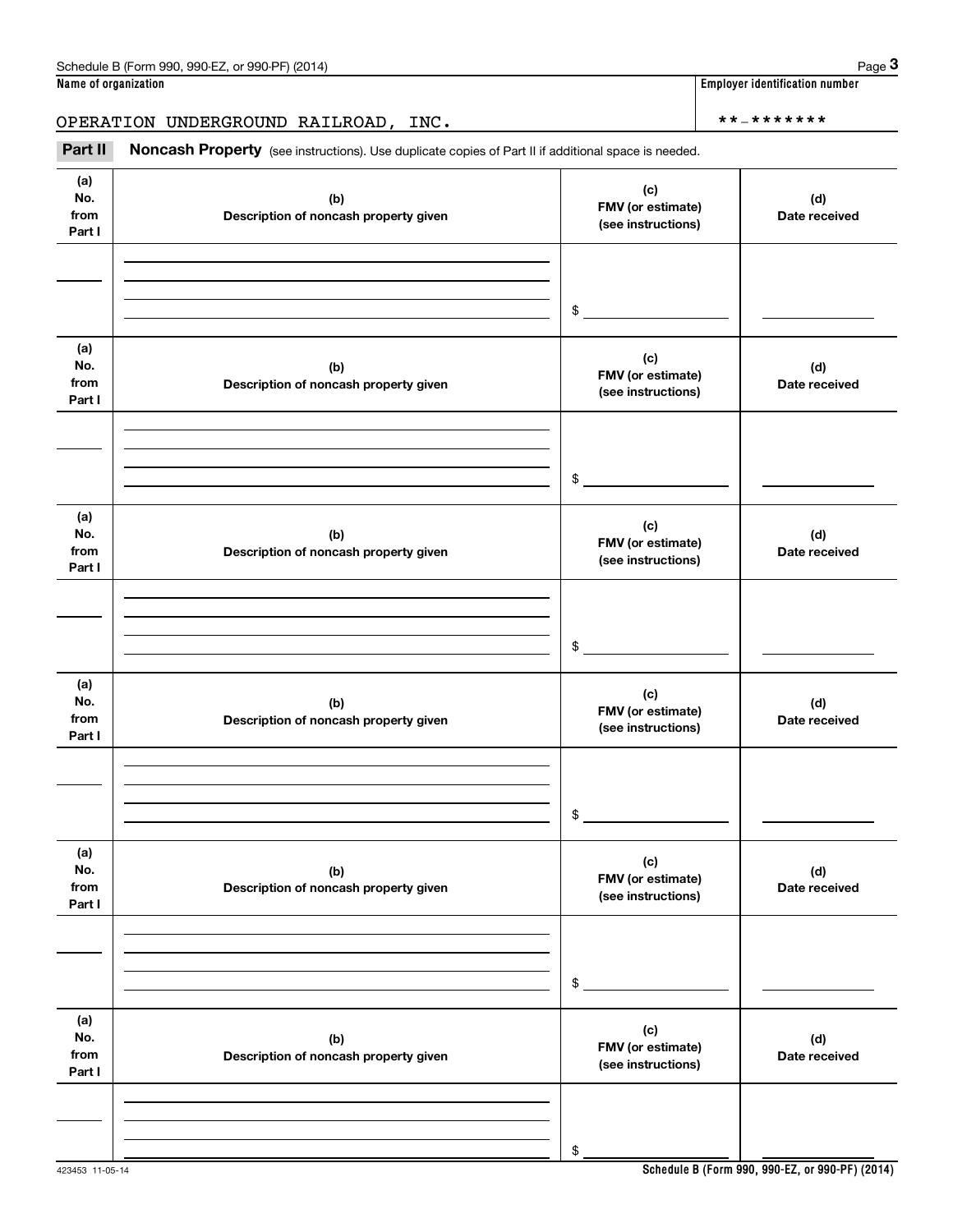Name of organization | Employer identification number

OPERATION UNDERGROUND RAILROAD, INC. | **-*******

**Part II** **Noncash Property** (see instructions). Use duplicate copies of Part II if additional space is needed.

| (a) No. from Part I | (b) Description of noncash property given | (c) FMV (or estimate) (see instructions) | (d) Date received |
|---|---|---|---|
| | | $ | |

| (a) No. from Part I | (b) Description of noncash property given | (c) FMV (or estimate) (see instructions) | (d) Date received |
|---|---|---|---|
| | | $ | |

| (a) No. from Part I | (b) Description of noncash property given | (c) FMV (or estimate) (see instructions) | (d) Date received |
|---|---|---|---|
| | | $ | |

| (a) No. from Part I | (b) Description of noncash property given | (c) FMV (or estimate) (see instructions) | (d) Date received |
|---|---|---|---|
| | | $ | |

| (a) No. from Part I | (b) Description of noncash property given | (c) FMV (or estimate) (see instructions) | (d) Date received |
|---|---|---|---|
| | | $ | |

| (a) No. from Part I | (b) Description of noncash property given | (c) FMV (or estimate) (see instructions) | (d) Date received |
|---|---|---|---|
| | | $ | |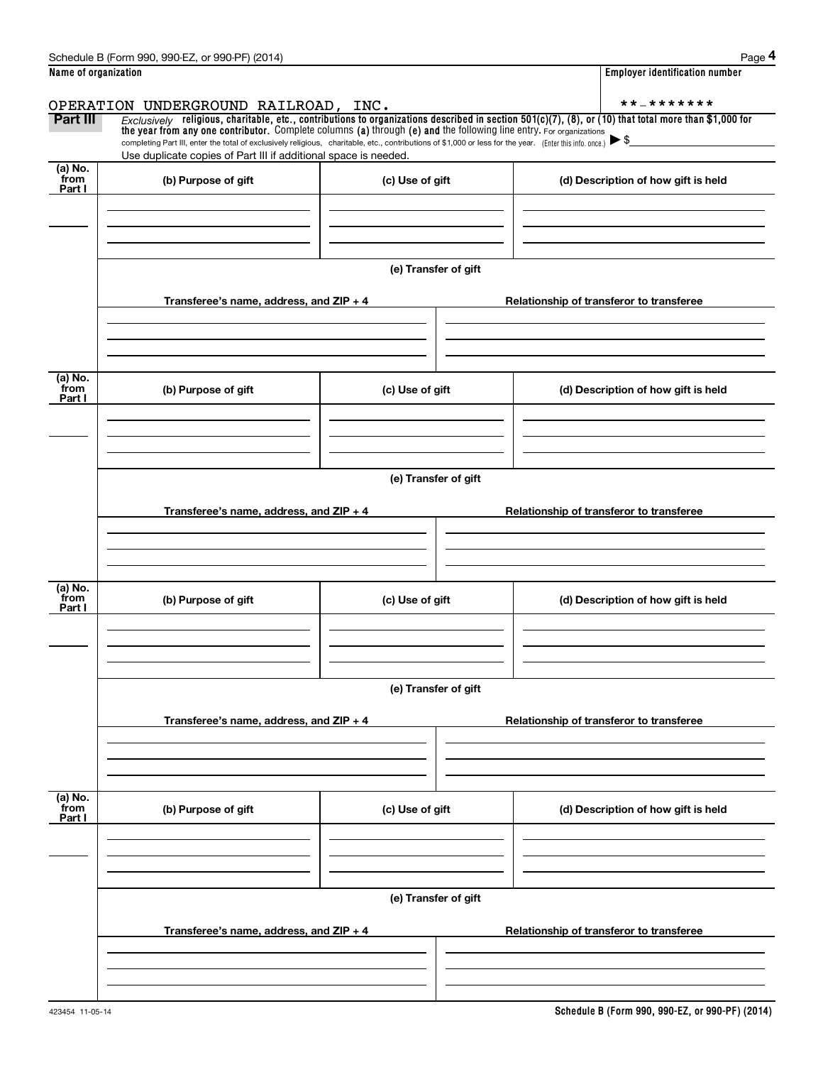Schedule B (Form 990, 990-EZ, or 990-PF) (2014) Page **4**

**Name of organization** | **Employer identification number**

OPERATION UNDERGROUND RAILROAD, INC. | **_*******

**Part III** *Exclusively* **religious, charitable, etc., contributions to organizations described in section 501(c)(7), (8), or (10) that total more than $1,000 for the year from any one contributor.** Complete columns **(a)** through **(e) and** the following line entry. For organizations completing Part III, enter the total of exclusively religious, charitable, etc., contributions of $1,000 or less for the year. (Enter this info. once.) ▶ $

Use duplicate copies of Part III if additional space is needed.

| (a) No. from Part I | (b) Purpose of gift | (c) Use of gift | (d) Description of how gift is held |
|---|---|---|---|
| | | | |

(e) Transfer of gift

| Transferee's name, address, and ZIP + 4 | Relationship of transferor to transferee |
|---|---|
| | |

| (a) No. from Part I | (b) Purpose of gift | (c) Use of gift | (d) Description of how gift is held |
|---|---|---|---|
| | | | |

(e) Transfer of gift

| Transferee's name, address, and ZIP + 4 | Relationship of transferor to transferee |
|---|---|
| | |

| (a) No. from Part I | (b) Purpose of gift | (c) Use of gift | (d) Description of how gift is held |
|---|---|---|---|
| | | | |

(e) Transfer of gift

| Transferee's name, address, and ZIP + 4 | Relationship of transferor to transferee |
|---|---|
| | |

| (a) No. from Part I | (b) Purpose of gift | (c) Use of gift | (d) Description of how gift is held |
|---|---|---|---|
| | | | |

(e) Transfer of gift

| Transferee's name, address, and ZIP + 4 | Relationship of transferor to transferee |
|---|---|
| | |

423454 11-05-14 **Schedule B (Form 990, 990-EZ, or 990-PF) (2014)**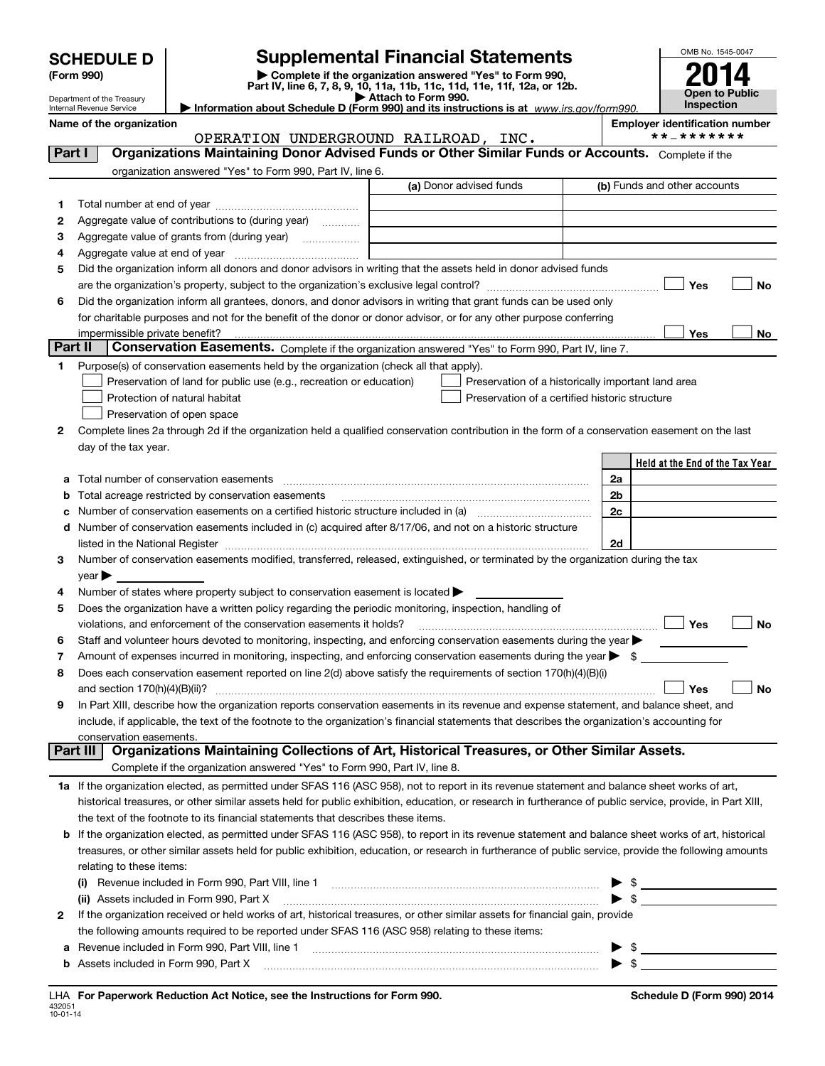# SCHEDULE D (Form 990)

Department of the Treasury
Internal Revenue Service

## Supplemental Financial Statements

▶ Complete if the organization answered "Yes" to Form 990, Part IV, line 6, 7, 8, 9, 10, 11a, 11b, 11c, 11d, 11e, 11f, 12a, or 12b.
▶ Attach to Form 990.
▶ Information about Schedule D (Form 990) and its instructions is at *www.irs.gov/form990.*

OMB No. 1545-0047

**2014**

**Open to Public Inspection**

**Name of the organization**
OPERATION UNDERGROUND RAILROAD, INC.

**Employer identification number**
**-*******

**Part I — Organizations Maintaining Donor Advised Funds or Other Similar Funds or Accounts.** Complete if the organization answered "Yes" to Form 990, Part IV, line 6.

| | | (a) Donor advised funds | (b) Funds and other accounts |
|---|---|---|---|
| 1 | Total number at end of year | | |
| 2 | Aggregate value of contributions to (during year) | | |
| 3 | Aggregate value of grants from (during year) | | |
| 4 | Aggregate value at end of year | | |

5 Did the organization inform all donors and donor advisors in writing that the assets held in donor advised funds are the organization's property, subject to the organization's exclusive legal control? ☐ Yes ☐ No

6 Did the organization inform all grantees, donors, and donor advisors in writing that grant funds can be used only for charitable purposes and not for the benefit of the donor or donor advisor, or for any other purpose conferring impermissible private benefit? ☐ Yes ☐ No

**Part II — Conservation Easements.** Complete if the organization answered "Yes" to Form 990, Part IV, line 7.

1 Purpose(s) of conservation easements held by the organization (check all that apply).

☐ Preservation of land for public use (e.g., recreation or education)
☐ Preservation of a historically important land area
☐ Protection of natural habitat
☐ Preservation of a certified historic structure
☐ Preservation of open space

2 Complete lines 2a through 2d if the organization held a qualified conservation contribution in the form of a conservation easement on the last day of the tax year.

| | | | Held at the End of the Tax Year |
|---|---|---|---|
| a | Total number of conservation easements | 2a | |
| b | Total acreage restricted by conservation easements | 2b | |
| c | Number of conservation easements on a certified historic structure included in (a) | 2c | |
| d | Number of conservation easements included in (c) acquired after 8/17/06, and not on a historic structure listed in the National Register | 2d | |

3 Number of conservation easements modified, transferred, released, extinguished, or terminated by the organization during the tax year ▶

4 Number of states where property subject to conservation easement is located ▶

5 Does the organization have a written policy regarding the periodic monitoring, inspection, handling of violations, and enforcement of the conservation easements it holds? ☐ Yes ☐ No

6 Staff and volunteer hours devoted to monitoring, inspecting, and enforcing conservation easements during the year ▶

7 Amount of expenses incurred in monitoring, inspecting, and enforcing conservation easements during the year ▶ $

8 Does each conservation easement reported on line 2(d) above satisfy the requirements of section 170(h)(4)(B)(i) and section 170(h)(4)(B)(ii)? ☐ Yes ☐ No

9 In Part XIII, describe how the organization reports conservation easements in its revenue and expense statement, and balance sheet, and include, if applicable, the text of the footnote to the organization's financial statements that describes the organization's accounting for conservation easements.

**Part III — Organizations Maintaining Collections of Art, Historical Treasures, or Other Similar Assets.** Complete if the organization answered "Yes" to Form 990, Part IV, line 8.

1a If the organization elected, as permitted under SFAS 116 (ASC 958), not to report in its revenue statement and balance sheet works of art, historical treasures, or other similar assets held for public exhibition, education, or research in furtherance of public service, provide, in Part XIII, the text of the footnote to its financial statements that describes these items.

b If the organization elected, as permitted under SFAS 116 (ASC 958), to report in its revenue statement and balance sheet works of art, historical treasures, or other similar assets held for public exhibition, education, or research in furtherance of public service, provide the following amounts relating to these items:

(i) Revenue included in Form 990, Part VIII, line 1 ▶ $

(ii) Assets included in Form 990, Part X ▶ $

2 If the organization received or held works of art, historical treasures, or other similar assets for financial gain, provide the following amounts required to be reported under SFAS 116 (ASC 958) relating to these items:

a Revenue included in Form 990, Part VIII, line 1 ▶ $

b Assets included in Form 990, Part X ▶ $

LHA **For Paperwork Reduction Act Notice, see the Instructions for Form 990.**
432051 10-01-14

**Schedule D (Form 990) 2014**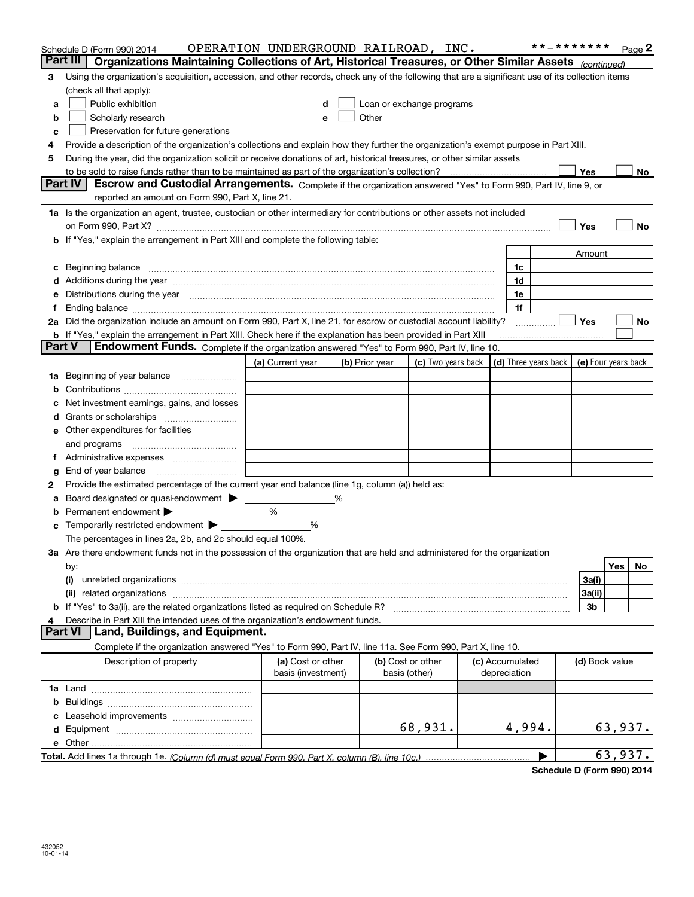Schedule D (Form 990) 2014    OPERATION UNDERGROUND RAILROAD, INC.    **-*******

## Part III Organizations Maintaining Collections of Art, Historical Treasures, or Other Similar Assets *(continued)*

3 Using the organization's acquisition, accession, and other records, check any of the following that are a significant use of its collection items (check all that apply):

a ☐ Public exhibition
b ☐ Scholarly research
c ☐ Preservation for future generations
d ☐ Loan or exchange programs
e ☐ Other

4 Provide a description of the organization's collections and explain how they further the organization's exempt purpose in Part XIII.

5 During the year, did the organization solicit or receive donations of art, historical treasures, or other similar assets to be sold to raise funds rather than to be maintained as part of the organization's collection? ☐ Yes ☐ No

## Part IV Escrow and Custodial Arrangements.

Complete if the organization answered "Yes" to Form 990, Part IV, line 9, or reported an amount on Form 990, Part X, line 21.

1a Is the organization an agent, trustee, custodian or other intermediary for contributions or other assets not included on Form 990, Part X? ☐ Yes ☐ No

b If "Yes," explain the arrangement in Part XIII and complete the following table:

| | | Amount |
|---|---|---|
| c Beginning balance | 1c | |
| d Additions during the year | 1d | |
| e Distributions during the year | 1e | |
| f Ending balance | 1f | |

2a Did the organization include an amount on Form 990, Part X, line 21, for escrow or custodial account liability? ☐ Yes ☐ No

b If "Yes," explain the arrangement in Part XIII. Check here if the explanation has been provided in Part XIII ☐

## Part V Endowment Funds.

Complete if the organization answered "Yes" to Form 990, Part IV, line 10.

| | (a) Current year | (b) Prior year | (c) Two years back | (d) Three years back | (e) Four years back |
|---|---|---|---|---|---|
| 1a Beginning of year balance | | | | | |
| b Contributions | | | | | |
| c Net investment earnings, gains, and losses | | | | | |
| d Grants or scholarships | | | | | |
| e Other expenditures for facilities and programs | | | | | |
| f Administrative expenses | | | | | |
| g End of year balance | | | | | |

2 Provide the estimated percentage of the current year end balance (line 1g, column (a)) held as:

a Board designated or quasi-endowment ▶ ______ %
b Permanent endowment ▶ ______ %
c Temporarily restricted endowment ▶ ______ %

The percentages in lines 2a, 2b, and 2c should equal 100%.

3a Are there endowment funds not in the possession of the organization that are held and administered for the organization by:

| | | Yes | No |
|---|---|---|---|
| (i) unrelated organizations | 3a(i) | | |
| (ii) related organizations | 3a(ii) | | |
| b If "Yes" to 3a(ii), are the related organizations listed as required on Schedule R? | 3b | | |

4 Describe in Part XIII the intended uses of the organization's endowment funds.

## Part VI Land, Buildings, and Equipment.

Complete if the organization answered "Yes" to Form 990, Part IV, line 11a. See Form 990, Part X, line 10.

| Description of property | (a) Cost or other basis (investment) | (b) Cost or other basis (other) | (c) Accumulated depreciation | (d) Book value |
|---|---|---|---|---|
| 1a Land | | | | |
| b Buildings | | | | |
| c Leasehold improvements | | | | |
| d Equipment | | 68,931. | 4,994. | 63,937. |
| e Other | | | | |
| **Total.** Add lines 1a through 1e. *(Column (d) must equal Form 990, Part X, column (B), line 10c.)* | | | ▶ | 63,937. |

**Schedule D (Form 990) 2014**

432052
10-01-14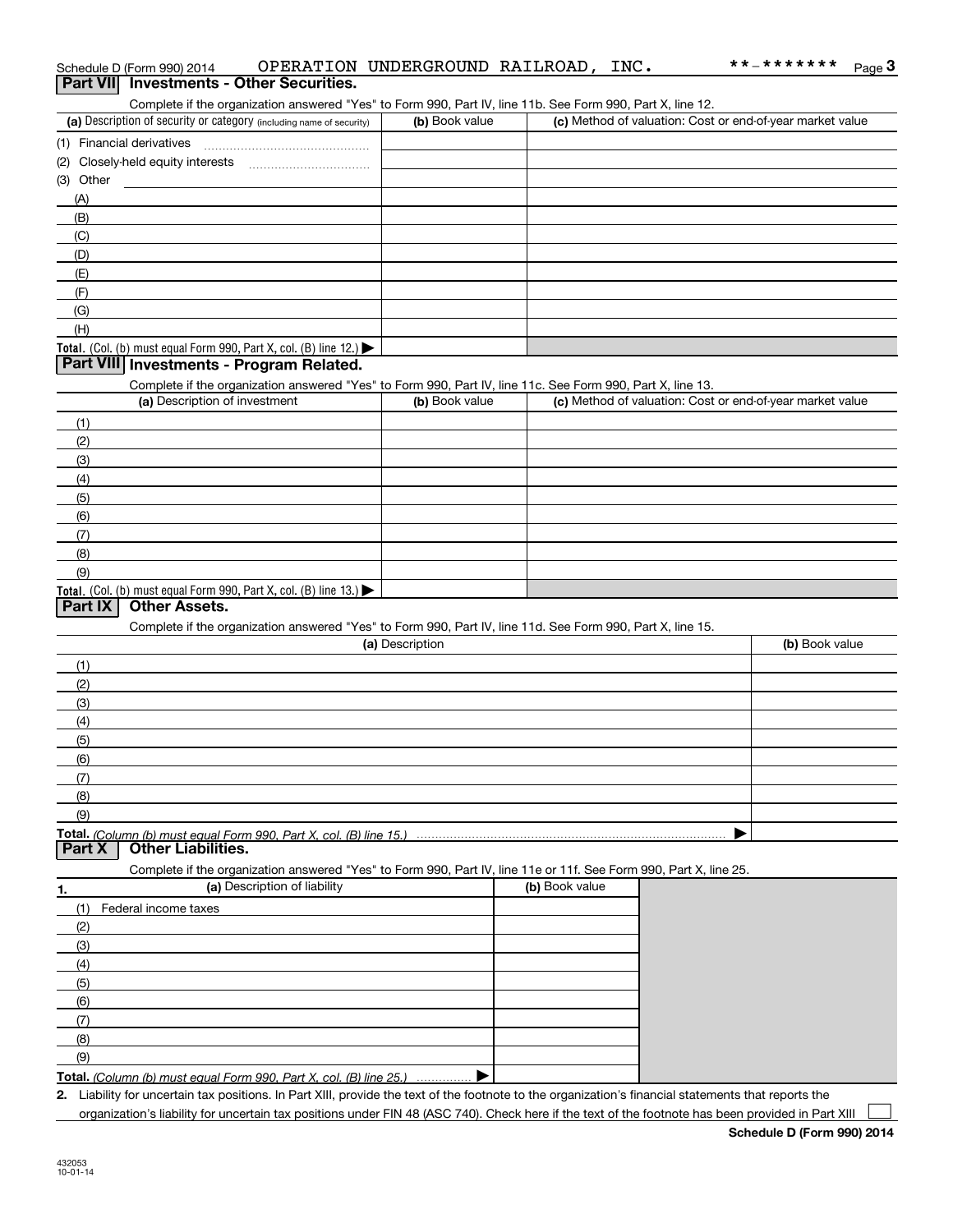Schedule D (Form 990) 2014 OPERATION UNDERGROUND RAILROAD, INC. **-******* Page 3

## Part VII Investments - Other Securities.

Complete if the organization answered "Yes" to Form 990, Part IV, line 11b. See Form 990, Part X, line 12.

| (a) Description of security or category (including name of security) | (b) Book value | (c) Method of valuation: Cost or end-of-year market value |
|---|---|---|
| (1) Financial derivatives | | |
| (2) Closely-held equity interests | | |
| (3) Other | | |
| (A) | | |
| (B) | | |
| (C) | | |
| (D) | | |
| (E) | | |
| (F) | | |
| (G) | | |
| (H) | | |
| **Total.** (Col. (b) must equal Form 990, Part X, col. (B) line 12.) ▶ | | |

## Part VIII Investments - Program Related.

Complete if the organization answered "Yes" to Form 990, Part IV, line 11c. See Form 990, Part X, line 13.

| (a) Description of investment | (b) Book value | (c) Method of valuation: Cost or end-of-year market value |
|---|---|---|
| (1) | | |
| (2) | | |
| (3) | | |
| (4) | | |
| (5) | | |
| (6) | | |
| (7) | | |
| (8) | | |
| (9) | | |
| **Total.** (Col. (b) must equal Form 990, Part X, col. (B) line 13.) ▶ | | |

## Part IX Other Assets.

Complete if the organization answered "Yes" to Form 990, Part IV, line 11d. See Form 990, Part X, line 15.

| (a) Description | (b) Book value |
|---|---|
| (1) | |
| (2) | |
| (3) | |
| (4) | |
| (5) | |
| (6) | |
| (7) | |
| (8) | |
| (9) | |
| **Total.** *(Column (b) must equal Form 990, Part X, col. (B) line 15.)* ▶ | |

## Part X Other Liabilities.

Complete if the organization answered "Yes" to Form 990, Part IV, line 11e or 11f. See Form 990, Part X, line 25.

| 1. (a) Description of liability | (b) Book value |
|---|---|
| (1) Federal income taxes | |
| (2) | |
| (3) | |
| (4) | |
| (5) | |
| (6) | |
| (7) | |
| (8) | |
| (9) | |
| **Total.** *(Column (b) must equal Form 990, Part X, col. (B) line 25.)* ▶ | |

2. Liability for uncertain tax positions. In Part XIII, provide the text of the footnote to the organization's financial statements that reports the organization's liability for uncertain tax positions under FIN 48 (ASC 740). Check here if the text of the footnote has been provided in Part XIII ☐

**Schedule D (Form 990) 2014**

432053
10-01-14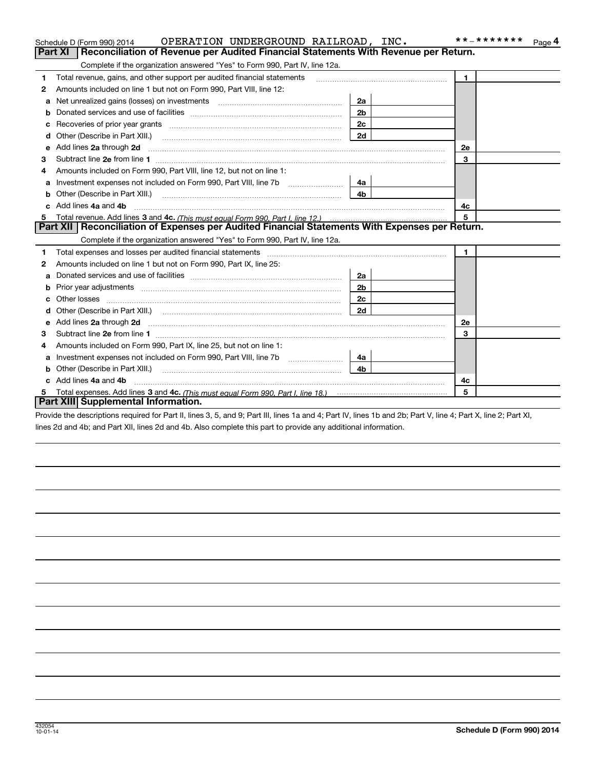Schedule D (Form 990) 2014 OPERATION UNDERGROUND RAILROAD, INC. **-******* Page 4

## Part XI Reconciliation of Revenue per Audited Financial Statements With Revenue per Return.

Complete if the organization answered "Yes" to Form 990, Part IV, line 12a.

| | | | | | |
|---|---|---|---|---|---|
| 1 | Total revenue, gains, and other support per audited financial statements | | | 1 | |
| 2 | Amounts included on line 1 but not on Form 990, Part VIII, line 12: | | | | |
| a | Net unrealized gains (losses) on investments | 2a | | | |
| b | Donated services and use of facilities | 2b | | | |
| c | Recoveries of prior year grants | 2c | | | |
| d | Other (Describe in Part XIII.) | 2d | | | |
| e | Add lines 2a through 2d | | | 2e | |
| 3 | Subtract line 2e from line 1 | | | 3 | |
| 4 | Amounts included on Form 990, Part VIII, line 12, but not on line 1: | | | | |
| a | Investment expenses not included on Form 990, Part VIII, line 7b | 4a | | | |
| b | Other (Describe in Part XIII.) | 4b | | | |
| c | Add lines 4a and 4b | | | 4c | |
| 5 | Total revenue. Add lines 3 and 4c. *(This must equal Form 990, Part I, line 12.)* | | | 5 | |

## Part XII Reconciliation of Expenses per Audited Financial Statements With Expenses per Return.

Complete if the organization answered "Yes" to Form 990, Part IV, line 12a.

| | | | | | |
|---|---|---|---|---|---|
| 1 | Total expenses and losses per audited financial statements | | | 1 | |
| 2 | Amounts included on line 1 but not on Form 990, Part IX, line 25: | | | | |
| a | Donated services and use of facilities | 2a | | | |
| b | Prior year adjustments | 2b | | | |
| c | Other losses | 2c | | | |
| d | Other (Describe in Part XIII.) | 2d | | | |
| e | Add lines 2a through 2d | | | 2e | |
| 3 | Subtract line 2e from line 1 | | | 3 | |
| 4 | Amounts included on Form 990, Part IX, line 25, but not on line 1: | | | | |
| a | Investment expenses not included on Form 990, Part VIII, line 7b | 4a | | | |
| b | Other (Describe in Part XIII.) | 4b | | | |
| c | Add lines 4a and 4b | | | 4c | |
| 5 | Total expenses. Add lines 3 and 4c. *(This must equal Form 990, Part I, line 18.)* | | | 5 | |

## Part XIII Supplemental Information.

Provide the descriptions required for Part II, lines 3, 5, and 9; Part III, lines 1a and 4; Part IV, lines 1b and 2b; Part V, line 4; Part X, line 2; Part XI, lines 2d and 4b; and Part XII, lines 2d and 4b. Also complete this part to provide any additional information.

432054
10-01-14

**Schedule D (Form 990) 2014**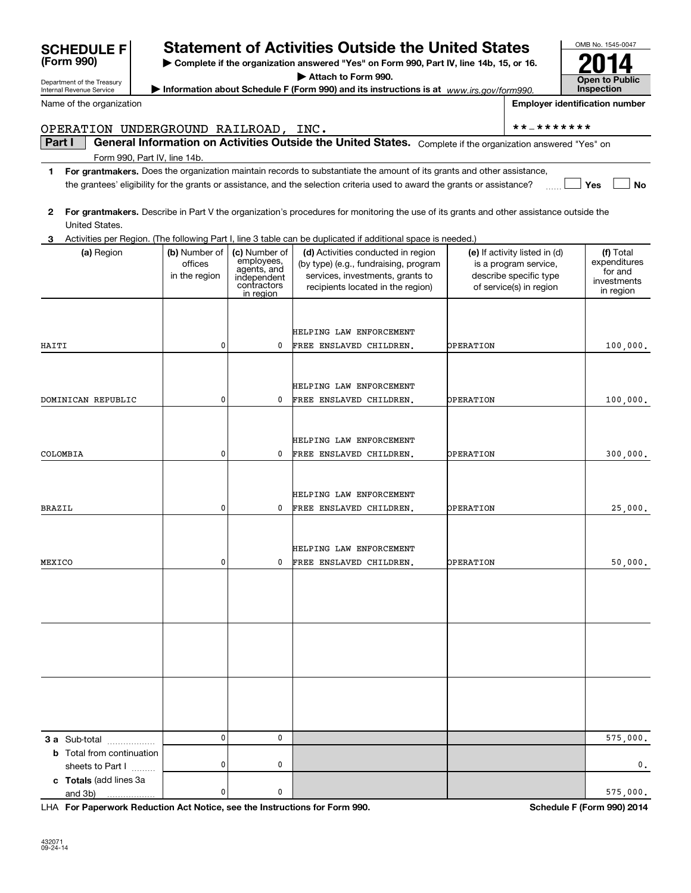# SCHEDULE F (Form 990)

Department of the Treasury
Internal Revenue Service

## Statement of Activities Outside the United States

▶ Complete if the organization answered "Yes" on Form 990, Part IV, line 14b, 15, or 16.
▶ Attach to Form 990.
▶ Information about Schedule F (Form 990) and its instructions is at www.irs.gov/form990.

OMB No. 1545-0047

2014

Open to Public Inspection

Name of the organization: OPERATION UNDERGROUND RAILROAD, INC.

Employer identification number: **-*******

**Part I** General Information on Activities Outside the United States. Complete if the organization answered "Yes" on Form 990, Part IV, line 14b.

1 **For grantmakers.** Does the organization maintain records to substantiate the amount of its grants and other assistance, the grantees' eligibility for the grants or assistance, and the selection criteria used to award the grants or assistance? ☐ Yes ☐ No

2 **For grantmakers.** Describe in Part V the organization's procedures for monitoring the use of its grants and other assistance outside the United States.

3 Activities per Region. (The following Part I, line 3 table can be duplicated if additional space is needed.)

| (a) Region | (b) Number of offices in the region | (c) Number of employees, agents, and independent contractors in region | (d) Activities conducted in region (by type) (e.g., fundraising, program services, investments, grants to recipients located in the region) | (e) If activity listed in (d) is a program service, describe specific type of service(s) in region | (f) Total expenditures for and investments in region |
|---|---|---|---|---|---|
| HAITI | 0 | 0 | HELPING LAW ENFORCEMENT FREE ENSLAVED CHILDREN. | OPERATION | 100,000. |
| DOMINICAN REPUBLIC | 0 | 0 | HELPING LAW ENFORCEMENT FREE ENSLAVED CHILDREN. | OPERATION | 100,000. |
| COLOMBIA | 0 | 0 | HELPING LAW ENFORCEMENT FREE ENSLAVED CHILDREN. | OPERATION | 300,000. |
| BRAZIL | 0 | 0 | HELPING LAW ENFORCEMENT FREE ENSLAVED CHILDREN. | OPERATION | 25,000. |
| MEXICO | 0 | 0 | HELPING LAW ENFORCEMENT FREE ENSLAVED CHILDREN. | OPERATION | 50,000. |
| | | | | | |
| | | | | | |
| | | | | | |
| **3 a** Sub-total | 0 | 0 | | | 575,000. |
| **b** Total from continuation sheets to Part I | 0 | 0 | | | 0. |
| **c Totals** (add lines 3a and 3b) | 0 | 0 | | | 575,000. |

LHA **For Paperwork Reduction Act Notice, see the Instructions for Form 990.** **Schedule F (Form 990) 2014**

432071
09-24-14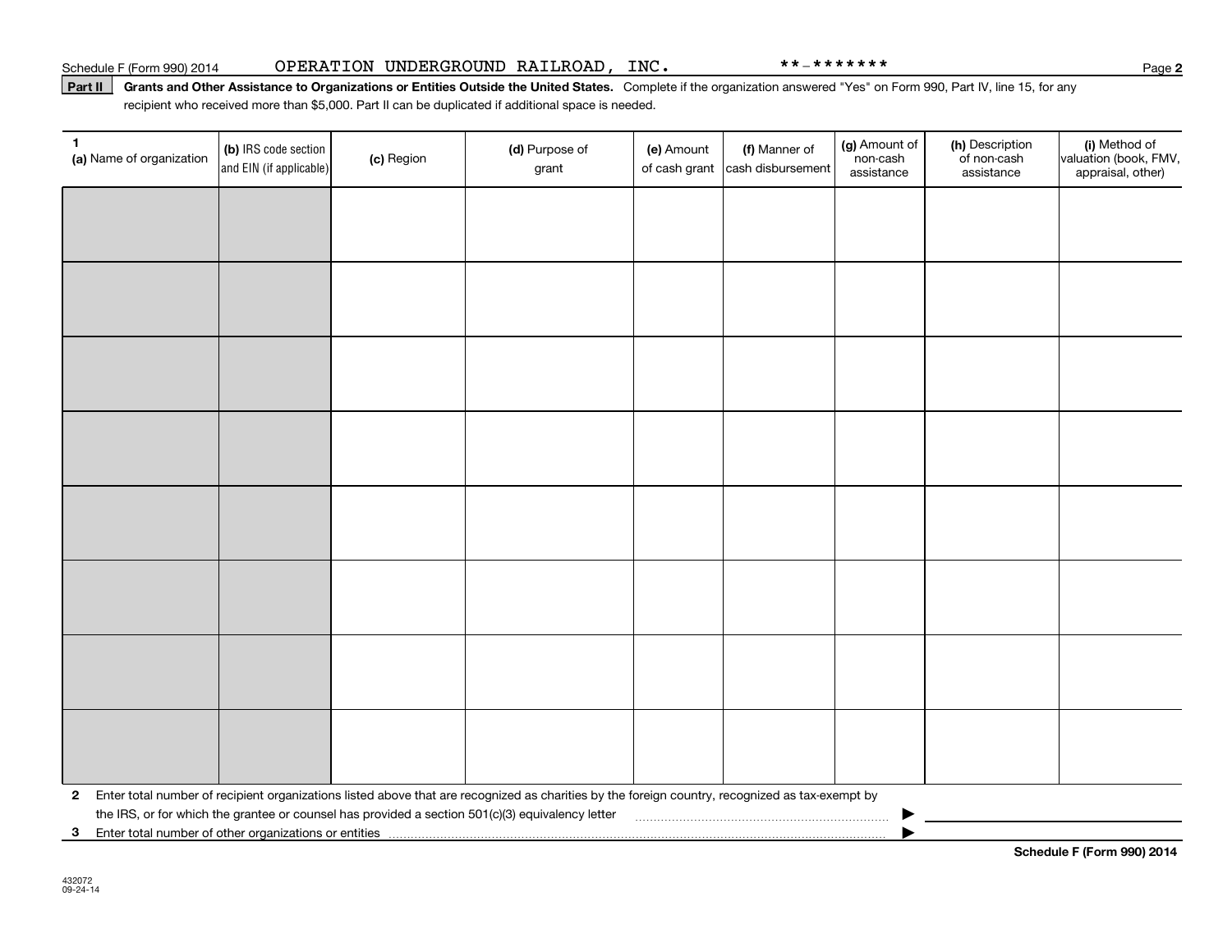Schedule F (Form 990) 2014 OPERATION UNDERGROUND RAILROAD, INC. **-*******

**Part II** **Grants and Other Assistance to Organizations or Entities Outside the United States.** Complete if the organization answered "Yes" on Form 990, Part IV, line 15, for any recipient who received more than $5,000. Part II can be duplicated if additional space is needed.

| 1 (a) Name of organization | (b) IRS code section and EIN (if applicable) | (c) Region | (d) Purpose of grant | (e) Amount of cash grant | (f) Manner of cash disbursement | (g) Amount of non-cash assistance | (h) Description of non-cash assistance | (i) Method of valuation (book, FMV, appraisal, other) |
|---|---|---|---|---|---|---|---|---|
| | | | | | | | | |
| | | | | | | | | |
| | | | | | | | | |
| | | | | | | | | |
| | | | | | | | | |
| | | | | | | | | |
| | | | | | | | | |
| | | | | | | | | |

**2** Enter total number of recipient organizations listed above that are recognized as charities by the foreign country, recognized as tax-exempt by the IRS, or for which the grantee or counsel has provided a section 501(c)(3) equivalency letter ▶

**3** Enter total number of other organizations or entities ▶

**Schedule F (Form 990) 2014**

432072
09-24-14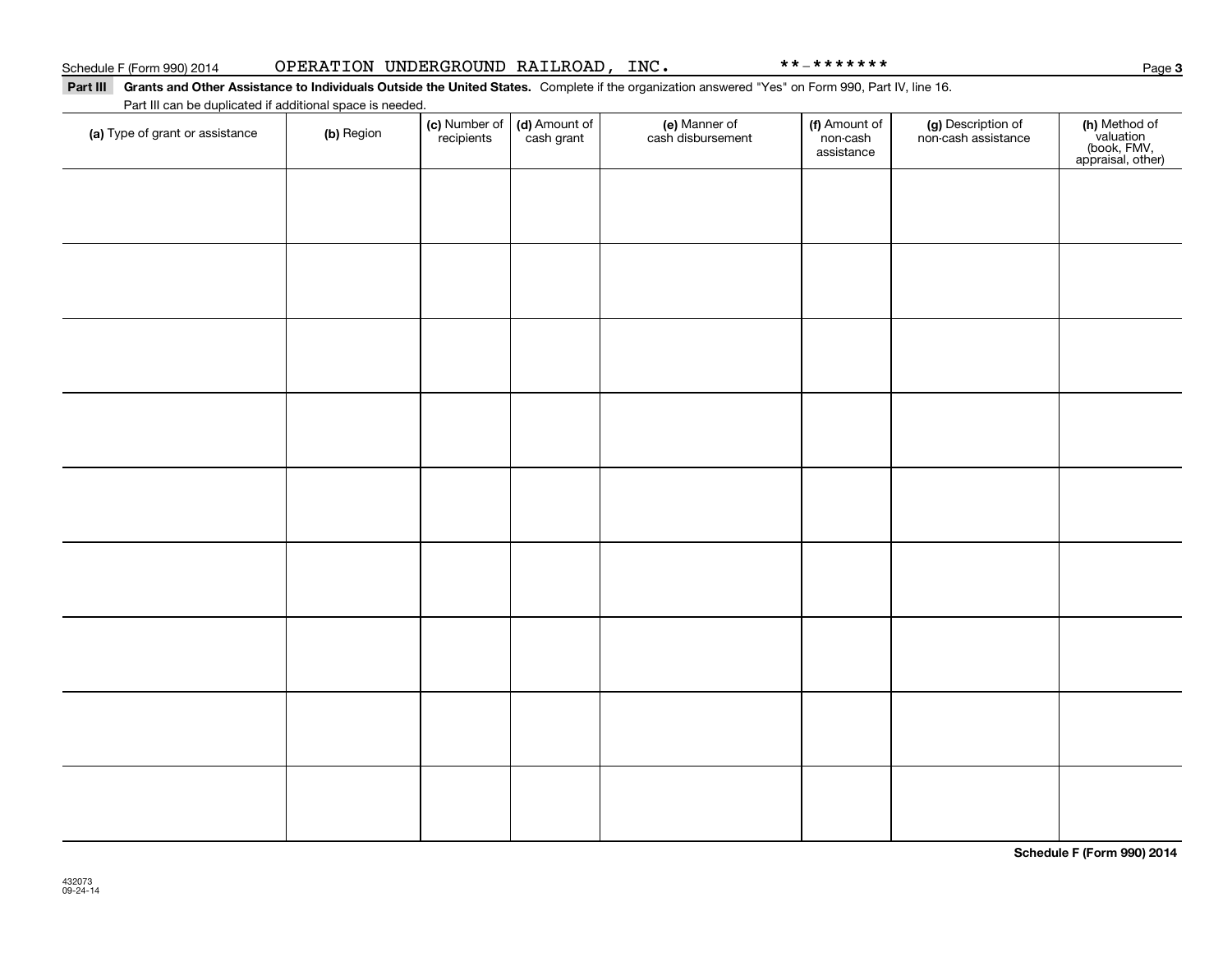Schedule F (Form 990) 2014 OPERATION UNDERGROUND RAILROAD, INC. **-******* Page 3

**Part III** **Grants and Other Assistance to Individuals Outside the United States.** Complete if the organization answered "Yes" on Form 990, Part IV, line 16.

Part III can be duplicated if additional space is needed.

| (a) Type of grant or assistance | (b) Region | (c) Number of recipients | (d) Amount of cash grant | (e) Manner of cash disbursement | (f) Amount of non-cash assistance | (g) Description of non-cash assistance | (h) Method of valuation (book, FMV, appraisal, other) |
|---|---|---|---|---|---|---|---|
| | | | | | | | |
| | | | | | | | |
| | | | | | | | |
| | | | | | | | |
| | | | | | | | |
| | | | | | | | |
| | | | | | | | |
| | | | | | | | |
| | | | | | | | |

**Schedule F (Form 990) 2014**

432073
09-24-14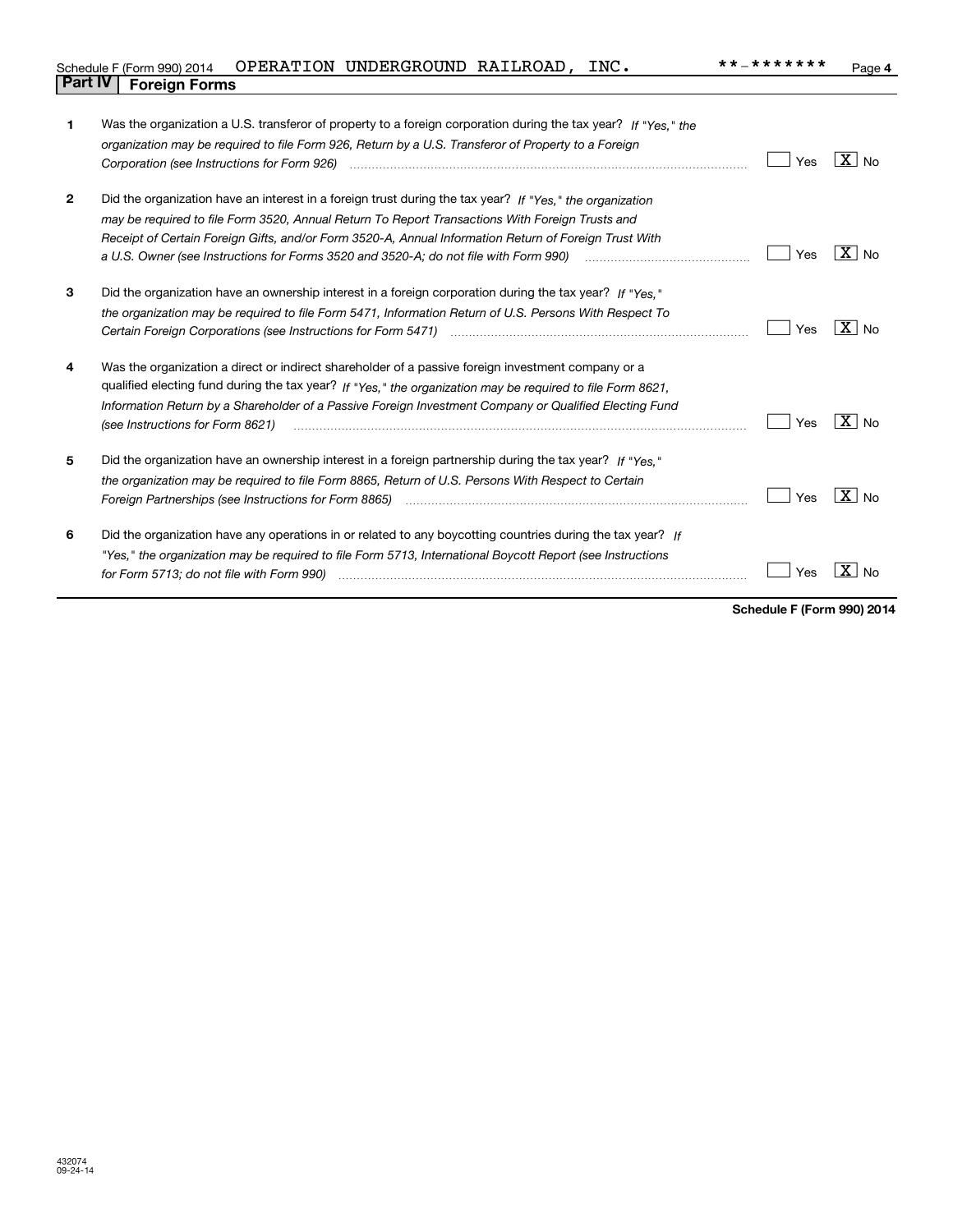Schedule F (Form 990) 2014 OPERATION UNDERGROUND RAILROAD, INC. **-******* 

## Part IV Foreign Forms

| | | | |
|---|---|---|---|
| **1** | Was the organization a U.S. transferor of property to a foreign corporation during the tax year? *If "Yes," the organization may be required to file Form 926, Return by a U.S. Transferor of Property to a Foreign Corporation (see Instructions for Form 926)* | Yes | [X] No |
| **2** | Did the organization have an interest in a foreign trust during the tax year? *If "Yes," the organization may be required to file Form 3520, Annual Return To Report Transactions With Foreign Trusts and Receipt of Certain Foreign Gifts, and/or Form 3520-A, Annual Information Return of Foreign Trust With a U.S. Owner (see Instructions for Forms 3520 and 3520-A; do not file with Form 990)* | Yes | [X] No |
| **3** | Did the organization have an ownership interest in a foreign corporation during the tax year? *If "Yes," the organization may be required to file Form 5471, Information Return of U.S. Persons With Respect To Certain Foreign Corporations (see Instructions for Form 5471)* | Yes | [X] No |
| **4** | Was the organization a direct or indirect shareholder of a passive foreign investment company or a qualified electing fund during the tax year? *If "Yes," the organization may be required to file Form 8621, Information Return by a Shareholder of a Passive Foreign Investment Company or Qualified Electing Fund (see Instructions for Form 8621)* | Yes | [X] No |
| **5** | Did the organization have an ownership interest in a foreign partnership during the tax year? *If "Yes," the organization may be required to file Form 8865, Return of U.S. Persons With Respect to Certain Foreign Partnerships (see Instructions for Form 8865)* | Yes | [X] No |
| **6** | Did the organization have any operations in or related to any boycotting countries during the tax year? *If "Yes," the organization may be required to file Form 5713, International Boycott Report (see Instructions for Form 5713; do not file with Form 990)* | Yes | [X] No |

**Schedule F (Form 990) 2014**

432074
09-24-14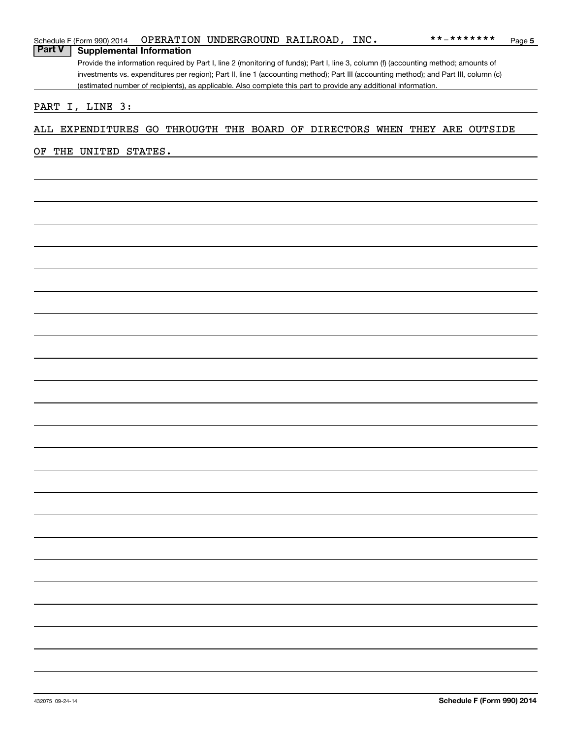## Part V Supplemental Information

Provide the information required by Part I, line 2 (monitoring of funds); Part I, line 3, column (f) (accounting method; amounts of investments vs. expenditures per region); Part II, line 1 (accounting method); Part III (accounting method); and Part III, column (c) (estimated number of recipients), as applicable. Also complete this part to provide any additional information.

PART I, LINE 3:

ALL EXPENDITURES GO THROUGTH THE BOARD OF DIRECTORS WHEN THEY ARE OUTSIDE OF THE UNITED STATES.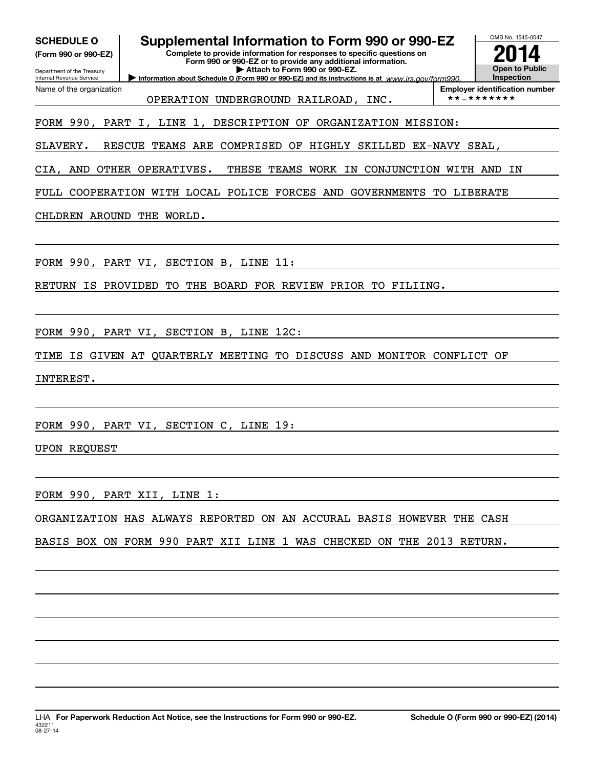**SCHEDULE O**
**(Form 990 or 990-EZ)**

Department of the Treasury
Internal Revenue Service

# Supplemental Information to Form 990 or 990-EZ

**Complete to provide information for responses to specific questions on Form 990 or 990-EZ or to provide any additional information.**
**▶ Attach to Form 990 or 990-EZ.**
**▶ Information about Schedule O (Form 990 or 990-EZ) and its instructions is at** *www.irs.gov/form990.*

OMB No. 1545-0047

**2014**

**Open to Public Inspection**

Name of the organization: OPERATION UNDERGROUND RAILROAD, INC.

**Employer identification number**: **-*******

FORM 990, PART I, LINE 1, DESCRIPTION OF ORGANIZATION MISSION:

SLAVERY.  RESCUE TEAMS ARE COMPRISED OF HIGHLY SKILLED EX-NAVY SEAL, CIA, AND OTHER OPERATIVES.  THESE TEAMS WORK IN CONJUNCTION WITH AND IN FULL COOPERATION WITH LOCAL POLICE FORCES AND GOVERNMENTS TO LIBERATE CHLDREN AROUND THE WORLD.

FORM 990, PART VI, SECTION B, LINE 11:

RETURN IS PROVIDED TO THE BOARD FOR REVIEW PRIOR TO FILIING.

FORM 990, PART VI, SECTION B, LINE 12C:

TIME IS GIVEN AT QUARTERLY MEETING TO DISCUSS AND MONITOR CONFLICT OF INTEREST.

FORM 990, PART VI, SECTION C, LINE 19:

UPON REQUEST

FORM 990, PART XII, LINE 1:

ORGANIZATION HAS ALWAYS REPORTED ON AN ACCURAL BASIS HOWEVER THE CASH BASIS BOX ON FORM 990 PART XII LINE 1 WAS CHECKED ON THE 2013 RETURN.

LHA **For Paperwork Reduction Act Notice, see the Instructions for Form 990 or 990-EZ.** **Schedule O (Form 990 or 990-EZ) (2014)**
432211
08-27-14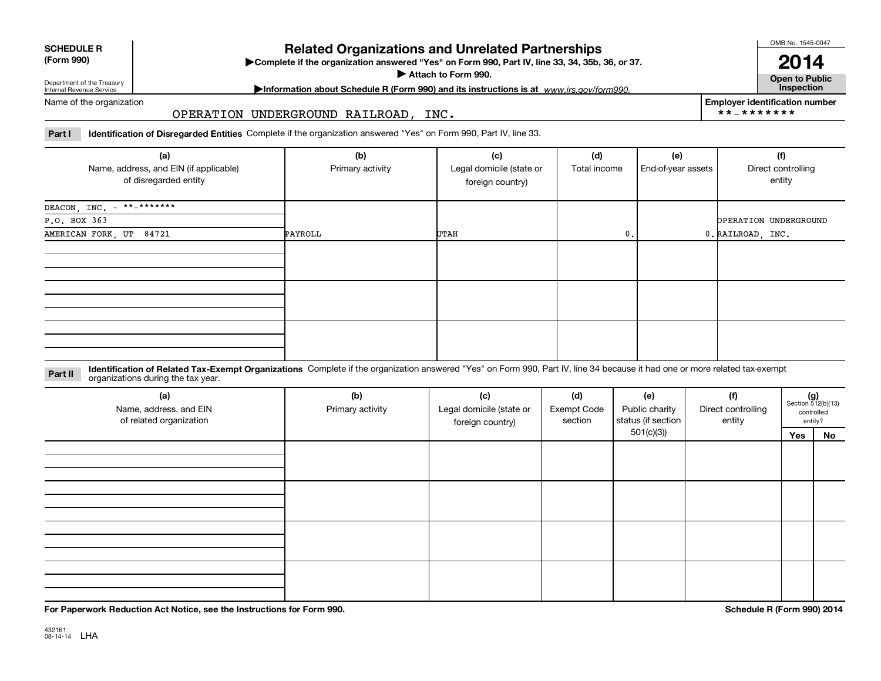**SCHEDULE R (Form 990)**

Department of the Treasury
Internal Revenue Service

# Related Organizations and Unrelated Partnerships

▶Complete if the organization answered "Yes" on Form 990, Part IV, line 33, 34, 35b, 36, or 37.
▶ Attach to Form 990.
▶Information about Schedule R (Form 990) and its instructions is at *www.irs.gov/form990.*

OMB No. 1545-0047

**2014**

**Open to Public Inspection**

Name of the organization: OPERATION UNDERGROUND RAILROAD, INC.

**Employer identification number**: **-*******

**Part I** **Identification of Disregarded Entities** Complete if the organization answered "Yes" on Form 990, Part IV, line 33.

| (a) Name, address, and EIN (if applicable) of disregarded entity | (b) Primary activity | (c) Legal domicile (state or foreign country) | (d) Total income | (e) End-of-year assets | (f) Direct controlling entity |
|---|---|---|---|---|---|
| DEACON, INC. - **-*******<br>P.O. BOX 363<br>AMERICAN FORK, UT 84721 | PAYROLL | UTAH | 0. | 0. | OPERATION UNDERGROUND RAILROAD, INC. |
| | | | | | |
| | | | | | |
| | | | | | |

**Part II** **Identification of Related Tax-Exempt Organizations** Complete if the organization answered "Yes" on Form 990, Part IV, line 34 because it had one or more related tax-exempt organizations during the tax year.

| (a) Name, address, and EIN of related organization | (b) Primary activity | (c) Legal domicile (state or foreign country) | (d) Exempt Code section | (e) Public charity status (if section 501(c)(3)) | (f) Direct controlling entity | (g) Section 512(b)(13) controlled entity? Yes | No |
|---|---|---|---|---|---|---|---|
| | | | | | | | |
| | | | | | | | |
| | | | | | | | |
| | | | | | | | |

**For Paperwork Reduction Act Notice, see the Instructions for Form 990.**

**Schedule R (Form 990) 2014**

432161 08-14-14 LHA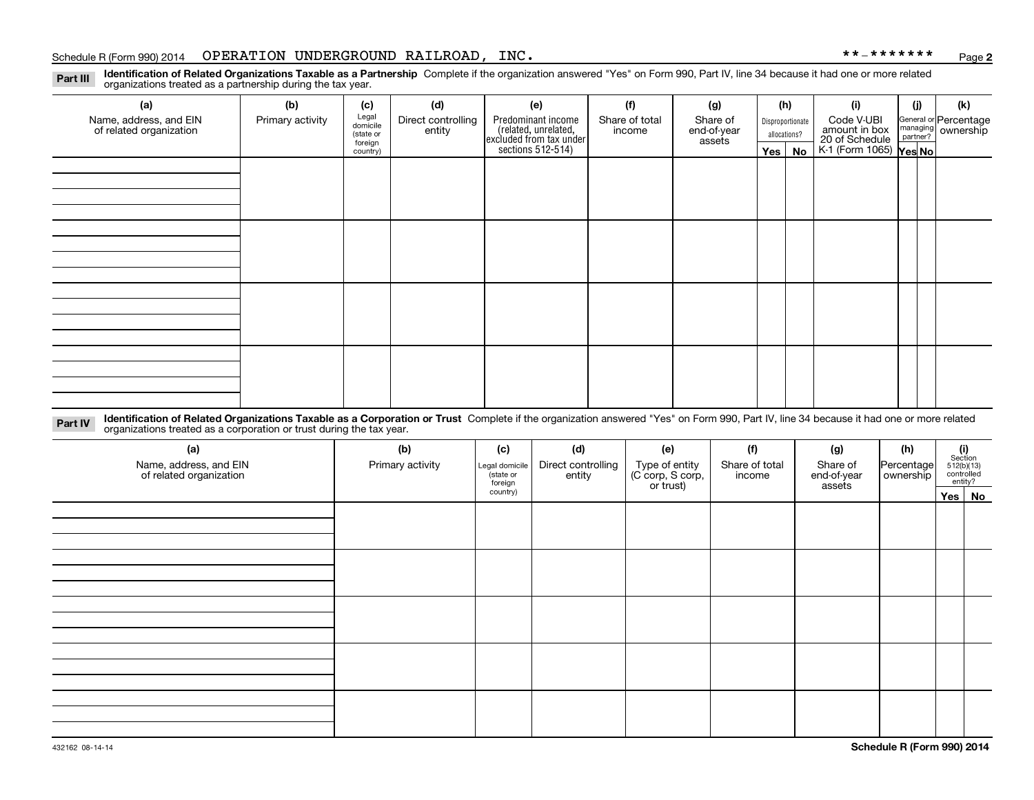Schedule R (Form 990) 2014 OPERATION UNDERGROUND RAILROAD, INC. **-*******

**Part III** **Identification of Related Organizations Taxable as a Partnership** Complete if the organization answered "Yes" on Form 990, Part IV, line 34 because it had one or more related organizations treated as a partnership during the tax year.

| (a) Name, address, and EIN of related organization | (b) Primary activity | (c) Legal domicile (state or foreign country) | (d) Direct controlling entity | (e) Predominant income (related, unrelated, excluded from tax under sections 512-514) | (f) Share of total income | (g) Share of end-of-year assets | (h) Disproportionate allocations? Yes | No | (i) Code V-UBI amount in box 20 of Schedule K-1 (Form 1065) | (j) General or managing partner? Yes | No | (k) Percentage ownership |
|---|---|---|---|---|---|---|---|---|---|---|---|---|
| | | | | | | | | | | | | |
| | | | | | | | | | | | | |
| | | | | | | | | | | | | |
| | | | | | | | | | | | | |

**Part IV** **Identification of Related Organizations Taxable as a Corporation or Trust** Complete if the organization answered "Yes" on Form 990, Part IV, line 34 because it had one or more related organizations treated as a corporation or trust during the tax year.

| (a) Name, address, and EIN of related organization | (b) Primary activity | (c) Legal domicile (state or foreign country) | (d) Direct controlling entity | (e) Type of entity (C corp, S corp, or trust) | (f) Share of total income | (g) Share of end-of-year assets | (h) Percentage ownership | (i) Section 512(b)(13) controlled entity? Yes | No |
|---|---|---|---|---|---|---|---|---|---|
| | | | | | | | | | |
| | | | | | | | | | |
| | | | | | | | | | |
| | | | | | | | | | |
| | | | | | | | | | |

432162 08-14-14 **Schedule R (Form 990) 2014**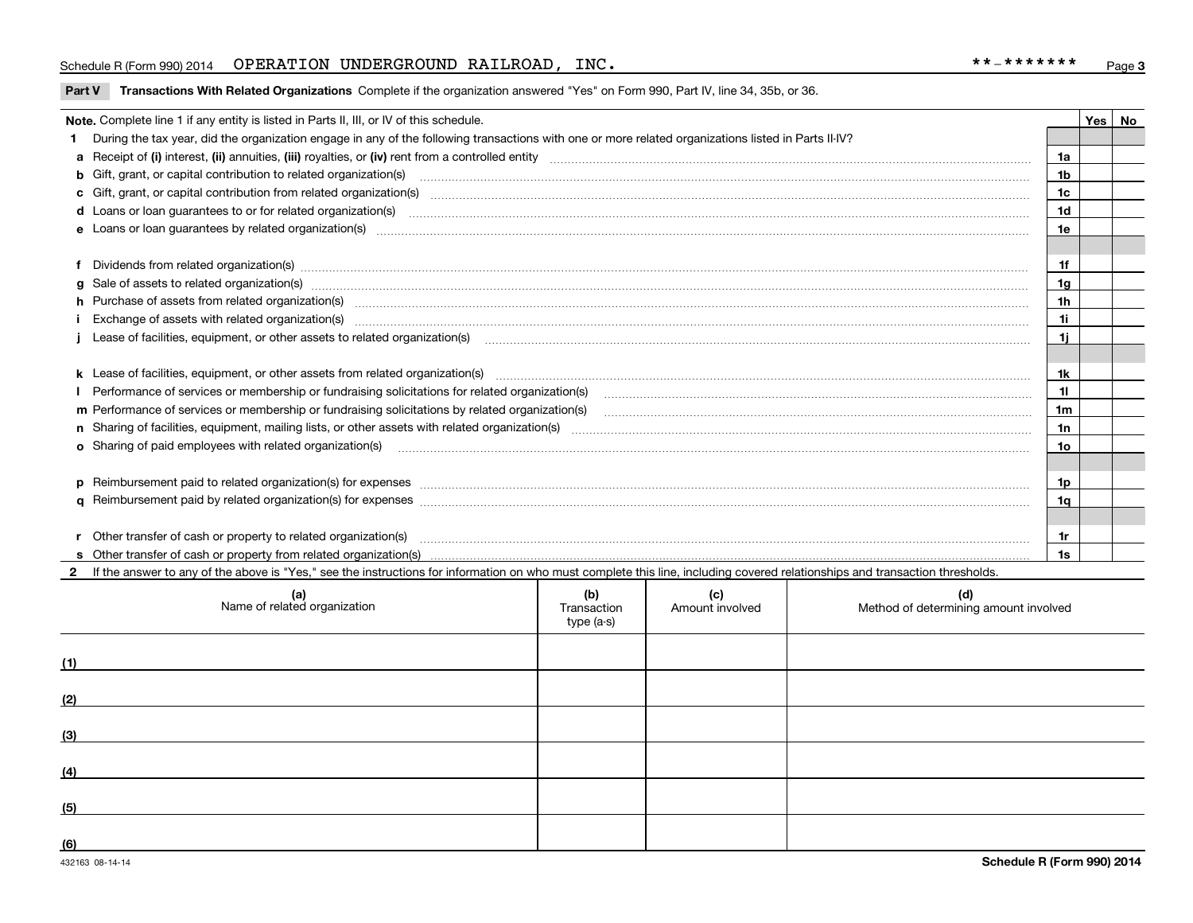Schedule R (Form 990) 2014 OPERATION UNDERGROUND RAILROAD, INC. **-*******

## Part V Transactions With Related Organizations

Complete if the organization answered "Yes" on Form 990, Part IV, line 34, 35b, or 36.

**Note.** Complete line 1 if any entity is listed in Parts II, III, or IV of this schedule.

| | | | Yes | No |
|---|---|---|---|---|
| **1** | During the tax year, did the organization engage in any of the following transactions with one or more related organizations listed in Parts II-IV? | | | |
| **a** | Receipt of **(i)** interest, **(ii)** annuities, **(iii)** royalties, or **(iv)** rent from a controlled entity | 1a | | |
| **b** | Gift, grant, or capital contribution to related organization(s) | 1b | | |
| **c** | Gift, grant, or capital contribution from related organization(s) | 1c | | |
| **d** | Loans or loan guarantees to or for related organization(s) | 1d | | |
| **e** | Loans or loan guarantees by related organization(s) | 1e | | |
| **f** | Dividends from related organization(s) | 1f | | |
| **g** | Sale of assets to related organization(s) | 1g | | |
| **h** | Purchase of assets from related organization(s) | 1h | | |
| **i** | Exchange of assets with related organization(s) | 1i | | |
| **j** | Lease of facilities, equipment, or other assets to related organization(s) | 1j | | |
| **k** | Lease of facilities, equipment, or other assets from related organization(s) | 1k | | |
| **l** | Performance of services or membership or fundraising solicitations for related organization(s) | 1l | | |
| **m** | Performance of services or membership or fundraising solicitations by related organization(s) | 1m | | |
| **n** | Sharing of facilities, equipment, mailing lists, or other assets with related organization(s) | 1n | | |
| **o** | Sharing of paid employees with related organization(s) | 1o | | |
| **p** | Reimbursement paid to related organization(s) for expenses | 1p | | |
| **q** | Reimbursement paid by related organization(s) for expenses | 1q | | |
| **r** | Other transfer of cash or property to related organization(s) | 1r | | |
| **s** | Other transfer of cash or property from related organization(s) | 1s | | |

**2** If the answer to any of the above is "Yes," see the instructions for information on who must complete this line, including covered relationships and transaction thresholds.

| | (a) Name of related organization | (b) Transaction type (a-s) | (c) Amount involved | (d) Method of determining amount involved |
|---|---|---|---|---|
| (1) | | | | |
| (2) | | | | |
| (3) | | | | |
| (4) | | | | |
| (5) | | | | |
| (6) | | | | |

432163 08-14-14 **Schedule R (Form 990) 2014**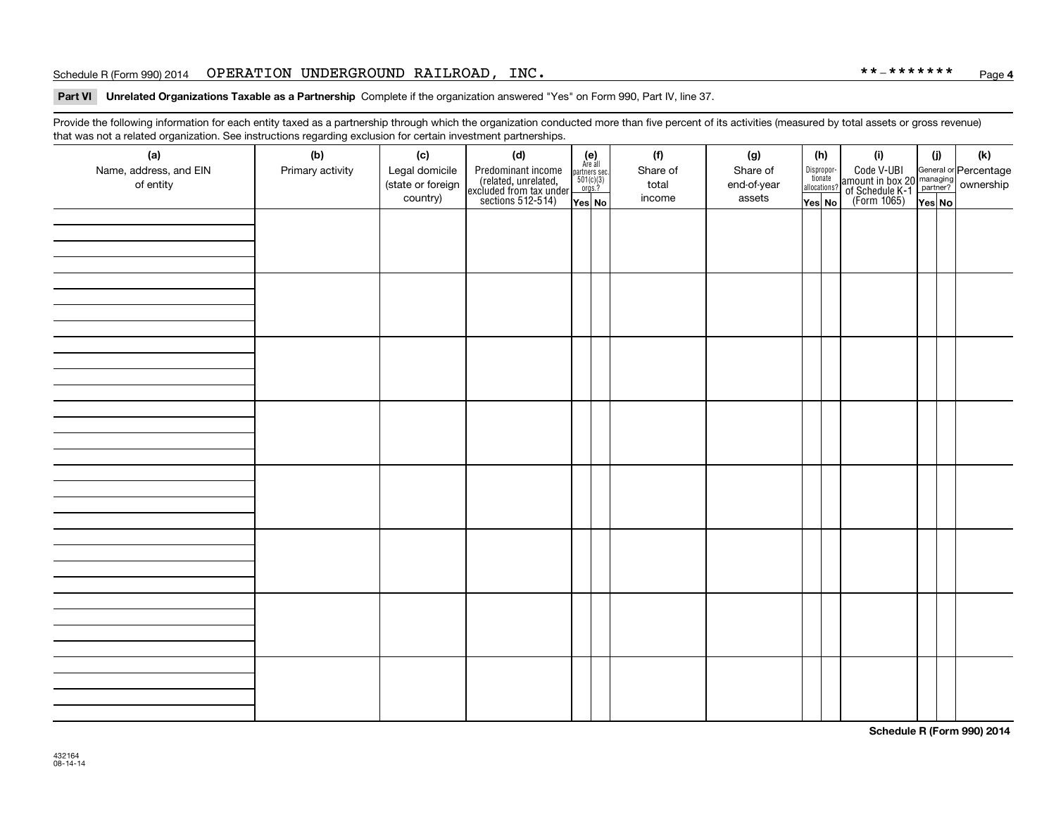Schedule R (Form 990) 2014 OPERATION UNDERGROUND RAILROAD, INC. **-******* Page 4

**Part VI Unrelated Organizations Taxable as a Partnership** Complete if the organization answered "Yes" on Form 990, Part IV, line 37.

Provide the following information for each entity taxed as a partnership through which the organization conducted more than five percent of its activities (measured by total assets or gross revenue) that was not a related organization. See instructions regarding exclusion for certain investment partnerships.

| (a) Name, address, and EIN of entity | (b) Primary activity | (c) Legal domicile (state or foreign country) | (d) Predominant income (related, unrelated, excluded from tax under sections 512-514) | (e) Are all partners sec. 501(c)(3) orgs.? | | (f) Share of total income | (g) Share of end-of-year assets | (h) Disproportionate allocations? | | (i) Code V-UBI amount in box 20 of Schedule K-1 (Form 1065) | (j) General or managing partner? | | (k) Percentage ownership |
|---|---|---|---|---|---|---|---|---|---|---|---|---|---|
| | | | | Yes | No | | | Yes | No | | Yes | No | |
| | | | | | | | | | | | | | |
| | | | | | | | | | | | | | |
| | | | | | | | | | | | | | |
| | | | | | | | | | | | | | |
| | | | | | | | | | | | | | |
| | | | | | | | | | | | | | |
| | | | | | | | | | | | | | |
| | | | | | | | | | | | | | |

Schedule R (Form 990) 2014

432164
08-14-14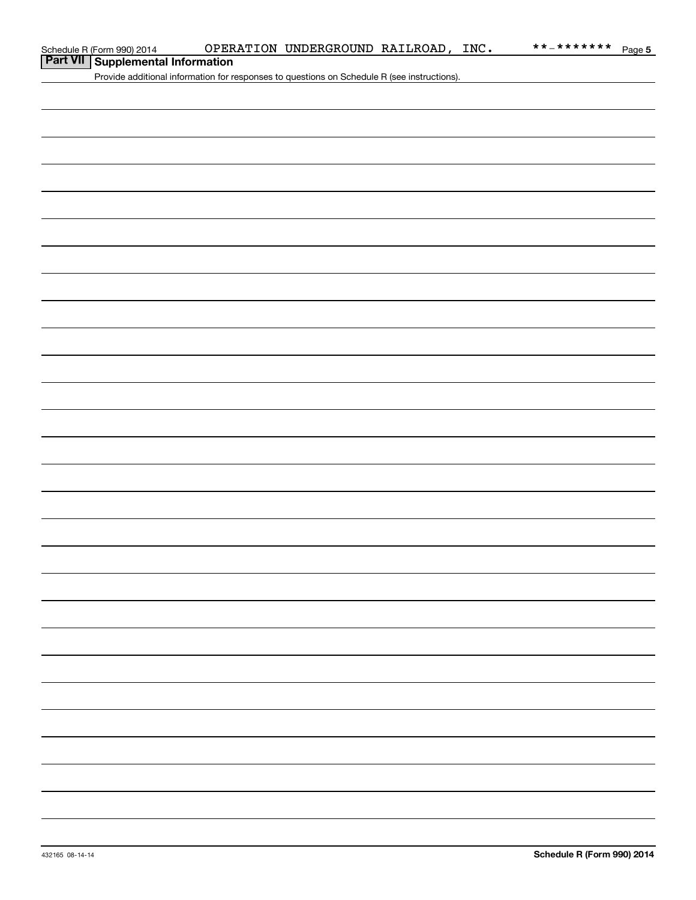Schedule R (Form 990) 2014 OPERATION UNDERGROUND RAILROAD, INC. **-******* Page 5

## Part VII Supplemental Information

Provide additional information for responses to questions on Schedule R (see instructions).

432165 08-14-14

**Schedule R (Form 990) 2014**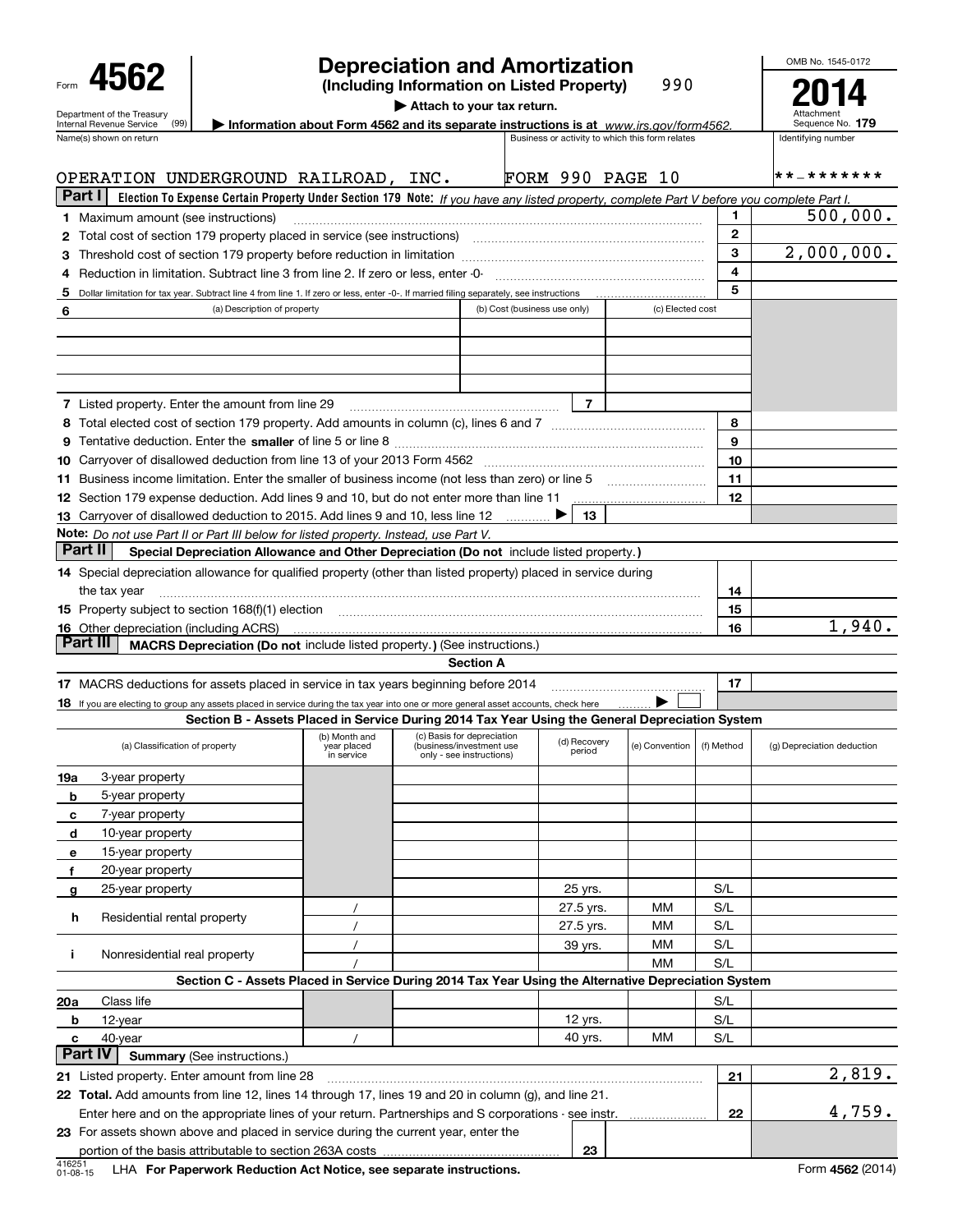Form **4562**

Department of the Treasury
Internal Revenue Service (99)

# Depreciation and Amortization

**(Including Information on Listed Property)** 990

▶ Attach to your tax return.

▶ Information about Form 4562 and its separate instructions is at *www.irs.gov/form4562.*

OMB No. 1545-0172

**2014**

Attachment Sequence No. **179**

| Name(s) shown on return | Business or activity to which this form relates | Identifying number |
|---|---|---|
| OPERATION UNDERGROUND RAILROAD, INC. | FORM 990 PAGE 10 | **-******* |

## Part I Election To Expense Certain Property Under Section 179

**Note:** *If you have any listed property, complete Part V before you complete Part I.*

| Line | Description | No. | Amount |
|---|---|---|---|
| 1 | Maximum amount (see instructions) | 1 | 500,000. |
| 2 | Total cost of section 179 property placed in service (see instructions) | 2 | |
| 3 | Threshold cost of section 179 property before reduction in limitation | 3 | 2,000,000. |
| 4 | Reduction in limitation. Subtract line 3 from line 2. If zero or less, enter -0- | 4 | |
| 5 | Dollar limitation for tax year. Subtract line 4 from line 1. If zero or less, enter -0-. If married filing separately, see instructions | 5 | |

| 6 (a) Description of property | (b) Cost (business use only) | (c) Elected cost |
|---|---|---|
| | | |
| | | |
| | | |

| Line | Description | No. | Amount |
|---|---|---|---|
| 7 | Listed property. Enter the amount from line 29 | 7 | |
| 8 | Total elected cost of section 179 property. Add amounts in column (c), lines 6 and 7 | 8 | |
| 9 | Tentative deduction. Enter the **smaller** of line 5 or line 8 | 9 | |
| 10 | Carryover of disallowed deduction from line 13 of your 2013 Form 4562 | 10 | |
| 11 | Business income limitation. Enter the smaller of business income (not less than zero) or line 5 | 11 | |
| 12 | Section 179 expense deduction. Add lines 9 and 10, but do not enter more than line 11 | 12 | |
| 13 | Carryover of disallowed deduction to 2015. Add lines 9 and 10, less line 12 ▶ | 13 | |

**Note:** *Do not use Part II or Part III below for listed property. Instead, use Part V.*

## Part II Special Depreciation Allowance and Other Depreciation (Do not include listed property.)

| Line | Description | No. | Amount |
|---|---|---|---|
| 14 | Special depreciation allowance for qualified property (other than listed property) placed in service during the tax year | 14 | |
| 15 | Property subject to section 168(f)(1) election | 15 | |
| 16 | Other depreciation (including ACRS) | 16 | 1,940. |

## Part III MACRS Depreciation (Do not include listed property.) (See instructions.)

### Section A

| Line | Description | No. | Amount |
|---|---|---|---|
| 17 | MACRS deductions for assets placed in service in tax years beginning before 2014 | 17 | |
| 18 | If you are electing to group any assets placed in service during the tax year into one or more general asset accounts, check here ▶ ☐ | | |

### Section B - Assets Placed in Service During 2014 Tax Year Using the General Depreciation System

| (a) Classification of property | (b) Month and year placed in service | (c) Basis for depreciation (business/investment use only - see instructions) | (d) Recovery period | (e) Convention | (f) Method | (g) Depreciation deduction |
|---|---|---|---|---|---|---|
| 19a 3-year property | | | | | | |
| b 5-year property | | | | | | |
| c 7-year property | | | | | | |
| d 10-year property | | | | | | |
| e 15-year property | | | | | | |
| f 20-year property | | | | | | |
| g 25-year property | | | 25 yrs. | | S/L | |
| h Residential rental property | / | | 27.5 yrs. | MM | S/L | |
| | / | | 27.5 yrs. | MM | S/L | |
| i Nonresidential real property | / | | 39 yrs. | MM | S/L | |
| | / | | | MM | S/L | |

### Section C - Assets Placed in Service During 2014 Tax Year Using the Alternative Depreciation System

| (a) Classification of property | (b) Month and year placed in service | (c) Basis for depreciation | (d) Recovery period | (e) Convention | (f) Method | (g) Depreciation deduction |
|---|---|---|---|---|---|---|
| 20a Class life | | | | | S/L | |
| b 12-year | | | 12 yrs. | | S/L | |
| c 40-year | / | | 40 yrs. | MM | S/L | |

## Part IV Summary (See instructions.)

| Line | Description | No. | Amount |
|---|---|---|---|
| 21 | Listed property. Enter amount from line 28 | 21 | 2,819. |
| 22 | **Total.** Add amounts from line 12, lines 14 through 17, lines 19 and 20 in column (g), and line 21. Enter here and on the appropriate lines of your return. Partnerships and S corporations - see instr. | 22 | 4,759. |
| 23 | For assets shown above and placed in service during the current year, enter the portion of the basis attributable to section 263A costs | 23 | |

416251 01-08-15 LHA **For Paperwork Reduction Act Notice, see separate instructions.** Form **4562** (2014)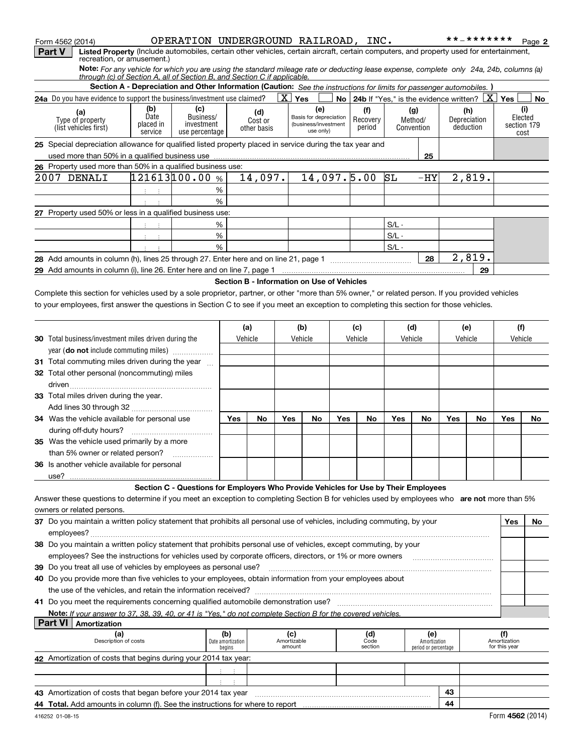Form 4562 (2014) OPERATION UNDERGROUND RAILROAD, INC. **-******* Page 2

**Part V** **Listed Property** (Include automobiles, certain other vehicles, certain aircraft, certain computers, and property used for entertainment, recreation, or amusement.)

**Note:** *For any vehicle for which you are using the standard mileage rate or deducting lease expense, complete only 24a, 24b, columns (a) through (c) of Section A, all of Section B, and Section C if applicable.*

**Section A - Depreciation and Other Information (Caution:** *See the instructions for limits for passenger automobiles.* **)**

**24a** Do you have evidence to support the business/investment use claimed? [X] Yes [ ] No **24b** If "Yes," is the evidence written? [X] Yes [ ] No

| (a) Type of property (list vehicles first) | (b) Date placed in service | (c) Business/ investment use percentage | (d) Cost or other basis | (e) Basis for depreciation (business/investment use only) | (f) Recovery period | (g) Method/ Convention | (h) Depreciation deduction | (i) Elected section 179 cost |
|---|---|---|---|---|---|---|---|---|
| **25** Special depreciation allowance for qualified listed property placed in service during the tax year and used more than 50% in a qualified business use ... **25** | | | | | | | | |
| **26** Property used more than 50% in a qualified business use: | | | | | | | | |
| 2007 DENALI | 121613 | 100.00 % | 14,097. | 14,097. | 5.00 | SL -HY | 2,819. | |
| | | % | | | | | | |
| | | % | | | | | | |
| **27** Property used 50% or less in a qualified business use: | | | | | | | | |
| | | % | | | | S/L - | | |
| | | % | | | | S/L - | | |
| | | % | | | | S/L - | | |
| **28** Add amounts in column (h), lines 25 through 27. Enter here and on line 21, page 1 ... **28** | | | | | | | 2,819. | |
| **29** Add amounts in column (i), line 26. Enter here and on line 7, page 1 ... **29** | | | | | | | | |

**Section B - Information on Use of Vehicles**

Complete this section for vehicles used by a sole proprietor, partner, or other "more than 5% owner," or related person. If you provided vehicles to your employees, first answer the questions in Section C to see if you meet an exception to completing this section for those vehicles.

| | (a) Vehicle | | (b) Vehicle | | (c) Vehicle | | (d) Vehicle | | (e) Vehicle | | (f) Vehicle | |
|---|---|---|---|---|---|---|---|---|---|---|---|---|
| **30** Total business/investment miles driven during the year (**do not** include commuting miles) | | | | | | | | | | | | |
| **31** Total commuting miles driven during the year | | | | | | | | | | | | |
| **32** Total other personal (noncommuting) miles driven | | | | | | | | | | | | |
| **33** Total miles driven during the year. Add lines 30 through 32 | | | | | | | | | | | | |
| | Yes | No | Yes | No | Yes | No | Yes | No | Yes | No | Yes | No |
| **34** Was the vehicle available for personal use during off-duty hours? | | | | | | | | | | | | |
| **35** Was the vehicle used primarily by a more than 5% owner or related person? | | | | | | | | | | | | |
| **36** Is another vehicle available for personal use? | | | | | | | | | | | | |

**Section C - Questions for Employers Who Provide Vehicles for Use by Their Employees**

Answer these questions to determine if you meet an exception to completing Section B for vehicles used by employees who **are not** more than 5% owners or related persons.

| | Yes | No |
|---|---|---|
| **37** Do you maintain a written policy statement that prohibits all personal use of vehicles, including commuting, by your employees? | | |
| **38** Do you maintain a written policy statement that prohibits personal use of vehicles, except commuting, by your employees? See the instructions for vehicles used by corporate officers, directors, or 1% or more owners | | |
| **39** Do you treat all use of vehicles by employees as personal use? | | |
| **40** Do you provide more than five vehicles to your employees, obtain information from your employees about the use of the vehicles, and retain the information received? | | |
| **41** Do you meet the requirements concerning qualified automobile demonstration use? | | |

**Note:** *If your answer to 37, 38, 39, 40, or 41 is "Yes," do not complete Section B for the covered vehicles.*

**Part VI** **Amortization**

| (a) Description of costs | (b) Date amortization begins | (c) Amortizable amount | (d) Code section | (e) Amortization period or percentage | (f) Amortization for this year |
|---|---|---|---|---|---|
| **42** Amortization of costs that begins during your 2014 tax year: | | | | | |
| | | | | | |
| | | | | | |
| **43** Amortization of costs that began before your 2014 tax year ... **43** | | | | | |
| **44 Total.** Add amounts in column (f). See the instructions for where to report ... **44** | | | | | |

416252 01-08-15 Form **4562** (2014)